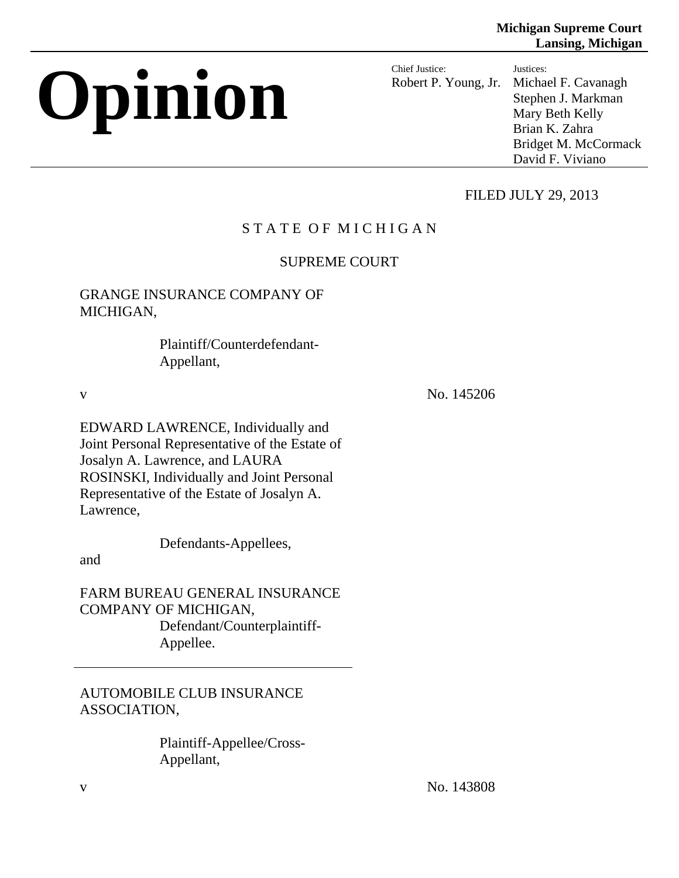**Michigan Supreme Court**
**Lansing, Michigan**

# Opinion

Chief Justice:
Robert P. Young, Jr.

Justices:
Michael F. Cavanagh
Stephen J. Markman
Mary Beth Kelly
Brian K. Zahra
Bridget M. McCormack
David F. Viviano

FILED JULY 29, 2013

STATE OF MICHIGAN

SUPREME COURT

GRANGE INSURANCE COMPANY OF MICHIGAN,

Plaintiff/Counterdefendant-Appellant,

v No. 145206

EDWARD LAWRENCE, Individually and Joint Personal Representative of the Estate of Josalyn A. Lawrence, and LAURA ROSINSKI, Individually and Joint Personal Representative of the Estate of Josalyn A. Lawrence,

Defendants-Appellees,

and

FARM BUREAU GENERAL INSURANCE COMPANY OF MICHIGAN,

Defendant/Counterplaintiff-Appellee.

---

AUTOMOBILE CLUB INSURANCE ASSOCIATION,

Plaintiff-Appellee/Cross-Appellant,

v No. 143808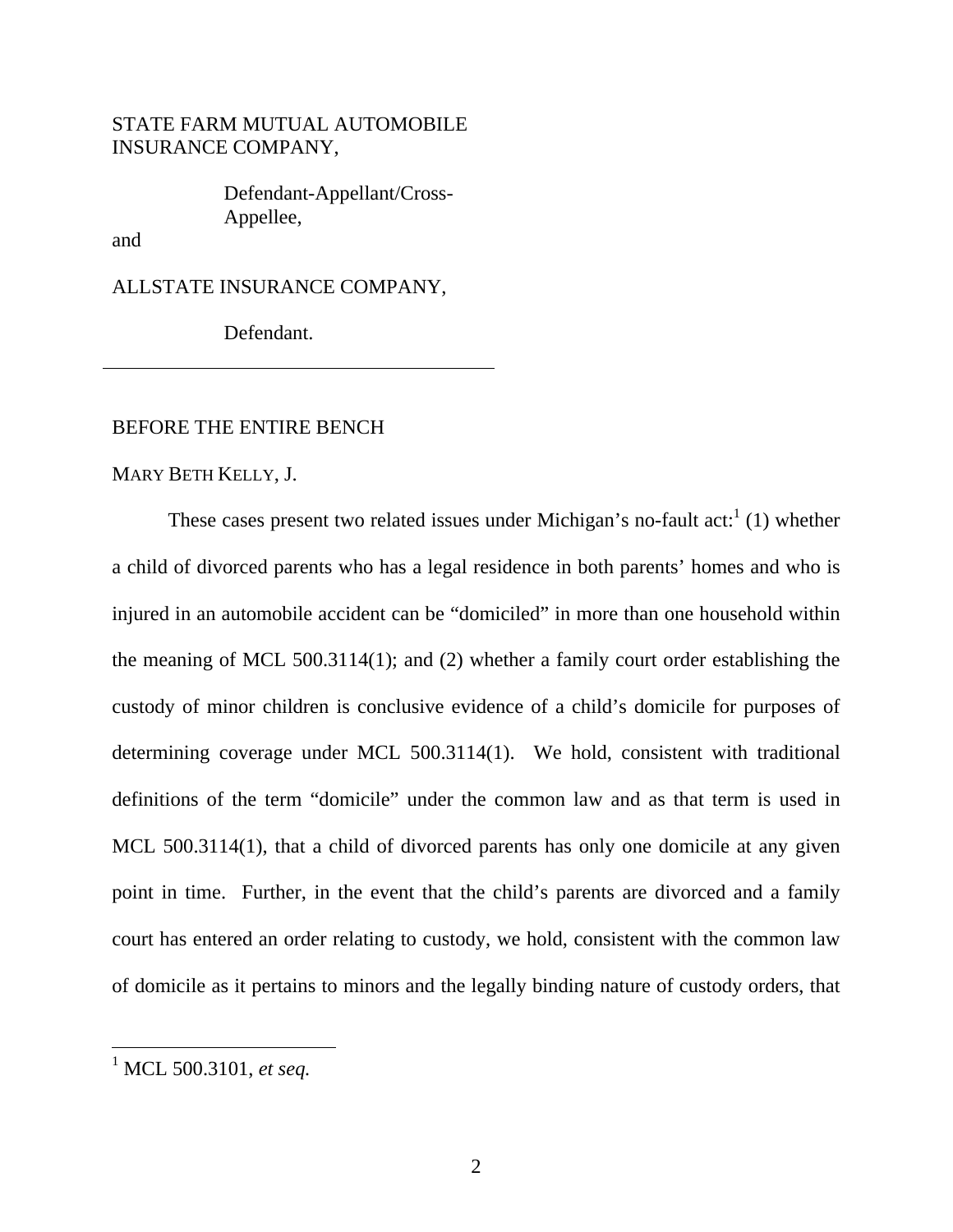STATE FARM MUTUAL AUTOMOBILE INSURANCE COMPANY,

Defendant-Appellant/Cross-Appellee,

and

ALLSTATE INSURANCE COMPANY,

Defendant.

---

BEFORE THE ENTIRE BENCH

MARY BETH KELLY, J.

These cases present two related issues under Michigan's no-fault act:[1] (1) whether a child of divorced parents who has a legal residence in both parents' homes and who is injured in an automobile accident can be "domiciled" in more than one household within the meaning of MCL 500.3114(1); and (2) whether a family court order establishing the custody of minor children is conclusive evidence of a child's domicile for purposes of determining coverage under MCL 500.3114(1). We hold, consistent with traditional definitions of the term "domicile" under the common law and as that term is used in MCL 500.3114(1), that a child of divorced parents has only one domicile at any given point in time. Further, in the event that the child's parents are divorced and a family court has entered an order relating to custody, we hold, consistent with the common law of domicile as it pertains to minors and the legally binding nature of custody orders, that

---

[1] MCL 500.3101, *et seq.*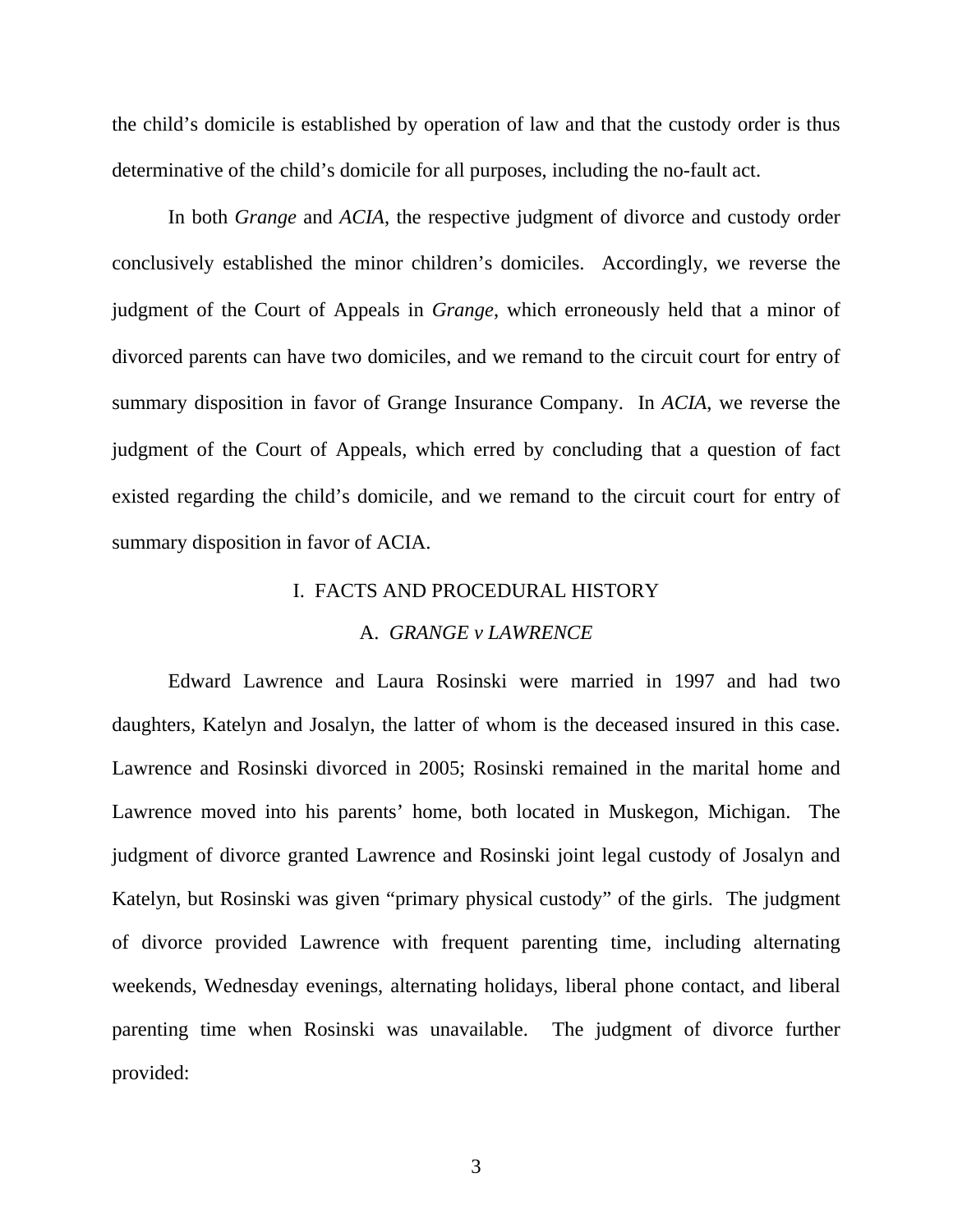the child's domicile is established by operation of law and that the custody order is thus determinative of the child's domicile for all purposes, including the no-fault act.

In both *Grange* and *ACIA*, the respective judgment of divorce and custody order conclusively established the minor children's domiciles. Accordingly, we reverse the judgment of the Court of Appeals in *Grange*, which erroneously held that a minor of divorced parents can have two domiciles, and we remand to the circuit court for entry of summary disposition in favor of Grange Insurance Company. In *ACIA*, we reverse the judgment of the Court of Appeals, which erred by concluding that a question of fact existed regarding the child's domicile, and we remand to the circuit court for entry of summary disposition in favor of ACIA.

## I. FACTS AND PROCEDURAL HISTORY

### A. *GRANGE v LAWRENCE*

Edward Lawrence and Laura Rosinski were married in 1997 and had two daughters, Katelyn and Josalyn, the latter of whom is the deceased insured in this case. Lawrence and Rosinski divorced in 2005; Rosinski remained in the marital home and Lawrence moved into his parents' home, both located in Muskegon, Michigan. The judgment of divorce granted Lawrence and Rosinski joint legal custody of Josalyn and Katelyn, but Rosinski was given "primary physical custody" of the girls. The judgment of divorce provided Lawrence with frequent parenting time, including alternating weekends, Wednesday evenings, alternating holidays, liberal phone contact, and liberal parenting time when Rosinski was unavailable. The judgment of divorce further provided: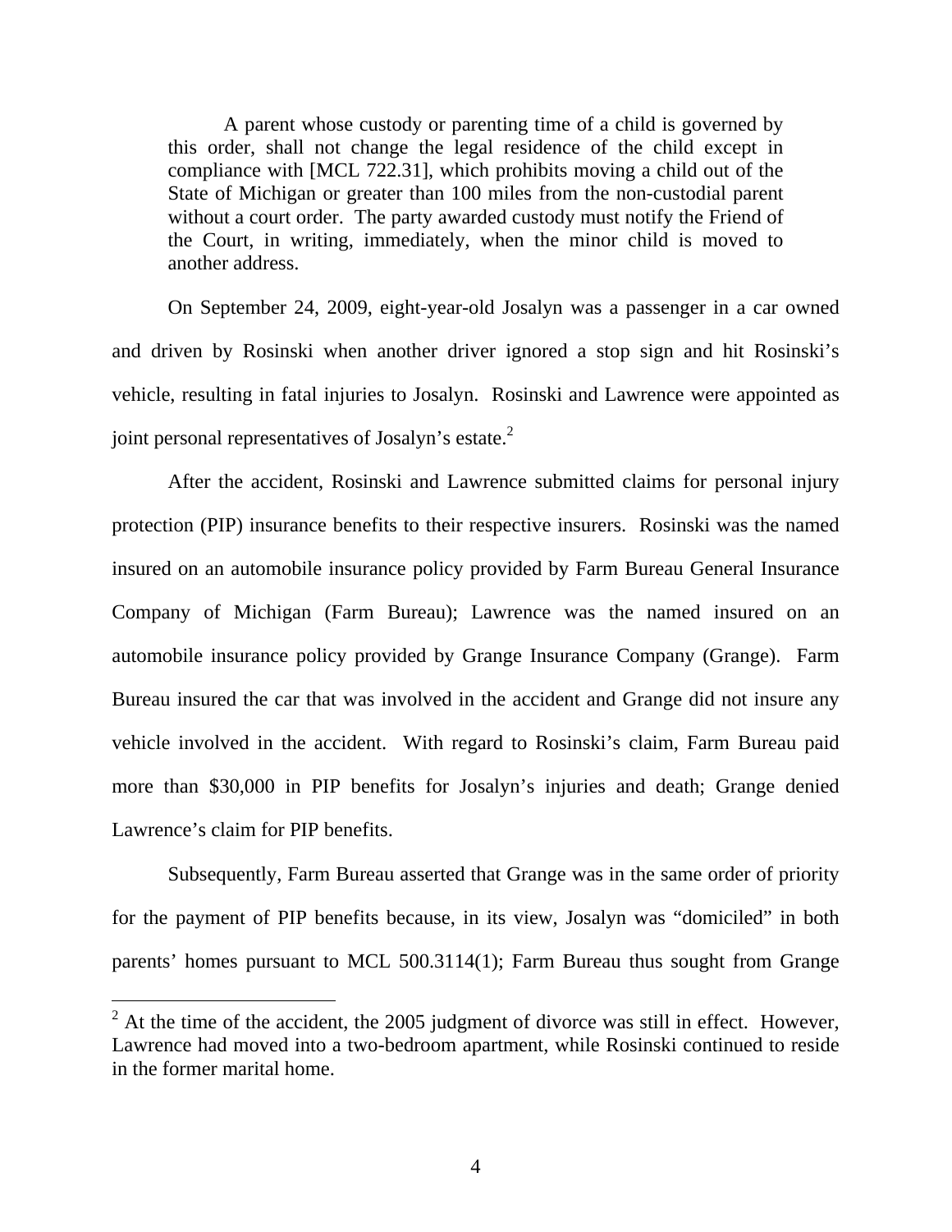> A parent whose custody or parenting time of a child is governed by this order, shall not change the legal residence of the child except in compliance with [MCL 722.31], which prohibits moving a child out of the State of Michigan or greater than 100 miles from the non-custodial parent without a court order. The party awarded custody must notify the Friend of the Court, in writing, immediately, when the minor child is moved to another address.

On September 24, 2009, eight-year-old Josalyn was a passenger in a car owned and driven by Rosinski when another driver ignored a stop sign and hit Rosinski's vehicle, resulting in fatal injuries to Josalyn. Rosinski and Lawrence were appointed as joint personal representatives of Josalyn's estate.[2]

After the accident, Rosinski and Lawrence submitted claims for personal injury protection (PIP) insurance benefits to their respective insurers. Rosinski was the named insured on an automobile insurance policy provided by Farm Bureau General Insurance Company of Michigan (Farm Bureau); Lawrence was the named insured on an automobile insurance policy provided by Grange Insurance Company (Grange). Farm Bureau insured the car that was involved in the accident and Grange did not insure any vehicle involved in the accident. With regard to Rosinski's claim, Farm Bureau paid more than $30,000 in PIP benefits for Josalyn's injuries and death; Grange denied Lawrence's claim for PIP benefits.

Subsequently, Farm Bureau asserted that Grange was in the same order of priority for the payment of PIP benefits because, in its view, Josalyn was "domiciled" in both parents' homes pursuant to MCL 500.3114(1); Farm Bureau thus sought from Grange

[2] At the time of the accident, the 2005 judgment of divorce was still in effect. However, Lawrence had moved into a two-bedroom apartment, while Rosinski continued to reside in the former marital home.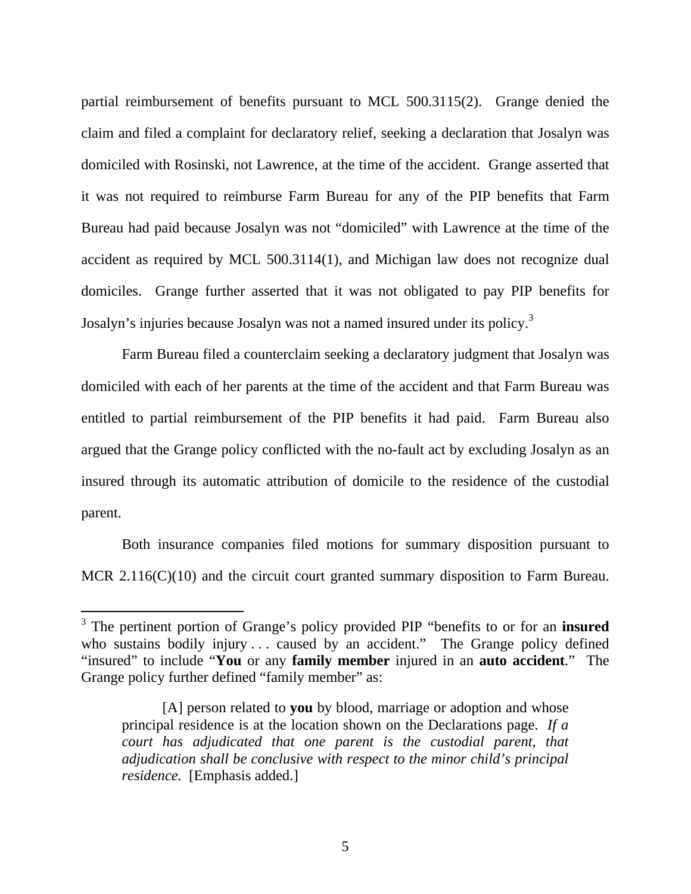partial reimbursement of benefits pursuant to MCL 500.3115(2). Grange denied the claim and filed a complaint for declaratory relief, seeking a declaration that Josalyn was domiciled with Rosinski, not Lawrence, at the time of the accident. Grange asserted that it was not required to reimburse Farm Bureau for any of the PIP benefits that Farm Bureau had paid because Josalyn was not "domiciled" with Lawrence at the time of the accident as required by MCL 500.3114(1), and Michigan law does not recognize dual domiciles. Grange further asserted that it was not obligated to pay PIP benefits for Josalyn's injuries because Josalyn was not a named insured under its policy.[3]

Farm Bureau filed a counterclaim seeking a declaratory judgment that Josalyn was domiciled with each of her parents at the time of the accident and that Farm Bureau was entitled to partial reimbursement of the PIP benefits it had paid. Farm Bureau also argued that the Grange policy conflicted with the no-fault act by excluding Josalyn as an insured through its automatic attribution of domicile to the residence of the custodial parent.

Both insurance companies filed motions for summary disposition pursuant to MCR 2.116(C)(10) and the circuit court granted summary disposition to Farm Bureau.

---

[3] The pertinent portion of Grange's policy provided PIP "benefits to or for an **insured** who sustains bodily injury . . . caused by an accident." The Grange policy defined "insured" to include "**You** or any **family member** injured in an **auto accident**." The Grange policy further defined "family member" as:

> [A] person related to **you** by blood, marriage or adoption and whose principal residence is at the location shown on the Declarations page. *If a court has adjudicated that one parent is the custodial parent, that adjudication shall be conclusive with respect to the minor child's principal residence.* [Emphasis added.]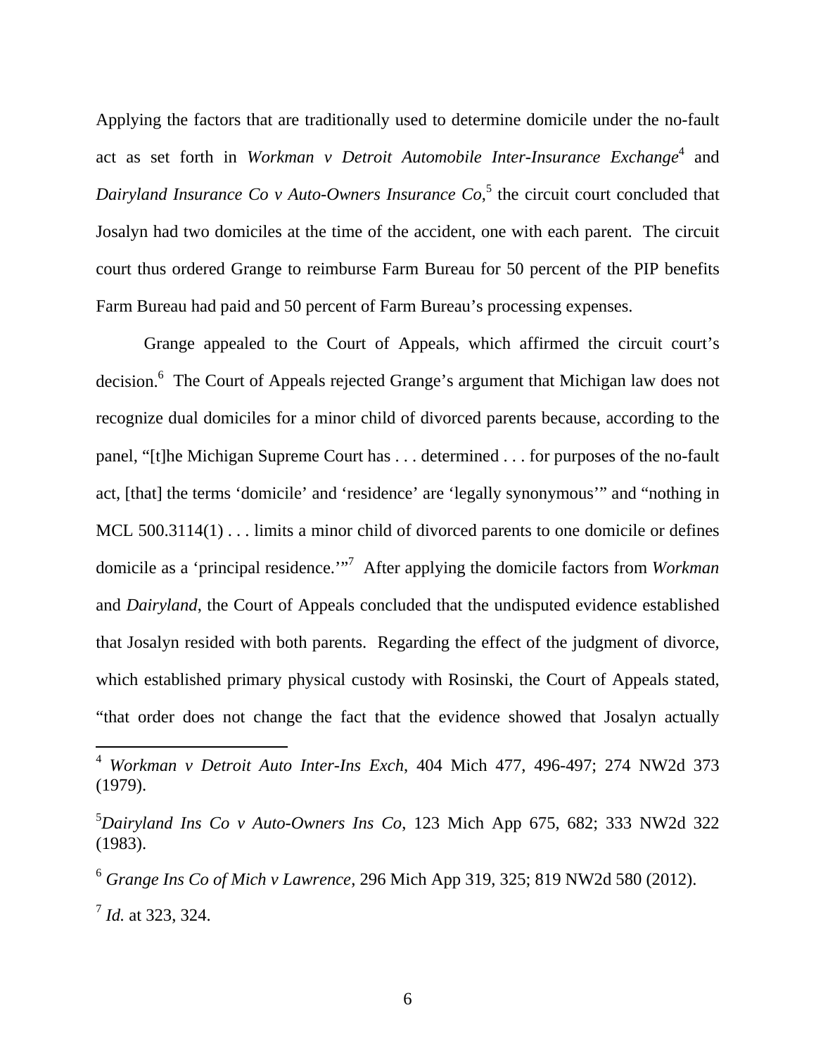Applying the factors that are traditionally used to determine domicile under the no-fault act as set forth in *Workman v Detroit Automobile Inter-Insurance Exchange*[4] and *Dairyland Insurance Co v Auto-Owners Insurance Co*,[5] the circuit court concluded that Josalyn had two domiciles at the time of the accident, one with each parent. The circuit court thus ordered Grange to reimburse Farm Bureau for 50 percent of the PIP benefits Farm Bureau had paid and 50 percent of Farm Bureau's processing expenses.

Grange appealed to the Court of Appeals, which affirmed the circuit court's decision.[6] The Court of Appeals rejected Grange's argument that Michigan law does not recognize dual domiciles for a minor child of divorced parents because, according to the panel, "[t]he Michigan Supreme Court has . . . determined . . . for purposes of the no-fault act, [that] the terms 'domicile' and 'residence' are 'legally synonymous'" and "nothing in MCL 500.3114(1) . . . limits a minor child of divorced parents to one domicile or defines domicile as a 'principal residence.'"[7] After applying the domicile factors from *Workman* and *Dairyland*, the Court of Appeals concluded that the undisputed evidence established that Josalyn resided with both parents. Regarding the effect of the judgment of divorce, which established primary physical custody with Rosinski, the Court of Appeals stated, "that order does not change the fact that the evidence showed that Josalyn actually

---

[4] *Workman v Detroit Auto Inter-Ins Exch*, 404 Mich 477, 496-497; 274 NW2d 373 (1979).

[5] *Dairyland Ins Co v Auto-Owners Ins Co*, 123 Mich App 675, 682; 333 NW2d 322 (1983).

[6] *Grange Ins Co of Mich v Lawrence*, 296 Mich App 319, 325; 819 NW2d 580 (2012).

[7] *Id.* at 323, 324.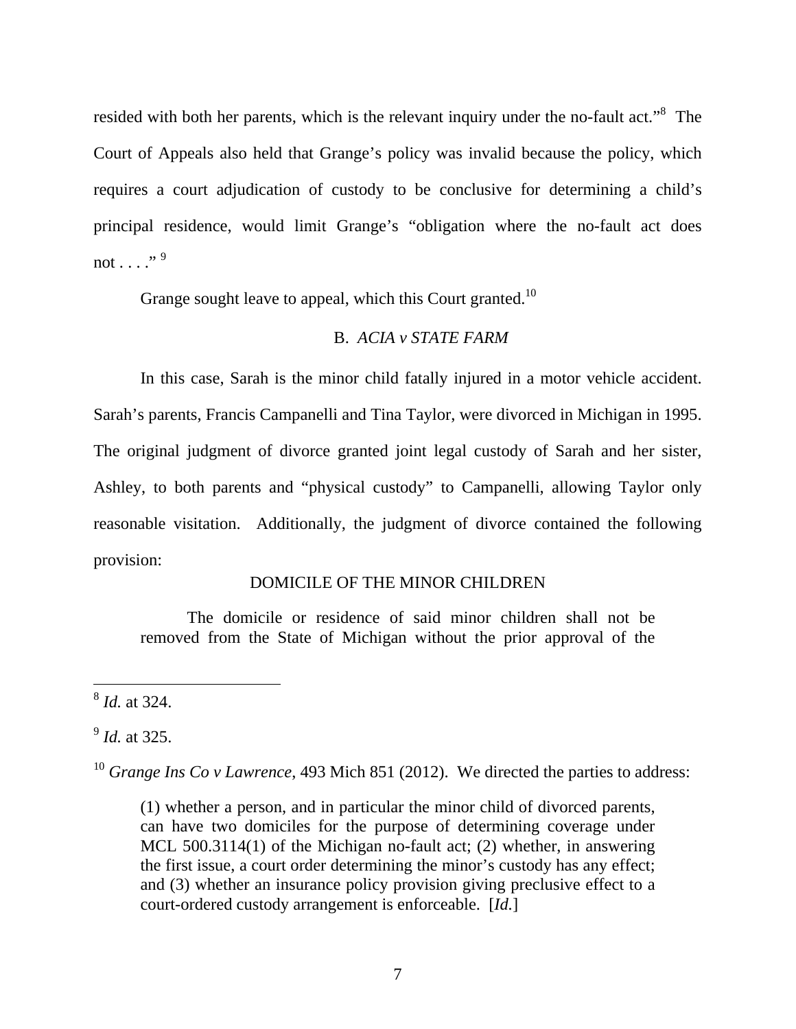resided with both her parents, which is the relevant inquiry under the no-fault act."[8] The Court of Appeals also held that Grange's policy was invalid because the policy, which requires a court adjudication of custody to be conclusive for determining a child's principal residence, would limit Grange's "obligation where the no-fault act does not . . . ."[9]

Grange sought leave to appeal, which this Court granted.[10]

### B. *ACIA v STATE FARM*

In this case, Sarah is the minor child fatally injured in a motor vehicle accident. Sarah's parents, Francis Campanelli and Tina Taylor, were divorced in Michigan in 1995. The original judgment of divorce granted joint legal custody of Sarah and her sister, Ashley, to both parents and "physical custody" to Campanelli, allowing Taylor only reasonable visitation. Additionally, the judgment of divorce contained the following provision:

> DOMICILE OF THE MINOR CHILDREN
>
> The domicile or residence of said minor children shall not be removed from the State of Michigan without the prior approval of the

---

[8] *Id.* at 324.

[9] *Id.* at 325.

[10] *Grange Ins Co v Lawrence*, 493 Mich 851 (2012). We directed the parties to address:

> (1) whether a person, and in particular the minor child of divorced parents, can have two domiciles for the purpose of determining coverage under MCL 500.3114(1) of the Michigan no-fault act; (2) whether, in answering the first issue, a court order determining the minor's custody has any effect; and (3) whether an insurance policy provision giving preclusive effect to a court-ordered custody arrangement is enforceable. [*Id.*]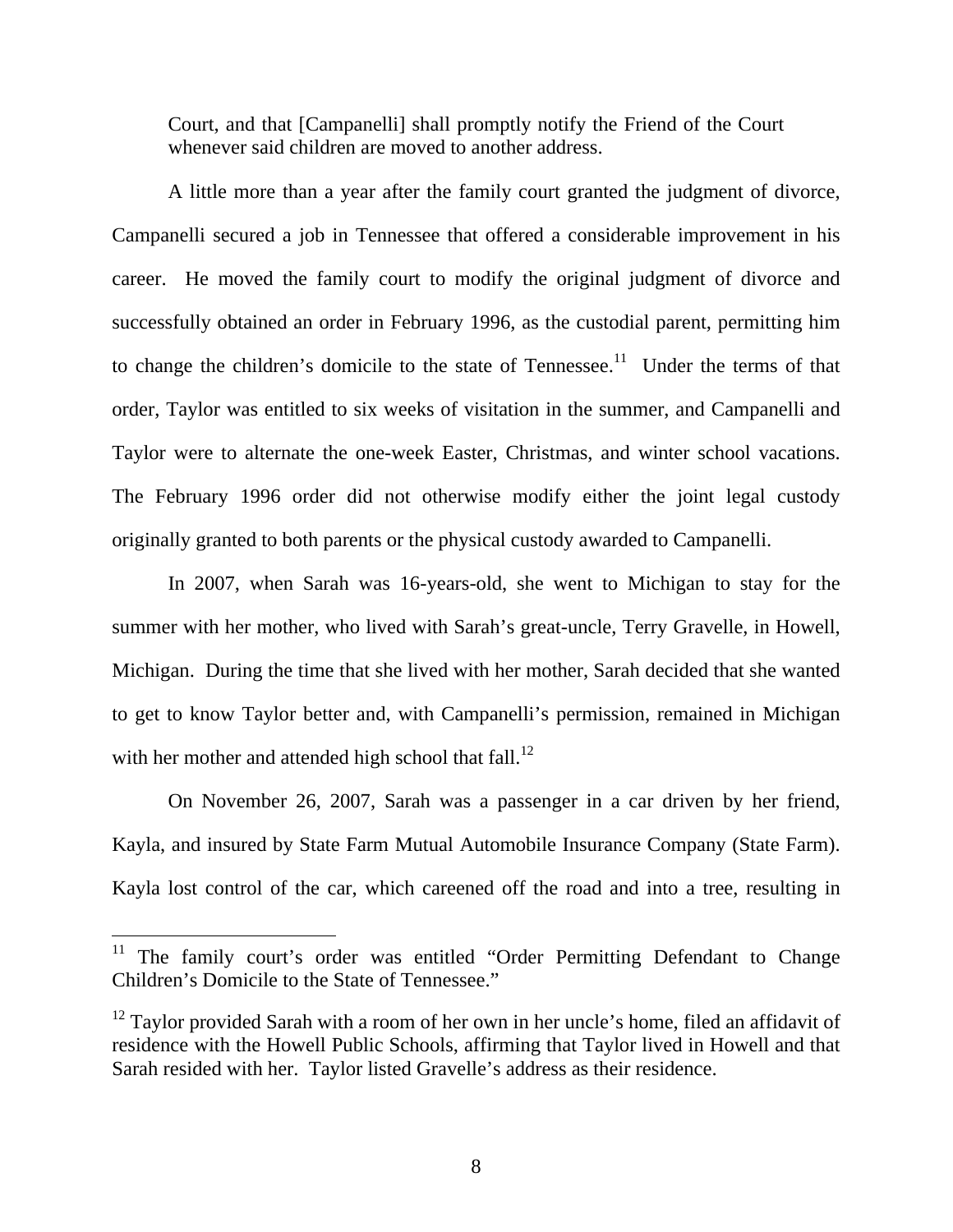> Court, and that [Campanelli] shall promptly notify the Friend of the Court whenever said children are moved to another address.

A little more than a year after the family court granted the judgment of divorce, Campanelli secured a job in Tennessee that offered a considerable improvement in his career. He moved the family court to modify the original judgment of divorce and successfully obtained an order in February 1996, as the custodial parent, permitting him to change the children's domicile to the state of Tennessee.[11] Under the terms of that order, Taylor was entitled to six weeks of visitation in the summer, and Campanelli and Taylor were to alternate the one-week Easter, Christmas, and winter school vacations. The February 1996 order did not otherwise modify either the joint legal custody originally granted to both parents or the physical custody awarded to Campanelli.

In 2007, when Sarah was 16-years-old, she went to Michigan to stay for the summer with her mother, who lived with Sarah's great-uncle, Terry Gravelle, in Howell, Michigan. During the time that she lived with her mother, Sarah decided that she wanted to get to know Taylor better and, with Campanelli's permission, remained in Michigan with her mother and attended high school that fall.[12]

On November 26, 2007, Sarah was a passenger in a car driven by her friend, Kayla, and insured by State Farm Mutual Automobile Insurance Company (State Farm). Kayla lost control of the car, which careened off the road and into a tree, resulting in

---

[11] The family court's order was entitled "Order Permitting Defendant to Change Children's Domicile to the State of Tennessee."

[12] Taylor provided Sarah with a room of her own in her uncle's home, filed an affidavit of residence with the Howell Public Schools, affirming that Taylor lived in Howell and that Sarah resided with her. Taylor listed Gravelle's address as their residence.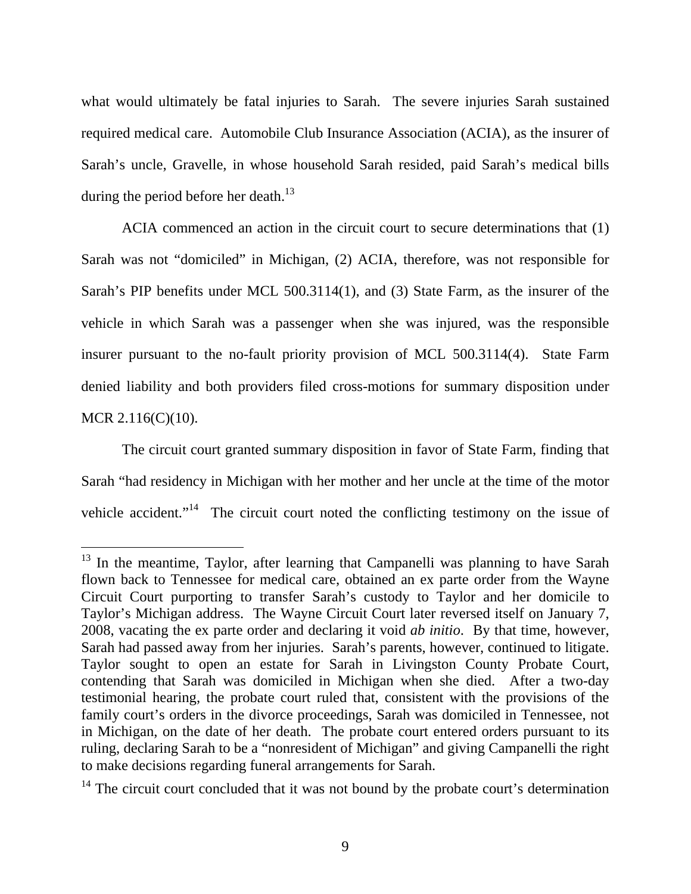what would ultimately be fatal injuries to Sarah. The severe injuries Sarah sustained required medical care. Automobile Club Insurance Association (ACIA), as the insurer of Sarah's uncle, Gravelle, in whose household Sarah resided, paid Sarah's medical bills during the period before her death.[13]

ACIA commenced an action in the circuit court to secure determinations that (1) Sarah was not "domiciled" in Michigan, (2) ACIA, therefore, was not responsible for Sarah's PIP benefits under MCL 500.3114(1), and (3) State Farm, as the insurer of the vehicle in which Sarah was a passenger when she was injured, was the responsible insurer pursuant to the no-fault priority provision of MCL 500.3114(4). State Farm denied liability and both providers filed cross-motions for summary disposition under MCR 2.116(C)(10).

The circuit court granted summary disposition in favor of State Farm, finding that Sarah "had residency in Michigan with her mother and her uncle at the time of the motor vehicle accident."[14] The circuit court noted the conflicting testimony on the issue of

[13] In the meantime, Taylor, after learning that Campanelli was planning to have Sarah flown back to Tennessee for medical care, obtained an ex parte order from the Wayne Circuit Court purporting to transfer Sarah's custody to Taylor and her domicile to Taylor's Michigan address. The Wayne Circuit Court later reversed itself on January 7, 2008, vacating the ex parte order and declaring it void *ab initio*. By that time, however, Sarah had passed away from her injuries. Sarah's parents, however, continued to litigate. Taylor sought to open an estate for Sarah in Livingston County Probate Court, contending that Sarah was domiciled in Michigan when she died. After a two-day testimonial hearing, the probate court ruled that, consistent with the provisions of the family court's orders in the divorce proceedings, Sarah was domiciled in Tennessee, not in Michigan, on the date of her death. The probate court entered orders pursuant to its ruling, declaring Sarah to be a "nonresident of Michigan" and giving Campanelli the right to make decisions regarding funeral arrangements for Sarah.

[14] The circuit court concluded that it was not bound by the probate court's determination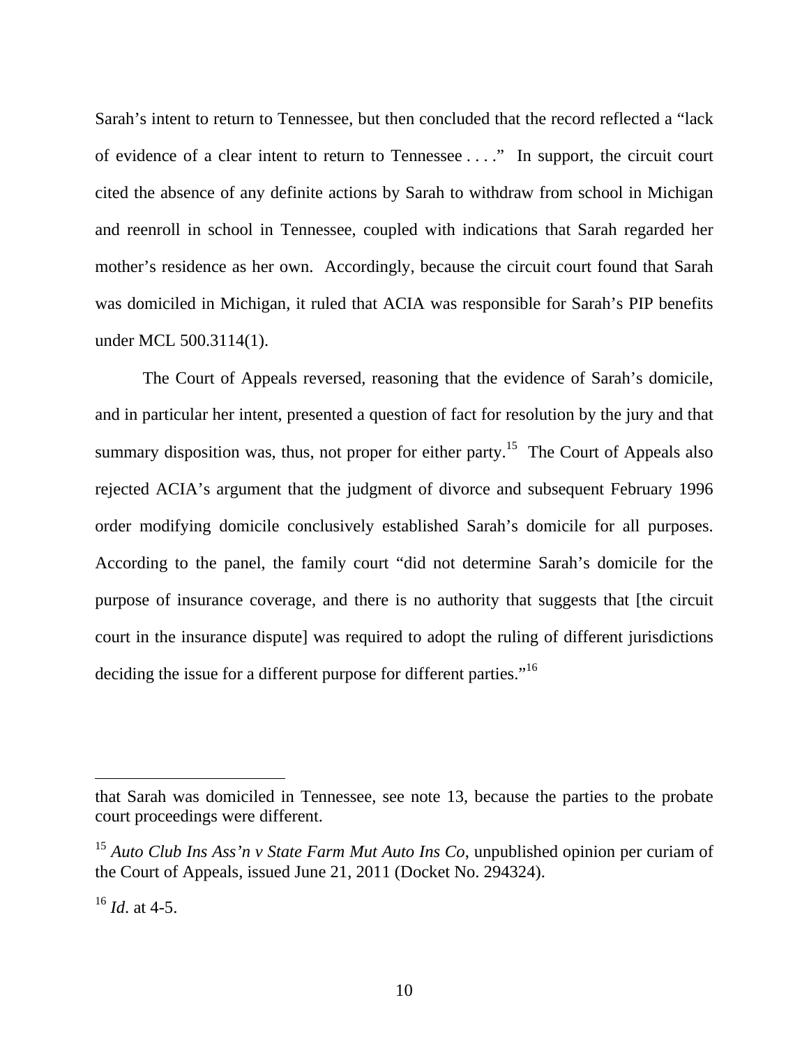Sarah's intent to return to Tennessee, but then concluded that the record reflected a "lack of evidence of a clear intent to return to Tennessee . . . ." In support, the circuit court cited the absence of any definite actions by Sarah to withdraw from school in Michigan and reenroll in school in Tennessee, coupled with indications that Sarah regarded her mother's residence as her own. Accordingly, because the circuit court found that Sarah was domiciled in Michigan, it ruled that ACIA was responsible for Sarah's PIP benefits under MCL 500.3114(1).

The Court of Appeals reversed, reasoning that the evidence of Sarah's domicile, and in particular her intent, presented a question of fact for resolution by the jury and that summary disposition was, thus, not proper for either party.[15] The Court of Appeals also rejected ACIA's argument that the judgment of divorce and subsequent February 1996 order modifying domicile conclusively established Sarah's domicile for all purposes. According to the panel, the family court "did not determine Sarah's domicile for the purpose of insurance coverage, and there is no authority that suggests that [the circuit court in the insurance dispute] was required to adopt the ruling of different jurisdictions deciding the issue for a different purpose for different parties."[16]

---

that Sarah was domiciled in Tennessee, see note 13, because the parties to the probate court proceedings were different.

[15] *Auto Club Ins Ass'n v State Farm Mut Auto Ins Co*, unpublished opinion per curiam of the Court of Appeals, issued June 21, 2011 (Docket No. 294324).

[16] *Id*. at 4-5.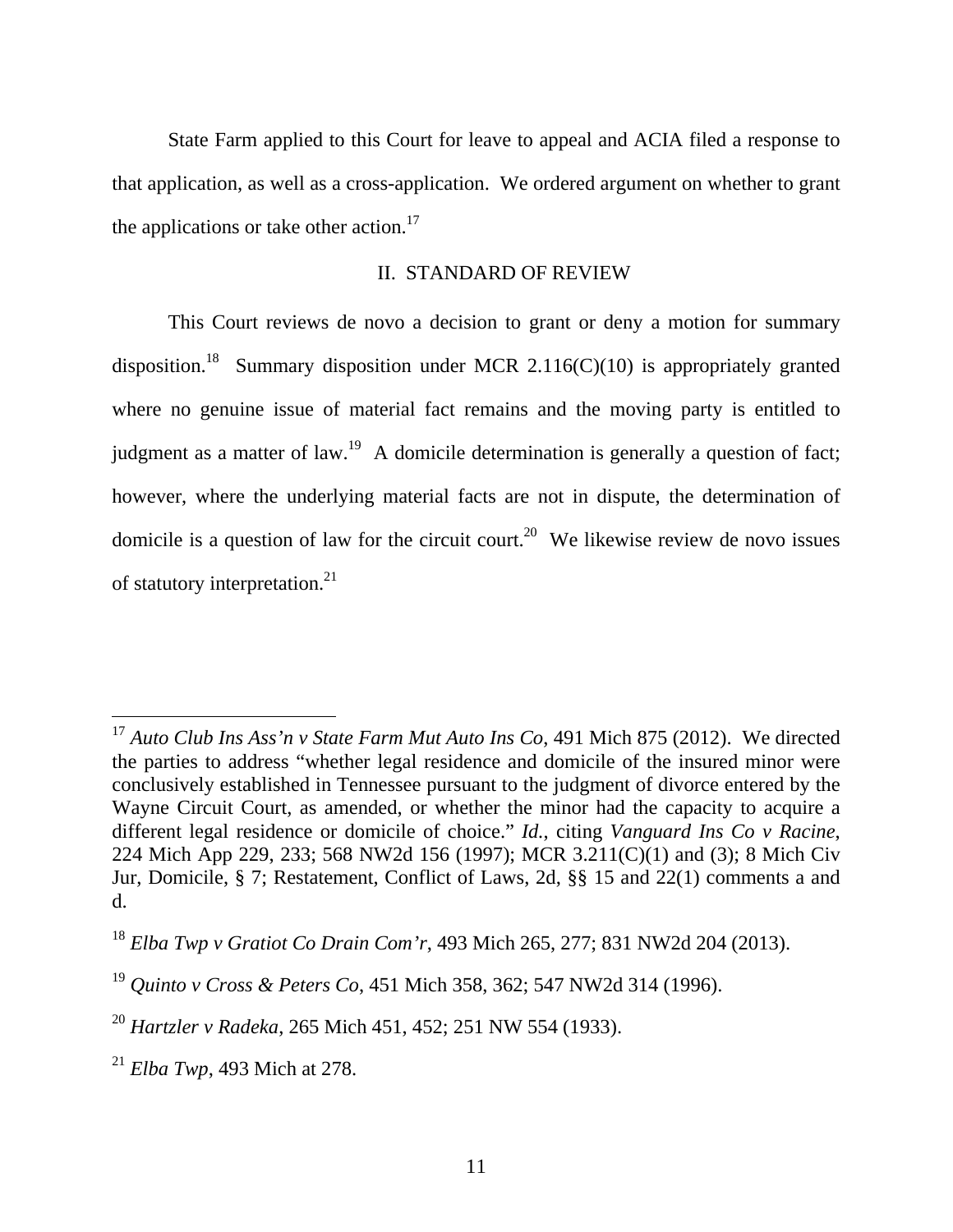State Farm applied to this Court for leave to appeal and ACIA filed a response to that application, as well as a cross-application. We ordered argument on whether to grant the applications or take other action.[17]

## II. STANDARD OF REVIEW

This Court reviews de novo a decision to grant or deny a motion for summary disposition.[18] Summary disposition under MCR 2.116(C)(10) is appropriately granted where no genuine issue of material fact remains and the moving party is entitled to judgment as a matter of law.[19] A domicile determination is generally a question of fact; however, where the underlying material facts are not in dispute, the determination of domicile is a question of law for the circuit court.[20] We likewise review de novo issues of statutory interpretation.[21]

---

[17] *Auto Club Ins Ass'n v State Farm Mut Auto Ins Co*, 491 Mich 875 (2012). We directed the parties to address "whether legal residence and domicile of the insured minor were conclusively established in Tennessee pursuant to the judgment of divorce entered by the Wayne Circuit Court, as amended, or whether the minor had the capacity to acquire a different legal residence or domicile of choice." *Id.*, citing *Vanguard Ins Co v Racine*, 224 Mich App 229, 233; 568 NW2d 156 (1997); MCR 3.211(C)(1) and (3); 8 Mich Civ Jur, Domicile, § 7; Restatement, Conflict of Laws, 2d, §§ 15 and 22(1) comments a and d.

[18] *Elba Twp v Gratiot Co Drain Com'r*, 493 Mich 265, 277; 831 NW2d 204 (2013).

[19] *Quinto v Cross & Peters Co*, 451 Mich 358, 362; 547 NW2d 314 (1996).

[20] *Hartzler v Radeka*, 265 Mich 451, 452; 251 NW 554 (1933).

[21] *Elba Twp*, 493 Mich at 278.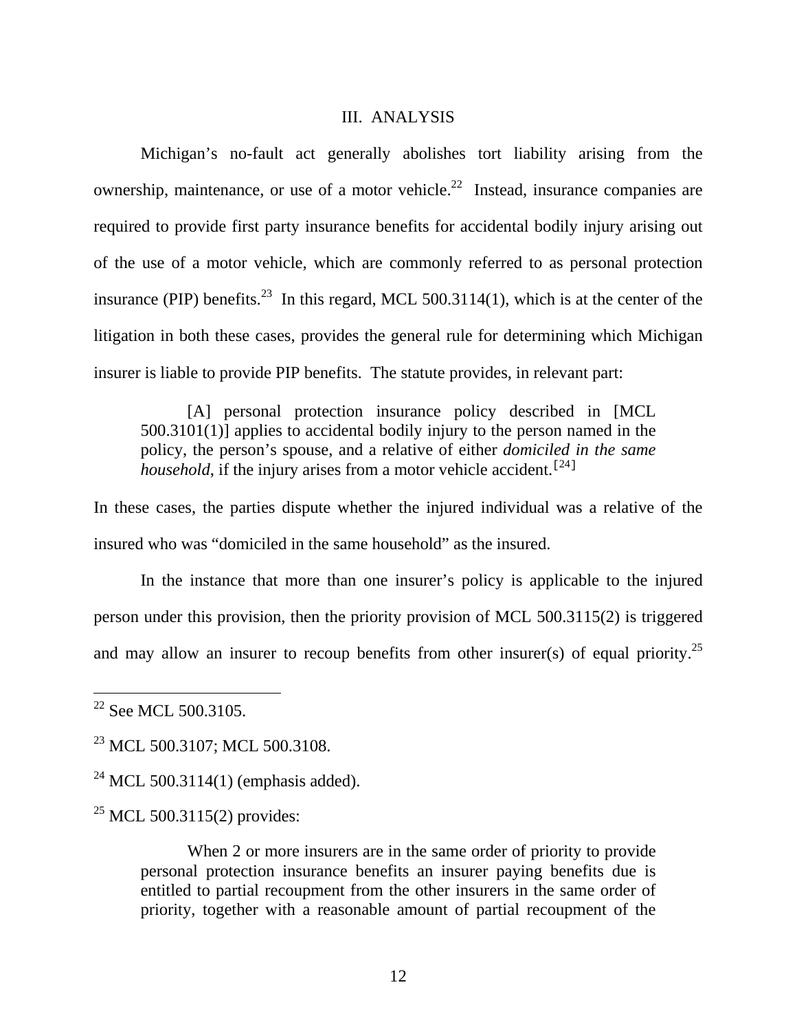## III. ANALYSIS

Michigan's no-fault act generally abolishes tort liability arising from the ownership, maintenance, or use of a motor vehicle.[22] Instead, insurance companies are required to provide first party insurance benefits for accidental bodily injury arising out of the use of a motor vehicle, which are commonly referred to as personal protection insurance (PIP) benefits.[23] In this regard, MCL 500.3114(1), which is at the center of the litigation in both these cases, provides the general rule for determining which Michigan insurer is liable to provide PIP benefits. The statute provides, in relevant part:

> [A] personal protection insurance policy described in [MCL 500.3101(1)] applies to accidental bodily injury to the person named in the policy, the person's spouse, and a relative of either *domiciled in the same household*, if the injury arises from a motor vehicle accident.[24]

In these cases, the parties dispute whether the injured individual was a relative of the insured who was "domiciled in the same household" as the insured.

In the instance that more than one insurer's policy is applicable to the injured person under this provision, then the priority provision of MCL 500.3115(2) is triggered and may allow an insurer to recoup benefits from other insurer(s) of equal priority.[25]

---

[22] See MCL 500.3105.

[23] MCL 500.3107; MCL 500.3108.

[24] MCL 500.3114(1) (emphasis added).

[25] MCL 500.3115(2) provides:

> When 2 or more insurers are in the same order of priority to provide personal protection insurance benefits an insurer paying benefits due is entitled to partial recoupment from the other insurers in the same order of priority, together with a reasonable amount of partial recoupment of the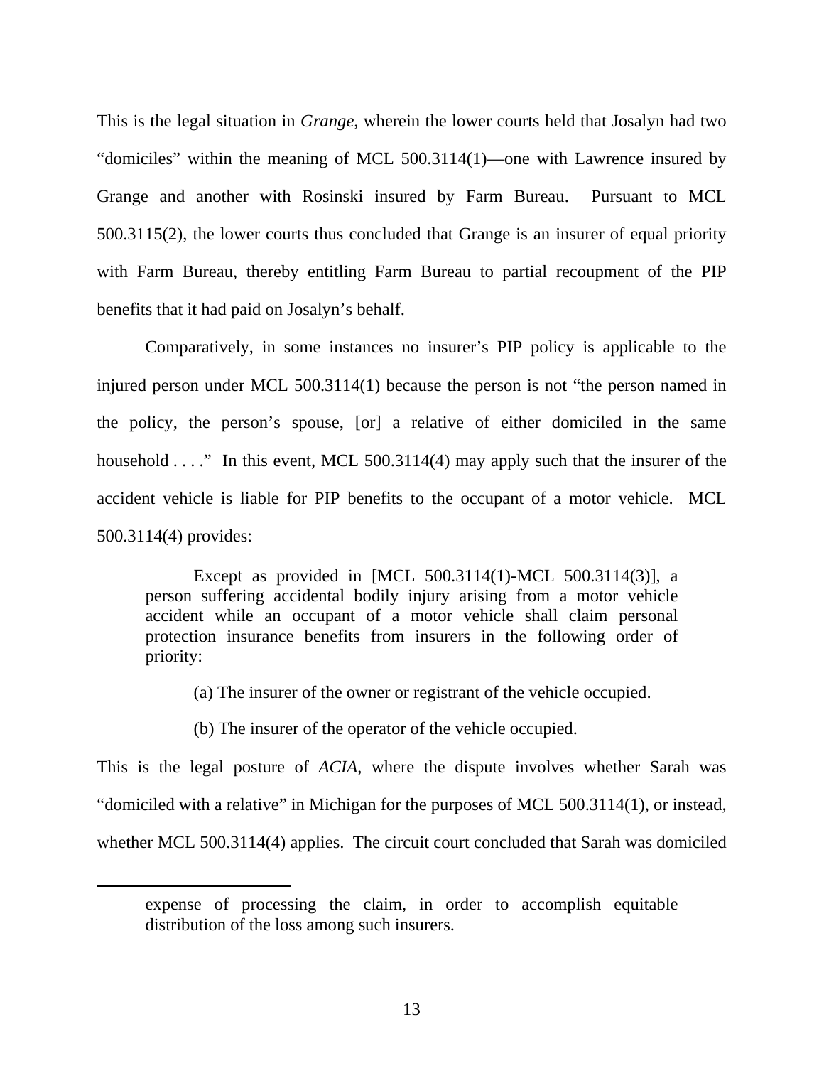This is the legal situation in *Grange*, wherein the lower courts held that Josalyn had two "domiciles" within the meaning of MCL 500.3114(1)—one with Lawrence insured by Grange and another with Rosinski insured by Farm Bureau. Pursuant to MCL 500.3115(2), the lower courts thus concluded that Grange is an insurer of equal priority with Farm Bureau, thereby entitling Farm Bureau to partial recoupment of the PIP benefits that it had paid on Josalyn's behalf.

Comparatively, in some instances no insurer's PIP policy is applicable to the injured person under MCL 500.3114(1) because the person is not "the person named in the policy, the person's spouse, [or] a relative of either domiciled in the same household . . . ." In this event, MCL 500.3114(4) may apply such that the insurer of the accident vehicle is liable for PIP benefits to the occupant of a motor vehicle. MCL 500.3114(4) provides:

> Except as provided in [MCL 500.3114(1)-MCL 500.3114(3)], a person suffering accidental bodily injury arising from a motor vehicle accident while an occupant of a motor vehicle shall claim personal protection insurance benefits from insurers in the following order of priority:
>
> (a) The insurer of the owner or registrant of the vehicle occupied.
>
> (b) The insurer of the operator of the vehicle occupied.

This is the legal posture of *ACIA*, where the dispute involves whether Sarah was "domiciled with a relative" in Michigan for the purposes of MCL 500.3114(1), or instead, whether MCL 500.3114(4) applies. The circuit court concluded that Sarah was domiciled

---

> expense of processing the claim, in order to accomplish equitable distribution of the loss among such insurers.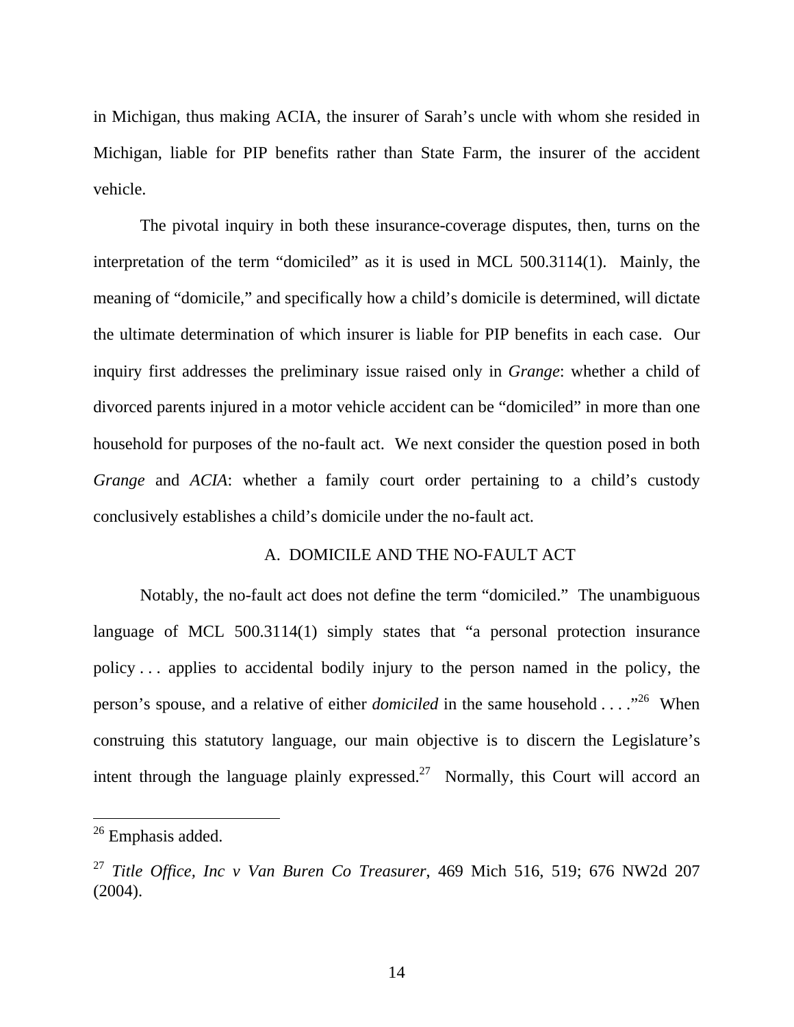in Michigan, thus making ACIA, the insurer of Sarah's uncle with whom she resided in Michigan, liable for PIP benefits rather than State Farm, the insurer of the accident vehicle.

The pivotal inquiry in both these insurance-coverage disputes, then, turns on the interpretation of the term "domiciled" as it is used in MCL 500.3114(1). Mainly, the meaning of "domicile," and specifically how a child's domicile is determined, will dictate the ultimate determination of which insurer is liable for PIP benefits in each case. Our inquiry first addresses the preliminary issue raised only in *Grange*: whether a child of divorced parents injured in a motor vehicle accident can be "domiciled" in more than one household for purposes of the no-fault act. We next consider the question posed in both *Grange* and *ACIA*: whether a family court order pertaining to a child's custody conclusively establishes a child's domicile under the no-fault act.

## A. DOMICILE AND THE NO-FAULT ACT

Notably, the no-fault act does not define the term "domiciled." The unambiguous language of MCL 500.3114(1) simply states that "a personal protection insurance policy . . . applies to accidental bodily injury to the person named in the policy, the person's spouse, and a relative of either *domiciled* in the same household . . . ."[26] When construing this statutory language, our main objective is to discern the Legislature's intent through the language plainly expressed.[27] Normally, this Court will accord an

---

[26] Emphasis added.

[27] *Title Office, Inc v Van Buren Co Treasurer*, 469 Mich 516, 519; 676 NW2d 207 (2004).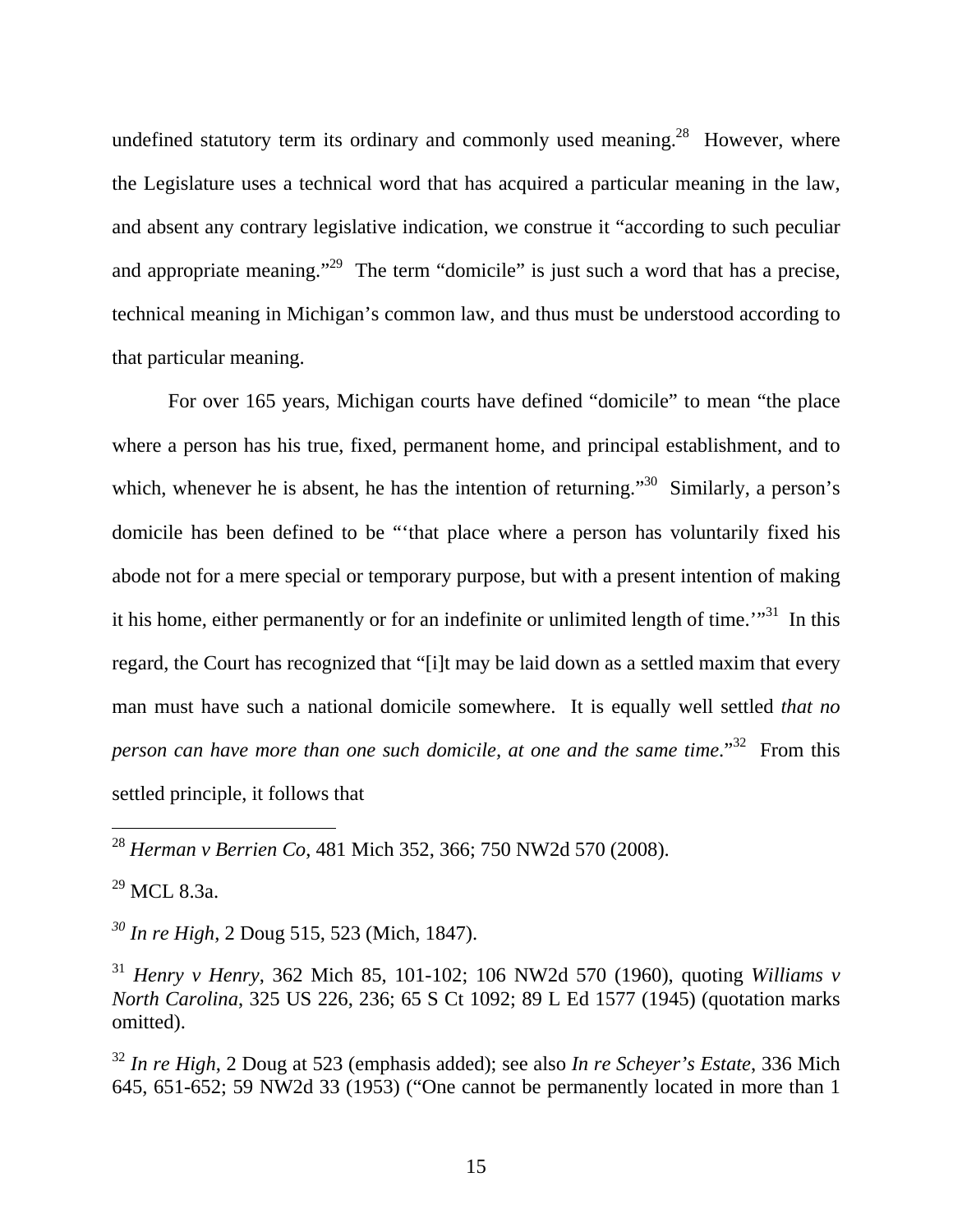undefined statutory term its ordinary and commonly used meaning.[28] However, where the Legislature uses a technical word that has acquired a particular meaning in the law, and absent any contrary legislative indication, we construe it "according to such peculiar and appropriate meaning."[29] The term "domicile" is just such a word that has a precise, technical meaning in Michigan's common law, and thus must be understood according to that particular meaning.

For over 165 years, Michigan courts have defined "domicile" to mean "the place where a person has his true, fixed, permanent home, and principal establishment, and to which, whenever he is absent, he has the intention of returning."[30] Similarly, a person's domicile has been defined to be "'that place where a person has voluntarily fixed his abode not for a mere special or temporary purpose, but with a present intention of making it his home, either permanently or for an indefinite or unlimited length of time.'"[31] In this regard, the Court has recognized that "[i]t may be laid down as a settled maxim that every man must have such a national domicile somewhere. It is equally well settled *that no person can have more than one such domicile, at one and the same time.*"[32] From this settled principle, it follows that

---

[28] *Herman v Berrien Co*, 481 Mich 352, 366; 750 NW2d 570 (2008).

[29] MCL 8.3a.

[30] *In re High*, 2 Doug 515, 523 (Mich, 1847).

[31] *Henry v Henry*, 362 Mich 85, 101-102; 106 NW2d 570 (1960), quoting *Williams v North Carolina*, 325 US 226, 236; 65 S Ct 1092; 89 L Ed 1577 (1945) (quotation marks omitted).

[32] *In re High*, 2 Doug at 523 (emphasis added); see also *In re Scheyer's Estate*, 336 Mich 645, 651-652; 59 NW2d 33 (1953) ("One cannot be permanently located in more than 1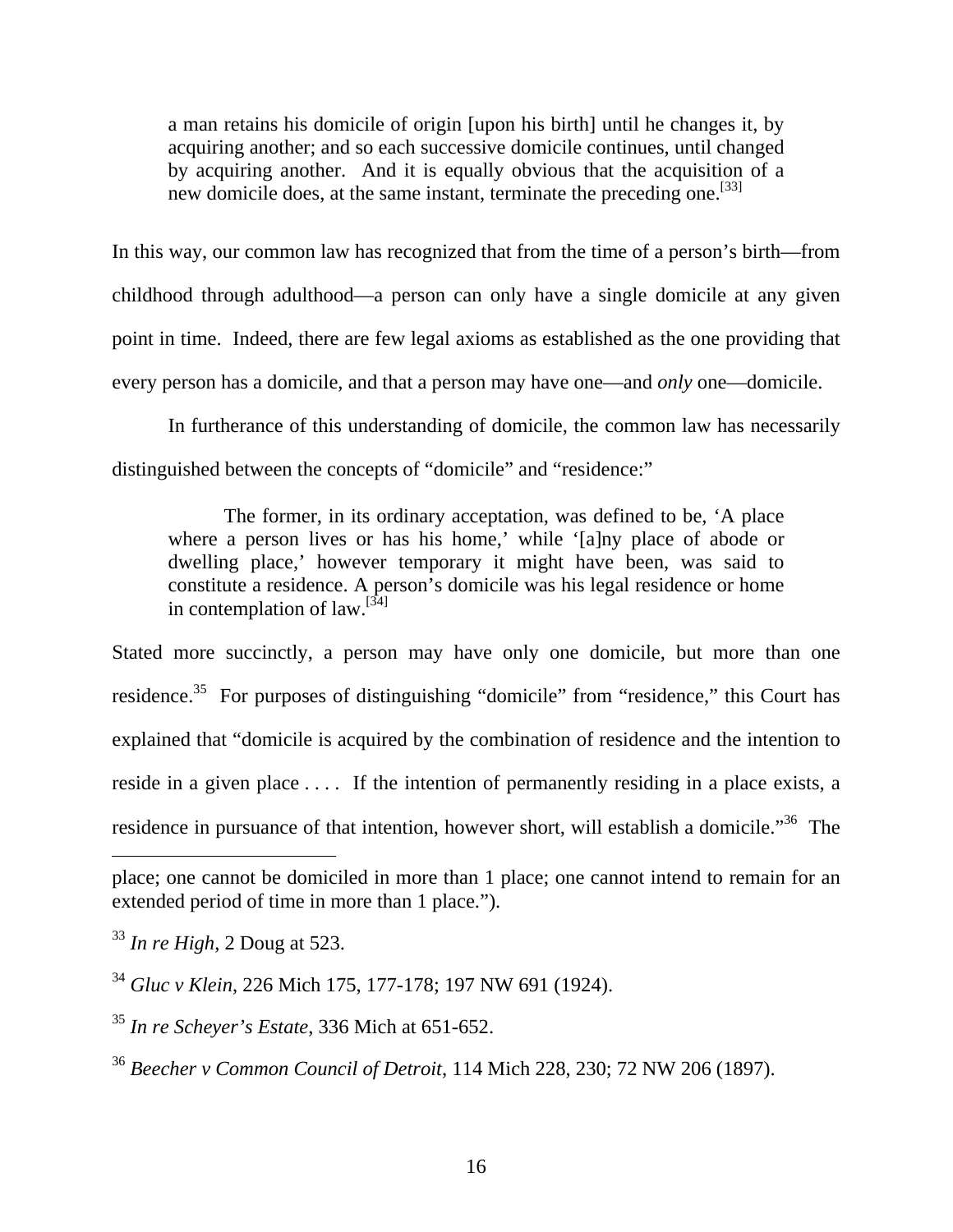> a man retains his domicile of origin [upon his birth] until he changes it, by acquiring another; and so each successive domicile continues, until changed by acquiring another. And it is equally obvious that the acquisition of a new domicile does, at the same instant, terminate the preceding one.[33]

In this way, our common law has recognized that from the time of a person's birth—from childhood through adulthood—a person can only have a single domicile at any given point in time. Indeed, there are few legal axioms as established as the one providing that every person has a domicile, and that a person may have one—and *only* one—domicile.

In furtherance of this understanding of domicile, the common law has necessarily distinguished between the concepts of "domicile" and "residence:"

> The former, in its ordinary acceptation, was defined to be, 'A place where a person lives or has his home,' while '[a]ny place of abode or dwelling place,' however temporary it might have been, was said to constitute a residence. A person's domicile was his legal residence or home in contemplation of law.[34]

Stated more succinctly, a person may have only one domicile, but more than one residence.[35] For purposes of distinguishing "domicile" from "residence," this Court has explained that "domicile is acquired by the combination of residence and the intention to reside in a given place . . . . If the intention of permanently residing in a place exists, a residence in pursuance of that intention, however short, will establish a domicile."[36] The

---

place; one cannot be domiciled in more than 1 place; one cannot intend to remain for an extended period of time in more than 1 place.").

[33] *In re High*, 2 Doug at 523.

[34] *Gluc v Klein*, 226 Mich 175, 177-178; 197 NW 691 (1924).

[35] *In re Scheyer's Estate*, 336 Mich at 651-652.

[36] *Beecher v Common Council of Detroit*, 114 Mich 228, 230; 72 NW 206 (1897).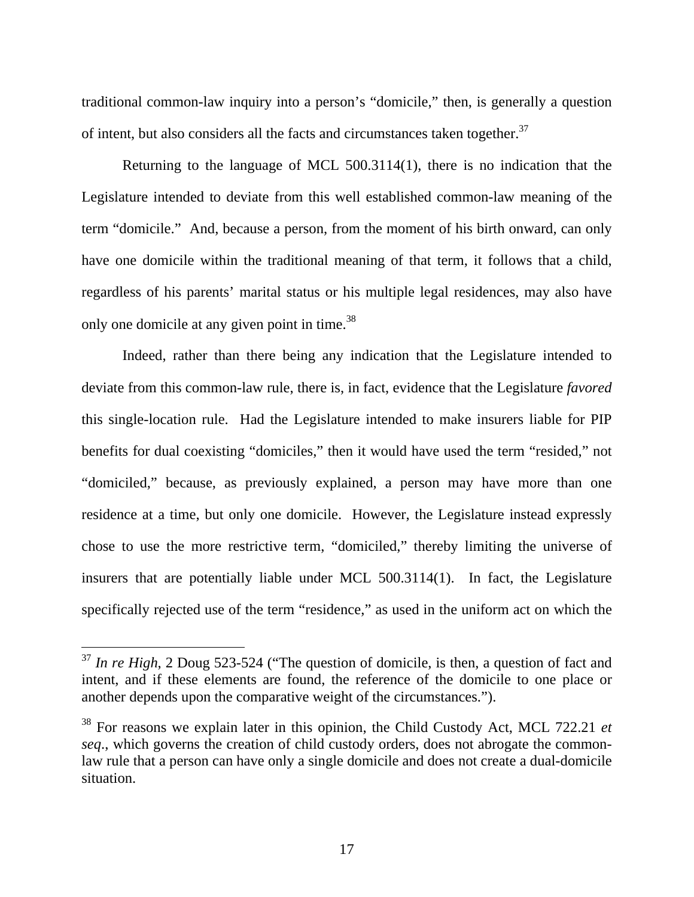traditional common-law inquiry into a person's "domicile," then, is generally a question of intent, but also considers all the facts and circumstances taken together.[37]

Returning to the language of MCL 500.3114(1), there is no indication that the Legislature intended to deviate from this well established common-law meaning of the term "domicile." And, because a person, from the moment of his birth onward, can only have one domicile within the traditional meaning of that term, it follows that a child, regardless of his parents' marital status or his multiple legal residences, may also have only one domicile at any given point in time.[38]

Indeed, rather than there being any indication that the Legislature intended to deviate from this common-law rule, there is, in fact, evidence that the Legislature *favored* this single-location rule. Had the Legislature intended to make insurers liable for PIP benefits for dual coexisting "domiciles," then it would have used the term "resided," not "domiciled," because, as previously explained, a person may have more than one residence at a time, but only one domicile. However, the Legislature instead expressly chose to use the more restrictive term, "domiciled," thereby limiting the universe of insurers that are potentially liable under MCL 500.3114(1). In fact, the Legislature specifically rejected use of the term "residence," as used in the uniform act on which the

---

[37] *In re High*, 2 Doug 523-524 ("The question of domicile, is then, a question of fact and intent, and if these elements are found, the reference of the domicile to one place or another depends upon the comparative weight of the circumstances.").

[38] For reasons we explain later in this opinion, the Child Custody Act, MCL 722.21 *et seq.*, which governs the creation of child custody orders, does not abrogate the common-law rule that a person can have only a single domicile and does not create a dual-domicile situation.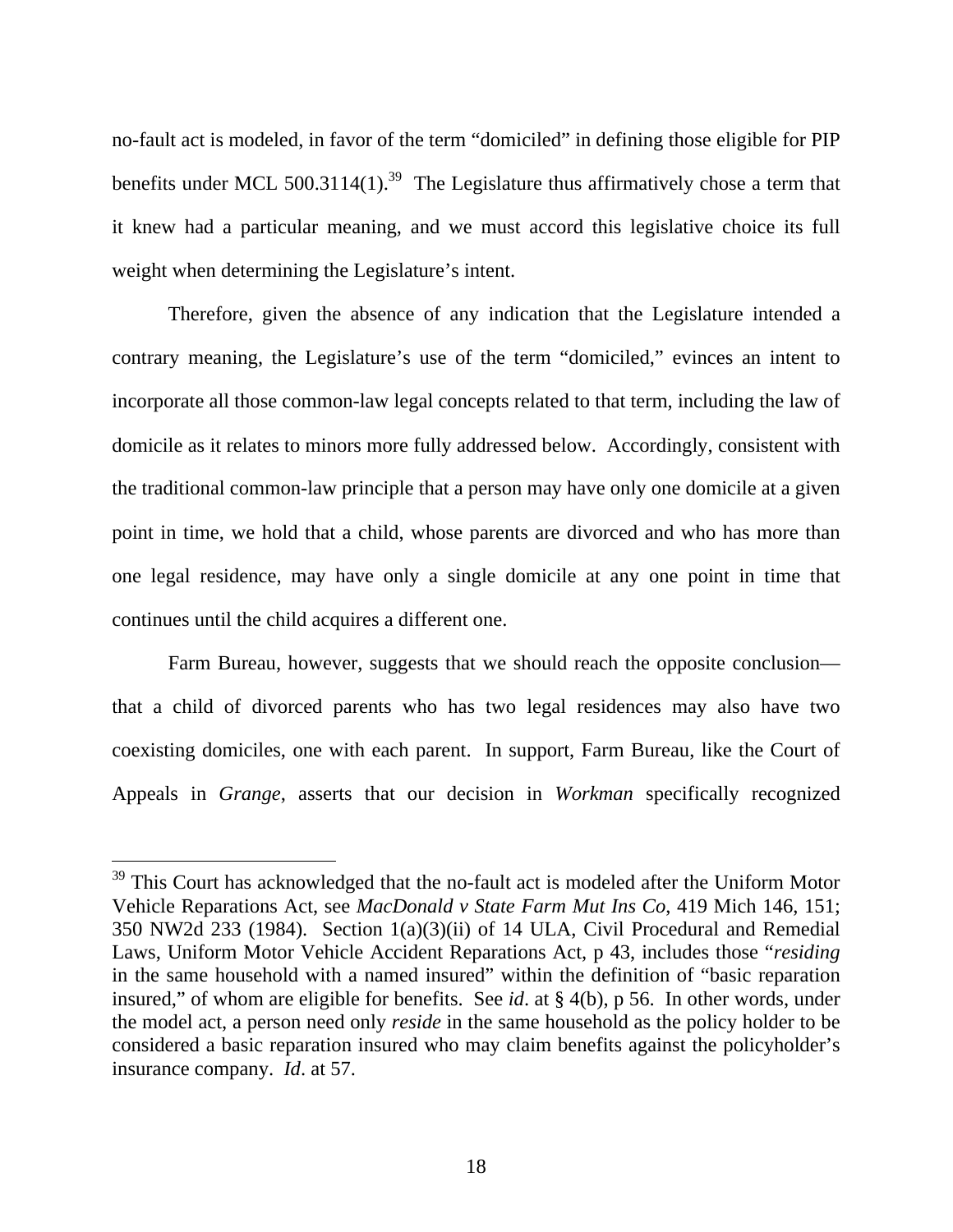no-fault act is modeled, in favor of the term "domiciled" in defining those eligible for PIP benefits under MCL 500.3114(1).[39] The Legislature thus affirmatively chose a term that it knew had a particular meaning, and we must accord this legislative choice its full weight when determining the Legislature's intent.

Therefore, given the absence of any indication that the Legislature intended a contrary meaning, the Legislature's use of the term "domiciled," evinces an intent to incorporate all those common-law legal concepts related to that term, including the law of domicile as it relates to minors more fully addressed below. Accordingly, consistent with the traditional common-law principle that a person may have only one domicile at a given point in time, we hold that a child, whose parents are divorced and who has more than one legal residence, may have only a single domicile at any one point in time that continues until the child acquires a different one.

Farm Bureau, however, suggests that we should reach the opposite conclusion—that a child of divorced parents who has two legal residences may also have two coexisting domiciles, one with each parent. In support, Farm Bureau, like the Court of Appeals in *Grange*, asserts that our decision in *Workman* specifically recognized

---

[39] This Court has acknowledged that the no-fault act is modeled after the Uniform Motor Vehicle Reparations Act, see *MacDonald v State Farm Mut Ins Co*, 419 Mich 146, 151; 350 NW2d 233 (1984). Section 1(a)(3)(ii) of 14 ULA, Civil Procedural and Remedial Laws, Uniform Motor Vehicle Accident Reparations Act, p 43, includes those "*residing* in the same household with a named insured" within the definition of "basic reparation insured," of whom are eligible for benefits. See *id*. at § 4(b), p 56. In other words, under the model act, a person need only *reside* in the same household as the policy holder to be considered a basic reparation insured who may claim benefits against the policyholder's insurance company. *Id*. at 57.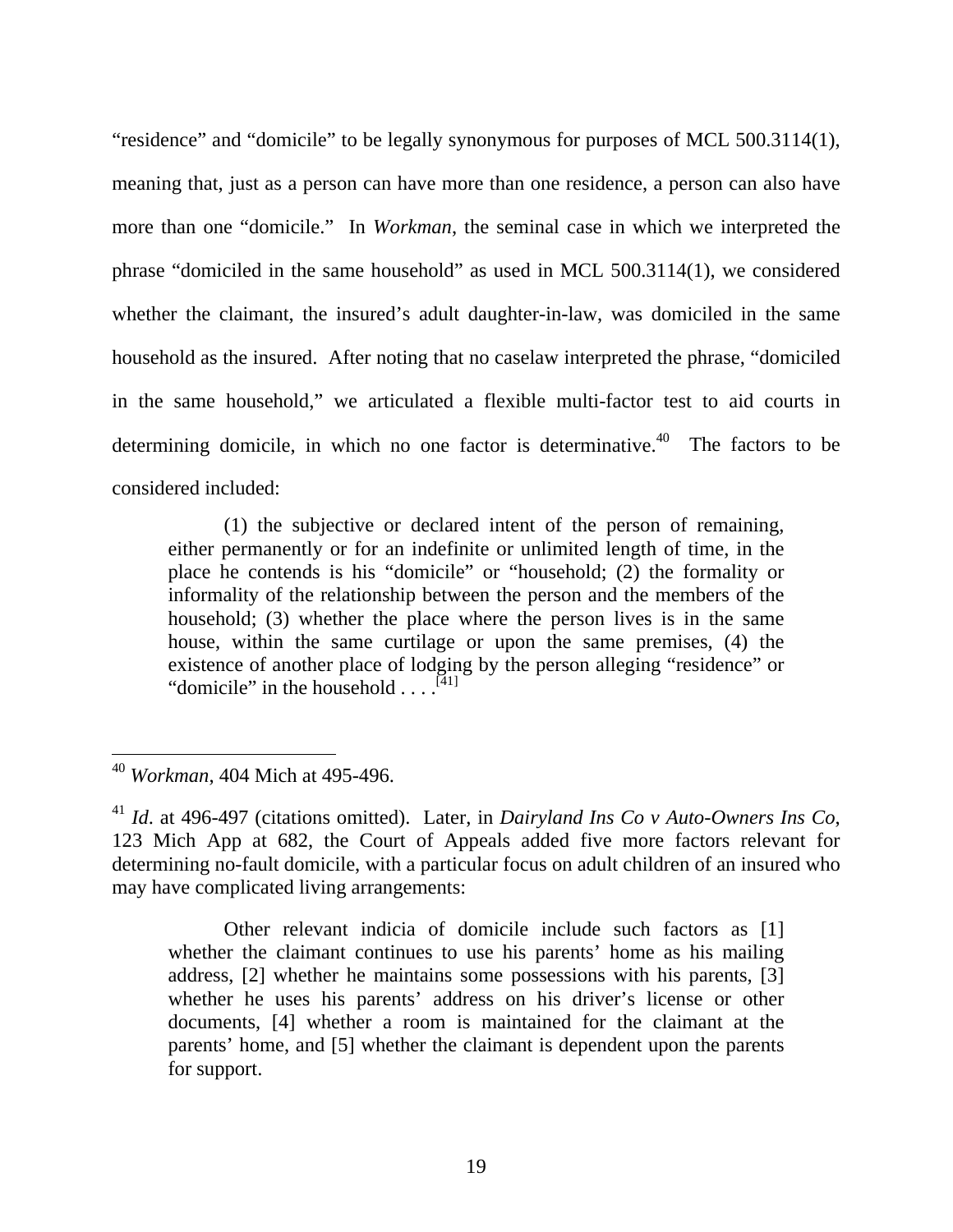"residence" and "domicile" to be legally synonymous for purposes of MCL 500.3114(1), meaning that, just as a person can have more than one residence, a person can also have more than one "domicile." In *Workman*, the seminal case in which we interpreted the phrase "domiciled in the same household" as used in MCL 500.3114(1), we considered whether the claimant, the insured's adult daughter-in-law, was domiciled in the same household as the insured. After noting that no caselaw interpreted the phrase, "domiciled in the same household," we articulated a flexible multi-factor test to aid courts in determining domicile, in which no one factor is determinative.[40] The factors to be considered included:

> (1) the subjective or declared intent of the person of remaining, either permanently or for an indefinite or unlimited length of time, in the place he contends is his "domicile" or "household; (2) the formality or informality of the relationship between the person and the members of the household; (3) whether the place where the person lives is in the same house, within the same curtilage or upon the same premises, (4) the existence of another place of lodging by the person alleging "residence" or "domicile" in the household . . . .[41]

---

[40] *Workman*, 404 Mich at 495-496.

[41] *Id*. at 496-497 (citations omitted). Later, in *Dairyland Ins Co v Auto-Owners Ins Co*, 123 Mich App at 682, the Court of Appeals added five more factors relevant for determining no-fault domicile, with a particular focus on adult children of an insured who may have complicated living arrangements:

> Other relevant indicia of domicile include such factors as [1] whether the claimant continues to use his parents' home as his mailing address, [2] whether he maintains some possessions with his parents, [3] whether he uses his parents' address on his driver's license or other documents, [4] whether a room is maintained for the claimant at the parents' home, and [5] whether the claimant is dependent upon the parents for support.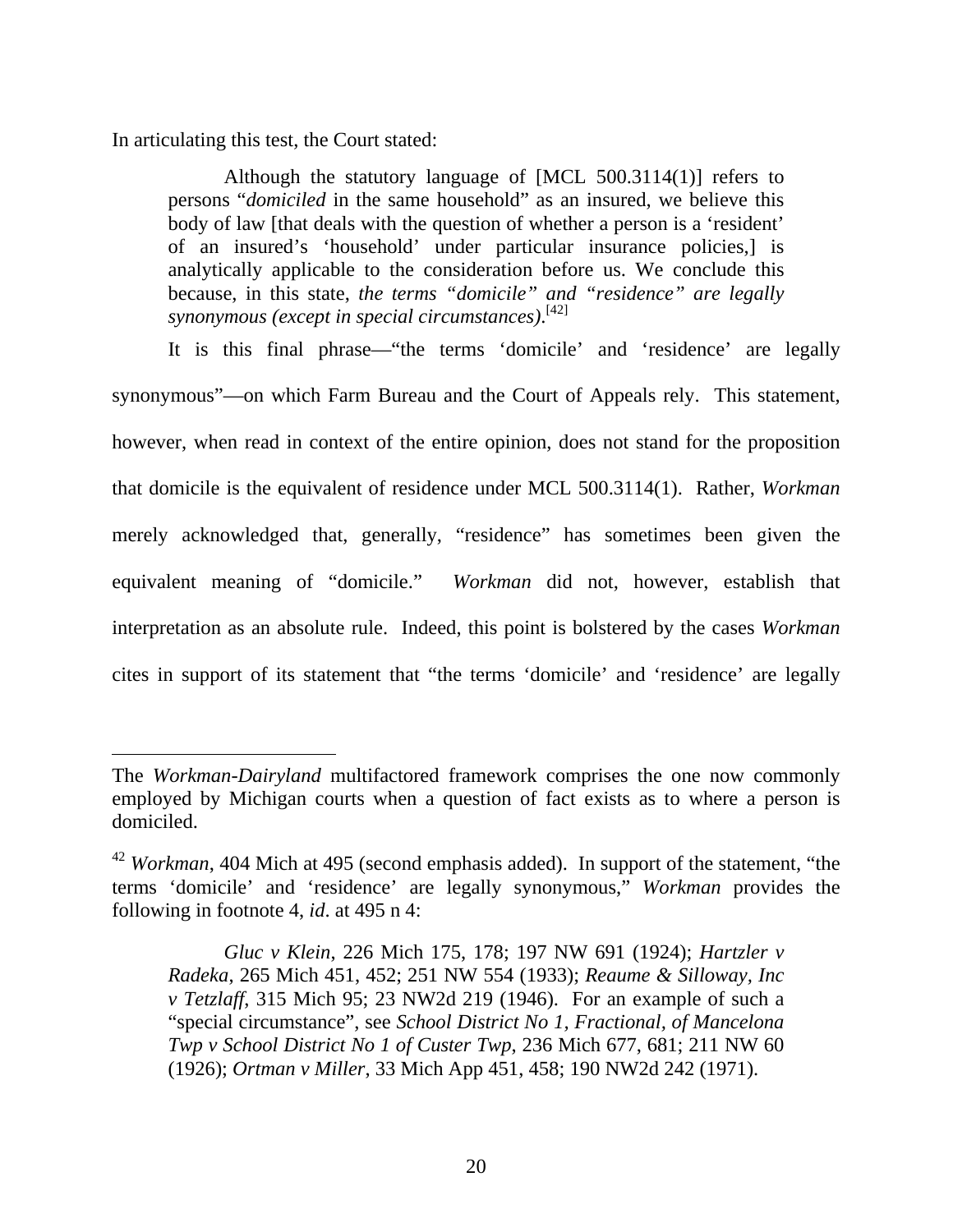In articulating this test, the Court stated:

> Although the statutory language of [MCL 500.3114(1)] refers to persons "*domiciled* in the same household" as an insured, we believe this body of law [that deals with the question of whether a person is a 'resident' of an insured's 'household' under particular insurance policies,] is analytically applicable to the consideration before us. We conclude this because, in this state, *the terms "domicile" and "residence" are legally synonymous (except in special circumstances)*.[42]

It is this final phrase—"the terms 'domicile' and 'residence' are legally synonymous"—on which Farm Bureau and the Court of Appeals rely. This statement, however, when read in context of the entire opinion, does not stand for the proposition that domicile is the equivalent of residence under MCL 500.3114(1). Rather, *Workman* merely acknowledged that, generally, "residence" has sometimes been given the equivalent meaning of "domicile." *Workman* did not, however, establish that interpretation as an absolute rule. Indeed, this point is bolstered by the cases *Workman* cites in support of its statement that "the terms 'domicile' and 'residence' are legally

---

The *Workman-Dairyland* multifactored framework comprises the one now commonly employed by Michigan courts when a question of fact exists as to where a person is domiciled.

[42] *Workman*, 404 Mich at 495 (second emphasis added). In support of the statement, "the terms 'domicile' and 'residence' are legally synonymous," *Workman* provides the following in footnote 4, *id*. at 495 n 4:

> *Gluc v Klein*, 226 Mich 175, 178; 197 NW 691 (1924); *Hartzler v Radeka*, 265 Mich 451, 452; 251 NW 554 (1933); *Reaume & Silloway, Inc v Tetzlaff*, 315 Mich 95; 23 NW2d 219 (1946). For an example of such a "special circumstance", see *School District No 1, Fractional, of Mancelona Twp v School District No 1 of Custer Twp*, 236 Mich 677, 681; 211 NW 60 (1926); *Ortman v Miller*, 33 Mich App 451, 458; 190 NW2d 242 (1971).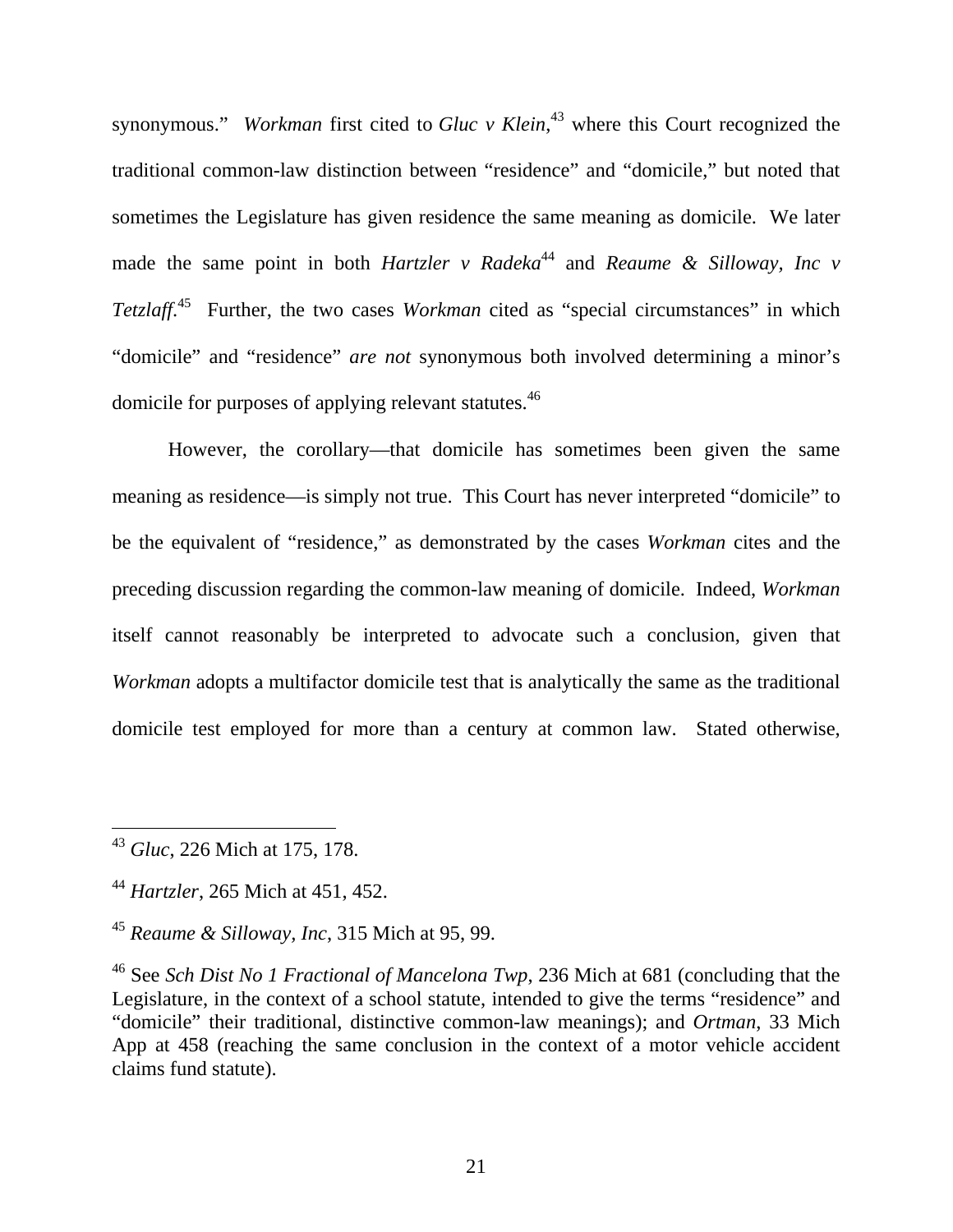synonymous." *Workman* first cited to *Gluc v Klein*,[43] where this Court recognized the traditional common-law distinction between "residence" and "domicile," but noted that sometimes the Legislature has given residence the same meaning as domicile. We later made the same point in both *Hartzler v Radeka*[44] and *Reaume & Silloway, Inc v Tetzlaff*.[45] Further, the two cases *Workman* cited as "special circumstances" in which "domicile" and "residence" *are not* synonymous both involved determining a minor's domicile for purposes of applying relevant statutes.[46]

However, the corollary—that domicile has sometimes been given the same meaning as residence—is simply not true. This Court has never interpreted "domicile" to be the equivalent of "residence," as demonstrated by the cases *Workman* cites and the preceding discussion regarding the common-law meaning of domicile. Indeed, *Workman* itself cannot reasonably be interpreted to advocate such a conclusion, given that *Workman* adopts a multifactor domicile test that is analytically the same as the traditional domicile test employed for more than a century at common law. Stated otherwise,

---

[43] *Gluc*, 226 Mich at 175, 178.

[44] *Hartzler*, 265 Mich at 451, 452.

[45] *Reaume & Silloway, Inc*, 315 Mich at 95, 99.

[46] See *Sch Dist No 1 Fractional of Mancelona Twp*, 236 Mich at 681 (concluding that the Legislature, in the context of a school statute, intended to give the terms "residence" and "domicile" their traditional, distinctive common-law meanings); and *Ortman*, 33 Mich App at 458 (reaching the same conclusion in the context of a motor vehicle accident claims fund statute).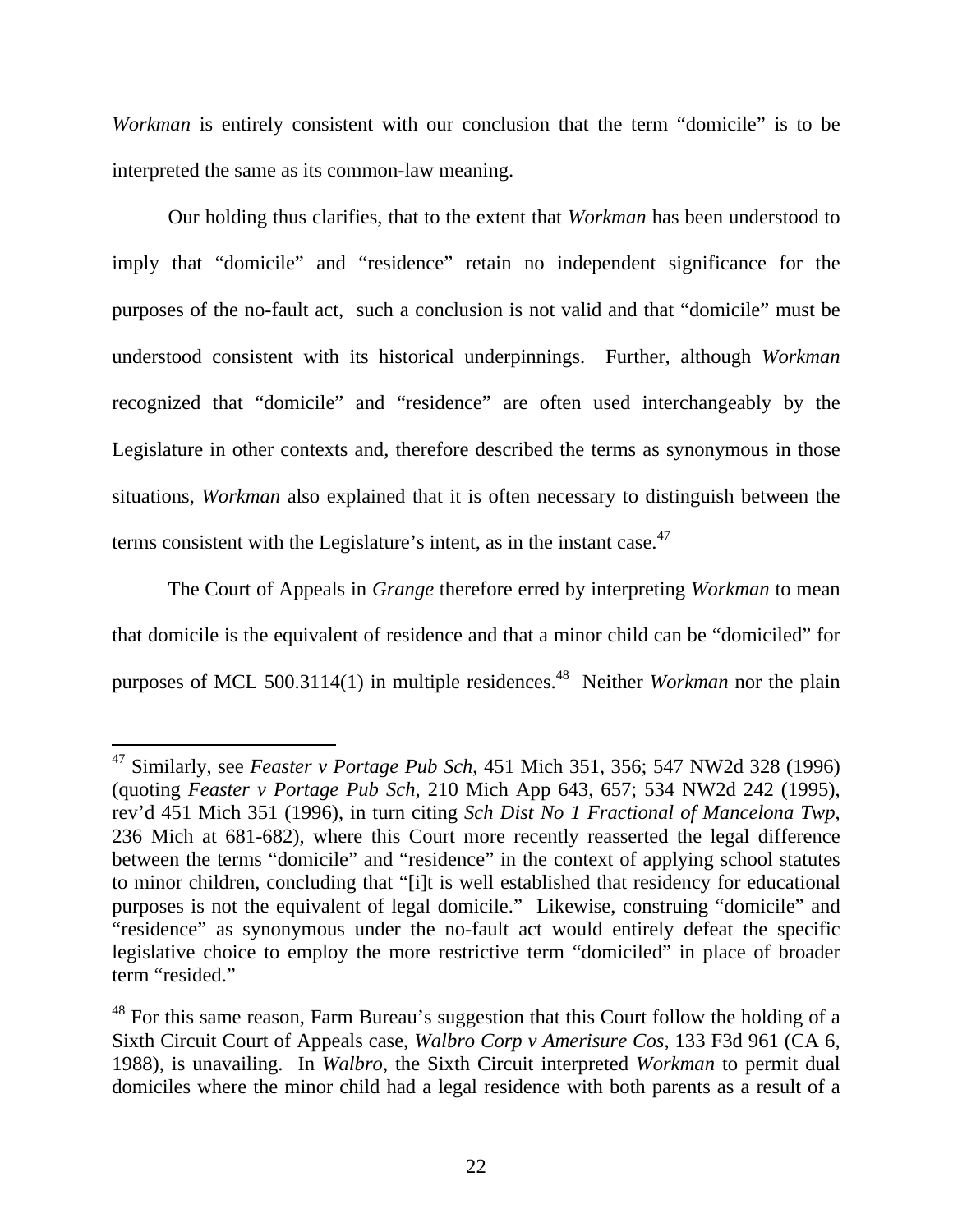*Workman* is entirely consistent with our conclusion that the term "domicile" is to be interpreted the same as its common-law meaning.

Our holding thus clarifies, that to the extent that *Workman* has been understood to imply that "domicile" and "residence" retain no independent significance for the purposes of the no-fault act, such a conclusion is not valid and that "domicile" must be understood consistent with its historical underpinnings. Further, although *Workman* recognized that "domicile" and "residence" are often used interchangeably by the Legislature in other contexts and, therefore described the terms as synonymous in those situations, *Workman* also explained that it is often necessary to distinguish between the terms consistent with the Legislature's intent, as in the instant case.[47]

The Court of Appeals in *Grange* therefore erred by interpreting *Workman* to mean that domicile is the equivalent of residence and that a minor child can be "domiciled" for purposes of MCL 500.3114(1) in multiple residences.[48] Neither *Workman* nor the plain

---

[47] Similarly, see *Feaster v Portage Pub Sch*, 451 Mich 351, 356; 547 NW2d 328 (1996) (quoting *Feaster v Portage Pub Sch*, 210 Mich App 643, 657; 534 NW2d 242 (1995), rev'd 451 Mich 351 (1996), in turn citing *Sch Dist No 1 Fractional of Mancelona Twp*, 236 Mich at 681-682), where this Court more recently reasserted the legal difference between the terms "domicile" and "residence" in the context of applying school statutes to minor children, concluding that "[i]t is well established that residency for educational purposes is not the equivalent of legal domicile." Likewise, construing "domicile" and "residence" as synonymous under the no-fault act would entirely defeat the specific legislative choice to employ the more restrictive term "domiciled" in place of broader term "resided."

[48] For this same reason, Farm Bureau's suggestion that this Court follow the holding of a Sixth Circuit Court of Appeals case, *Walbro Corp v Amerisure Cos*, 133 F3d 961 (CA 6, 1988), is unavailing. In *Walbro*, the Sixth Circuit interpreted *Workman* to permit dual domiciles where the minor child had a legal residence with both parents as a result of a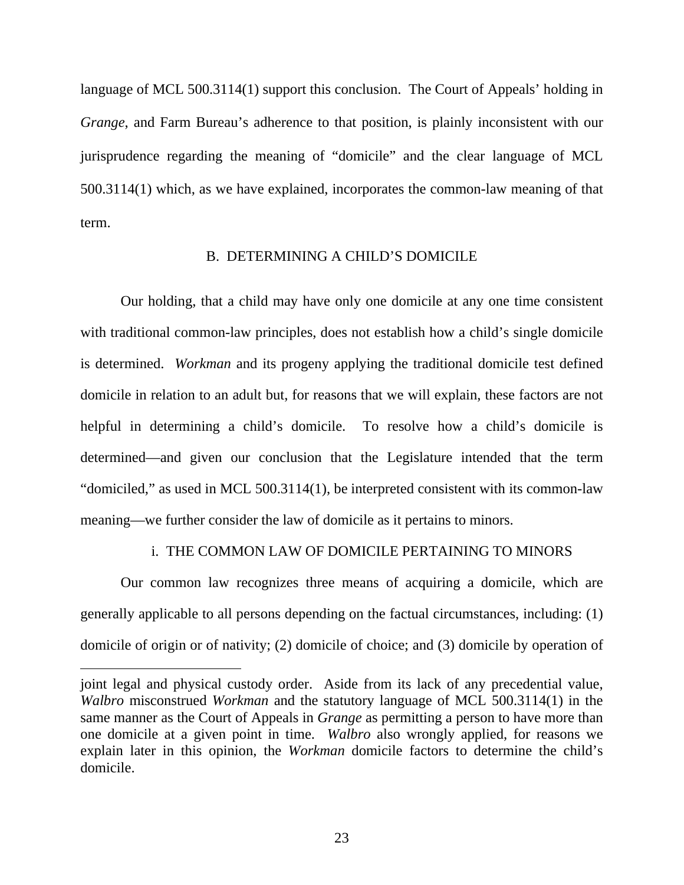language of MCL 500.3114(1) support this conclusion. The Court of Appeals' holding in *Grange*, and Farm Bureau's adherence to that position, is plainly inconsistent with our jurisprudence regarding the meaning of "domicile" and the clear language of MCL 500.3114(1) which, as we have explained, incorporates the common-law meaning of that term.

### B. DETERMINING A CHILD'S DOMICILE

Our holding, that a child may have only one domicile at any one time consistent with traditional common-law principles, does not establish how a child's single domicile is determined. *Workman* and its progeny applying the traditional domicile test defined domicile in relation to an adult but, for reasons that we will explain, these factors are not helpful in determining a child's domicile. To resolve how a child's domicile is determined—and given our conclusion that the Legislature intended that the term "domiciled," as used in MCL 500.3114(1), be interpreted consistent with its common-law meaning—we further consider the law of domicile as it pertains to minors.

#### i. THE COMMON LAW OF DOMICILE PERTAINING TO MINORS

Our common law recognizes three means of acquiring a domicile, which are generally applicable to all persons depending on the factual circumstances, including: (1) domicile of origin or of nativity; (2) domicile of choice; and (3) domicile by operation of

---

joint legal and physical custody order. Aside from its lack of any precedential value, *Walbro* misconstrued *Workman* and the statutory language of MCL 500.3114(1) in the same manner as the Court of Appeals in *Grange* as permitting a person to have more than one domicile at a given point in time. *Walbro* also wrongly applied, for reasons we explain later in this opinion, the *Workman* domicile factors to determine the child's domicile.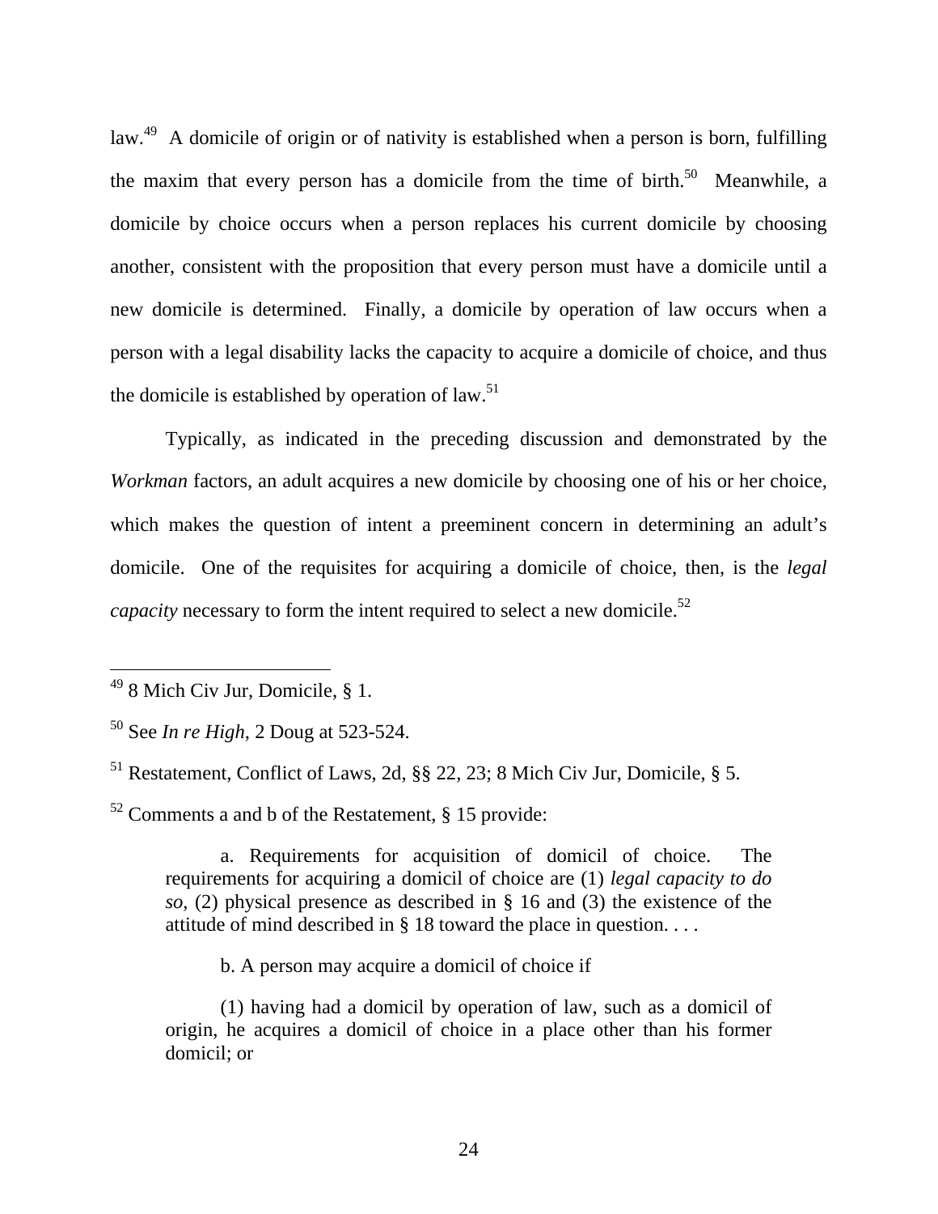law.[49] A domicile of origin or of nativity is established when a person is born, fulfilling the maxim that every person has a domicile from the time of birth.[50] Meanwhile, a domicile by choice occurs when a person replaces his current domicile by choosing another, consistent with the proposition that every person must have a domicile until a new domicile is determined. Finally, a domicile by operation of law occurs when a person with a legal disability lacks the capacity to acquire a domicile of choice, and thus the domicile is established by operation of law.[51]

Typically, as indicated in the preceding discussion and demonstrated by the *Workman* factors, an adult acquires a new domicile by choosing one of his or her choice, which makes the question of intent a preeminent concern in determining an adult's domicile. One of the requisites for acquiring a domicile of choice, then, is the *legal capacity* necessary to form the intent required to select a new domicile.[52]

---

[49] 8 Mich Civ Jur, Domicile, § 1.

[50] See *In re High*, 2 Doug at 523-524.

[51] Restatement, Conflict of Laws, 2d, §§ 22, 23; 8 Mich Civ Jur, Domicile, § 5.

[52] Comments a and b of the Restatement, § 15 provide:

> a. Requirements for acquisition of domicil of choice. The requirements for acquiring a domicil of choice are (1) *legal capacity to do so*, (2) physical presence as described in § 16 and (3) the existence of the attitude of mind described in § 18 toward the place in question. . . .
>
> b. A person may acquire a domicil of choice if
>
> (1) having had a domicil by operation of law, such as a domicil of origin, he acquires a domicil of choice in a place other than his former domicil; or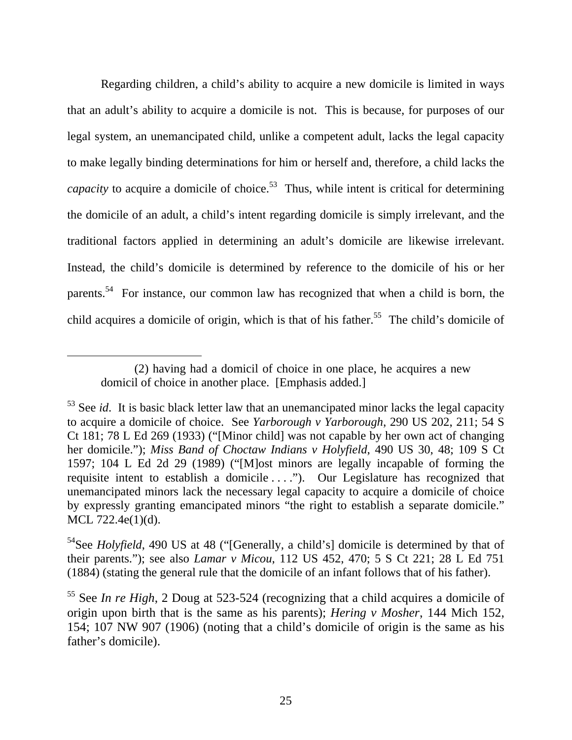Regarding children, a child's ability to acquire a new domicile is limited in ways that an adult's ability to acquire a domicile is not. This is because, for purposes of our legal system, an unemancipated child, unlike a competent adult, lacks the legal capacity to make legally binding determinations for him or herself and, therefore, a child lacks the *capacity* to acquire a domicile of choice.[53] Thus, while intent is critical for determining the domicile of an adult, a child's intent regarding domicile is simply irrelevant, and the traditional factors applied in determining an adult's domicile are likewise irrelevant. Instead, the child's domicile is determined by reference to the domicile of his or her parents.[54] For instance, our common law has recognized that when a child is born, the child acquires a domicile of origin, which is that of his father.[55] The child's domicile of

---

(2) having had a domicil of choice in one place, he acquires a new domicil of choice in another place. [Emphasis added.]

[53] See *id*. It is basic black letter law that an unemancipated minor lacks the legal capacity to acquire a domicile of choice. See *Yarborough v Yarborough*, 290 US 202, 211; 54 S Ct 181; 78 L Ed 269 (1933) ("[Minor child] was not capable by her own act of changing her domicile."); *Miss Band of Choctaw Indians v Holyfield*, 490 US 30, 48; 109 S Ct 1597; 104 L Ed 2d 29 (1989) ("[M]ost minors are legally incapable of forming the requisite intent to establish a domicile . . . ."). Our Legislature has recognized that unemancipated minors lack the necessary legal capacity to acquire a domicile of choice by expressly granting emancipated minors "the right to establish a separate domicile." MCL 722.4e(1)(d).

[54] See *Holyfield*, 490 US at 48 ("[Generally, a child's] domicile is determined by that of their parents."); see also *Lamar v Micou*, 112 US 452, 470; 5 S Ct 221; 28 L Ed 751 (1884) (stating the general rule that the domicile of an infant follows that of his father).

[55] See *In re High*, 2 Doug at 523-524 (recognizing that a child acquires a domicile of origin upon birth that is the same as his parents); *Hering v Mosher*, 144 Mich 152, 154; 107 NW 907 (1906) (noting that a child's domicile of origin is the same as his father's domicile).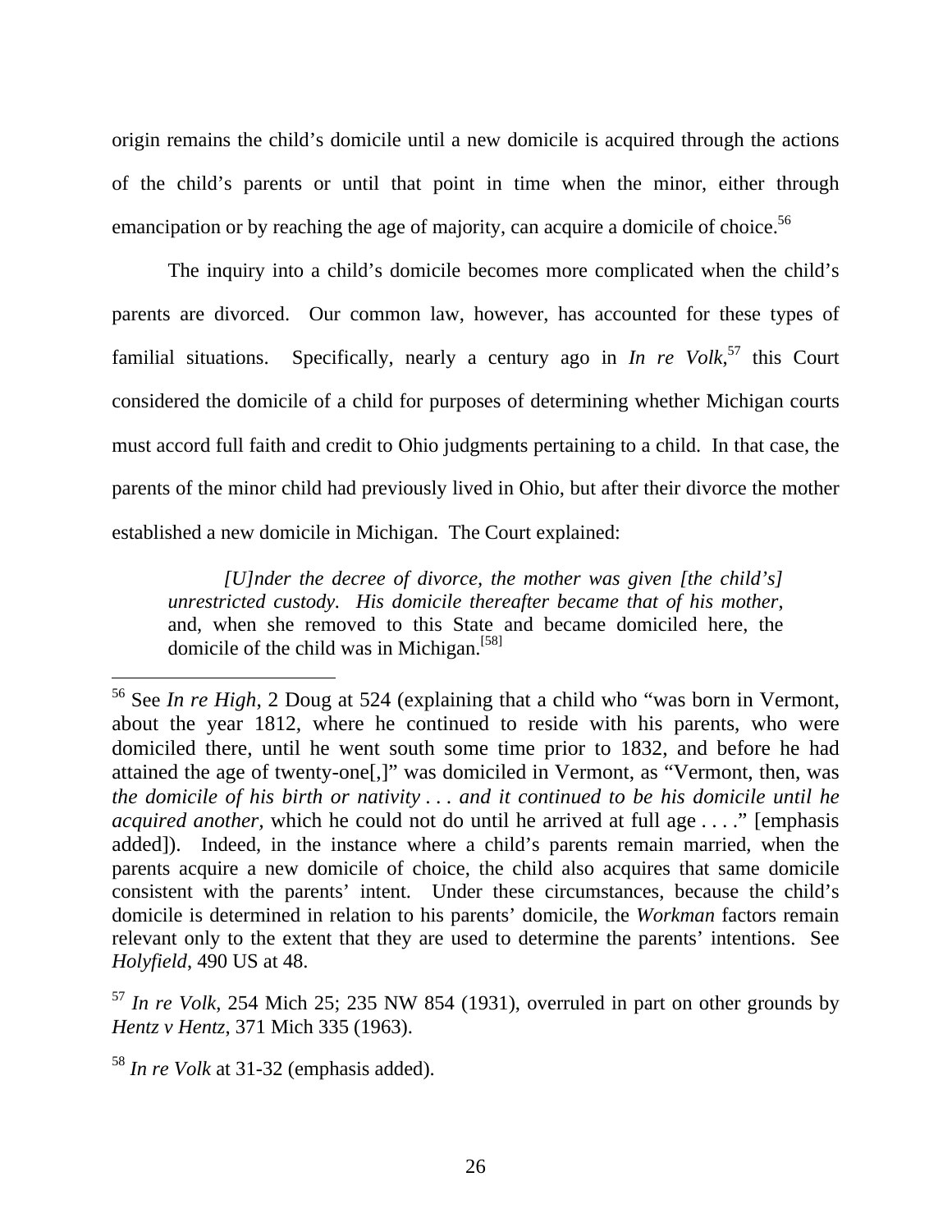origin remains the child's domicile until a new domicile is acquired through the actions of the child's parents or until that point in time when the minor, either through emancipation or by reaching the age of majority, can acquire a domicile of choice.[56]

The inquiry into a child's domicile becomes more complicated when the child's parents are divorced. Our common law, however, has accounted for these types of familial situations. Specifically, nearly a century ago in *In re Volk*,[57] this Court considered the domicile of a child for purposes of determining whether Michigan courts must accord full faith and credit to Ohio judgments pertaining to a child. In that case, the parents of the minor child had previously lived in Ohio, but after their divorce the mother established a new domicile in Michigan. The Court explained:

> *[U]nder the decree of divorce, the mother was given [the child's] unrestricted custody. His domicile thereafter became that of his mother*, and, when she removed to this State and became domiciled here, the domicile of the child was in Michigan.[58]

---

[56] See *In re High*, 2 Doug at 524 (explaining that a child who "was born in Vermont, about the year 1812, where he continued to reside with his parents, who were domiciled there, until he went south some time prior to 1832, and before he had attained the age of twenty-one[,]" was domiciled in Vermont, as "Vermont, then, was *the domicile of his birth or nativity . . . and it continued to be his domicile until he acquired another*, which he could not do until he arrived at full age . . . ." [emphasis added]). Indeed, in the instance where a child's parents remain married, when the parents acquire a new domicile of choice, the child also acquires that same domicile consistent with the parents' intent. Under these circumstances, because the child's domicile is determined in relation to his parents' domicile, the *Workman* factors remain relevant only to the extent that they are used to determine the parents' intentions. See *Holyfield*, 490 US at 48.

[57] *In re Volk*, 254 Mich 25; 235 NW 854 (1931), overruled in part on other grounds by *Hentz v Hentz*, 371 Mich 335 (1963).

[58] *In re Volk* at 31-32 (emphasis added).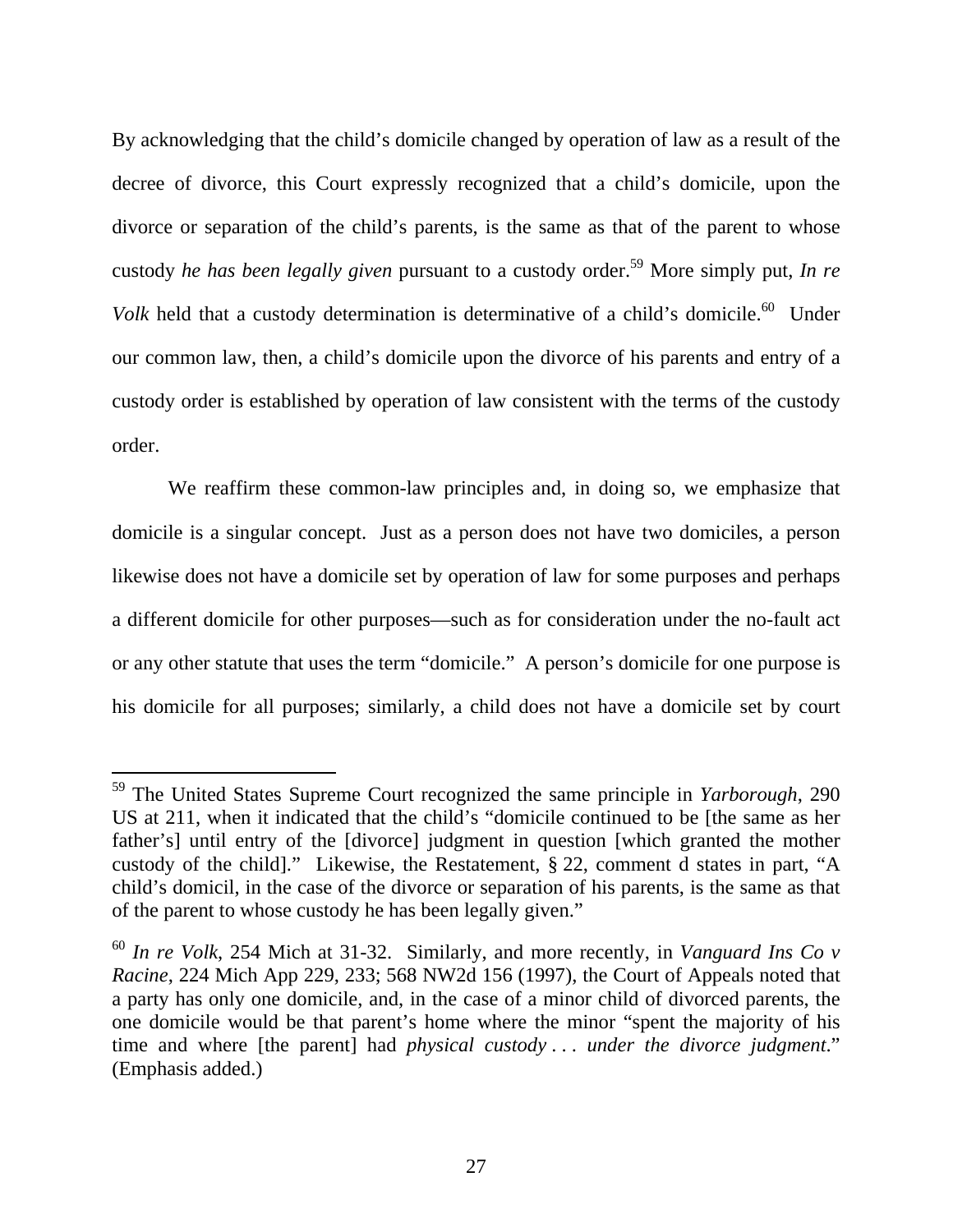By acknowledging that the child's domicile changed by operation of law as a result of the decree of divorce, this Court expressly recognized that a child's domicile, upon the divorce or separation of the child's parents, is the same as that of the parent to whose custody *he has been legally given* pursuant to a custody order.[59] More simply put, *In re Volk* held that a custody determination is determinative of a child's domicile.[60] Under our common law, then, a child's domicile upon the divorce of his parents and entry of a custody order is established by operation of law consistent with the terms of the custody order.

We reaffirm these common-law principles and, in doing so, we emphasize that domicile is a singular concept. Just as a person does not have two domiciles, a person likewise does not have a domicile set by operation of law for some purposes and perhaps a different domicile for other purposes—such as for consideration under the no-fault act or any other statute that uses the term "domicile." A person's domicile for one purpose is his domicile for all purposes; similarly, a child does not have a domicile set by court

---

[59] The United States Supreme Court recognized the same principle in *Yarborough*, 290 US at 211, when it indicated that the child's "domicile continued to be [the same as her father's] until entry of the [divorce] judgment in question [which granted the mother custody of the child]." Likewise, the Restatement, § 22, comment d states in part, "A child's domicil, in the case of the divorce or separation of his parents, is the same as that of the parent to whose custody he has been legally given."

[60] *In re Volk*, 254 Mich at 31-32. Similarly, and more recently, in *Vanguard Ins Co v Racine*, 224 Mich App 229, 233; 568 NW2d 156 (1997), the Court of Appeals noted that a party has only one domicile, and, in the case of a minor child of divorced parents, the one domicile would be that parent's home where the minor "spent the majority of his time and where [the parent] had *physical custody . . . under the divorce judgment*." (Emphasis added.)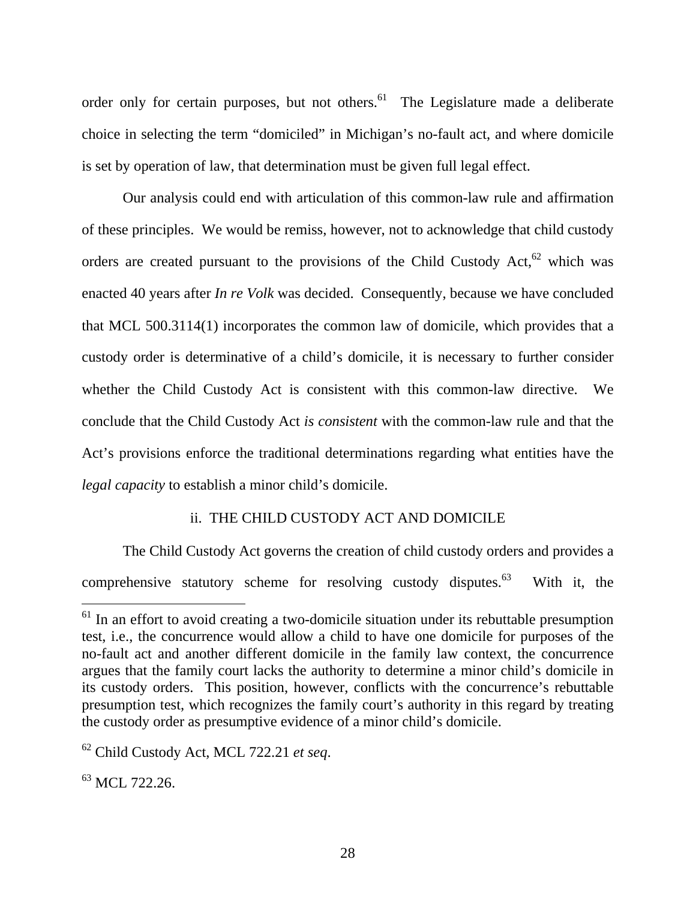order only for certain purposes, but not others.[61] The Legislature made a deliberate choice in selecting the term "domiciled" in Michigan's no-fault act, and where domicile is set by operation of law, that determination must be given full legal effect.

Our analysis could end with articulation of this common-law rule and affirmation of these principles. We would be remiss, however, not to acknowledge that child custody orders are created pursuant to the provisions of the Child Custody Act,[62] which was enacted 40 years after *In re Volk* was decided. Consequently, because we have concluded that MCL 500.3114(1) incorporates the common law of domicile, which provides that a custody order is determinative of a child's domicile, it is necessary to further consider whether the Child Custody Act is consistent with this common-law directive. We conclude that the Child Custody Act *is consistent* with the common-law rule and that the Act's provisions enforce the traditional determinations regarding what entities have the *legal capacity* to establish a minor child's domicile.

ii. THE CHILD CUSTODY ACT AND DOMICILE

The Child Custody Act governs the creation of child custody orders and provides a comprehensive statutory scheme for resolving custody disputes.[63] With it, the

---

[61] In an effort to avoid creating a two-domicile situation under its rebuttable presumption test, i.e., the concurrence would allow a child to have one domicile for purposes of the no-fault act and another different domicile in the family law context, the concurrence argues that the family court lacks the authority to determine a minor child's domicile in its custody orders. This position, however, conflicts with the concurrence's rebuttable presumption test, which recognizes the family court's authority in this regard by treating the custody order as presumptive evidence of a minor child's domicile.

[62] Child Custody Act, MCL 722.21 *et seq*.

[63] MCL 722.26.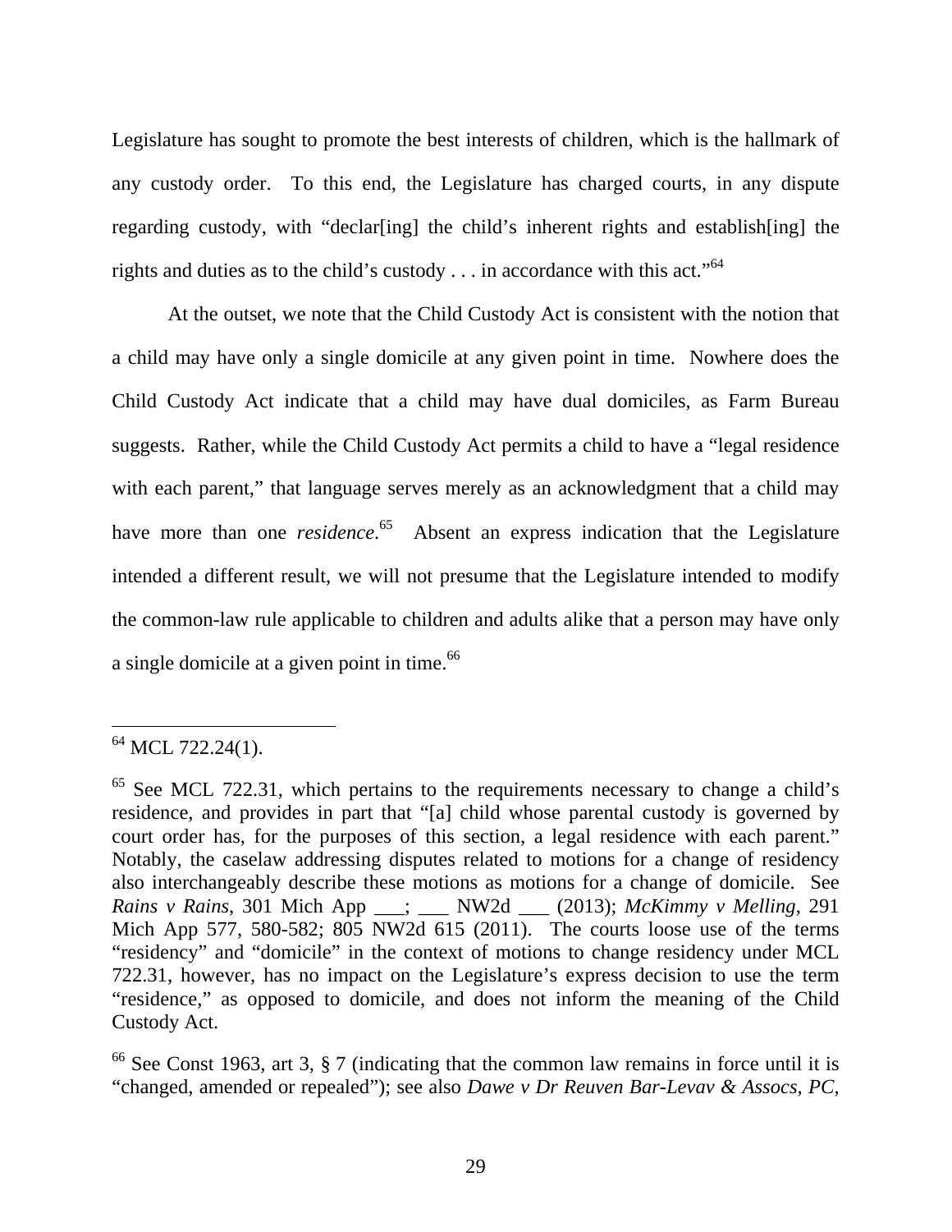Legislature has sought to promote the best interests of children, which is the hallmark of any custody order. To this end, the Legislature has charged courts, in any dispute regarding custody, with "declar[ing] the child's inherent rights and establish[ing] the rights and duties as to the child's custody . . . in accordance with this act."[64]

At the outset, we note that the Child Custody Act is consistent with the notion that a child may have only a single domicile at any given point in time. Nowhere does the Child Custody Act indicate that a child may have dual domiciles, as Farm Bureau suggests. Rather, while the Child Custody Act permits a child to have a "legal residence with each parent," that language serves merely as an acknowledgment that a child may have more than one *residence*.[65] Absent an express indication that the Legislature intended a different result, we will not presume that the Legislature intended to modify the common-law rule applicable to children and adults alike that a person may have only a single domicile at a given point in time.[66]

---

[64] MCL 722.24(1).

[65] See MCL 722.31, which pertains to the requirements necessary to change a child's residence, and provides in part that "[a] child whose parental custody is governed by court order has, for the purposes of this section, a legal residence with each parent." Notably, the caselaw addressing disputes related to motions for a change of residency also interchangeably describe these motions as motions for a change of domicile. See *Rains v Rains*, 301 Mich App ___; ___ NW2d ___ (2013); *McKimmy v Melling*, 291 Mich App 577, 580-582; 805 NW2d 615 (2011). The courts loose use of the terms "residency" and "domicile" in the context of motions to change residency under MCL 722.31, however, has no impact on the Legislature's express decision to use the term "residence," as opposed to domicile, and does not inform the meaning of the Child Custody Act.

[66] See Const 1963, art 3, § 7 (indicating that the common law remains in force until it is "changed, amended or repealed"); see also *Dawe v Dr Reuven Bar-Levav & Assocs, PC*,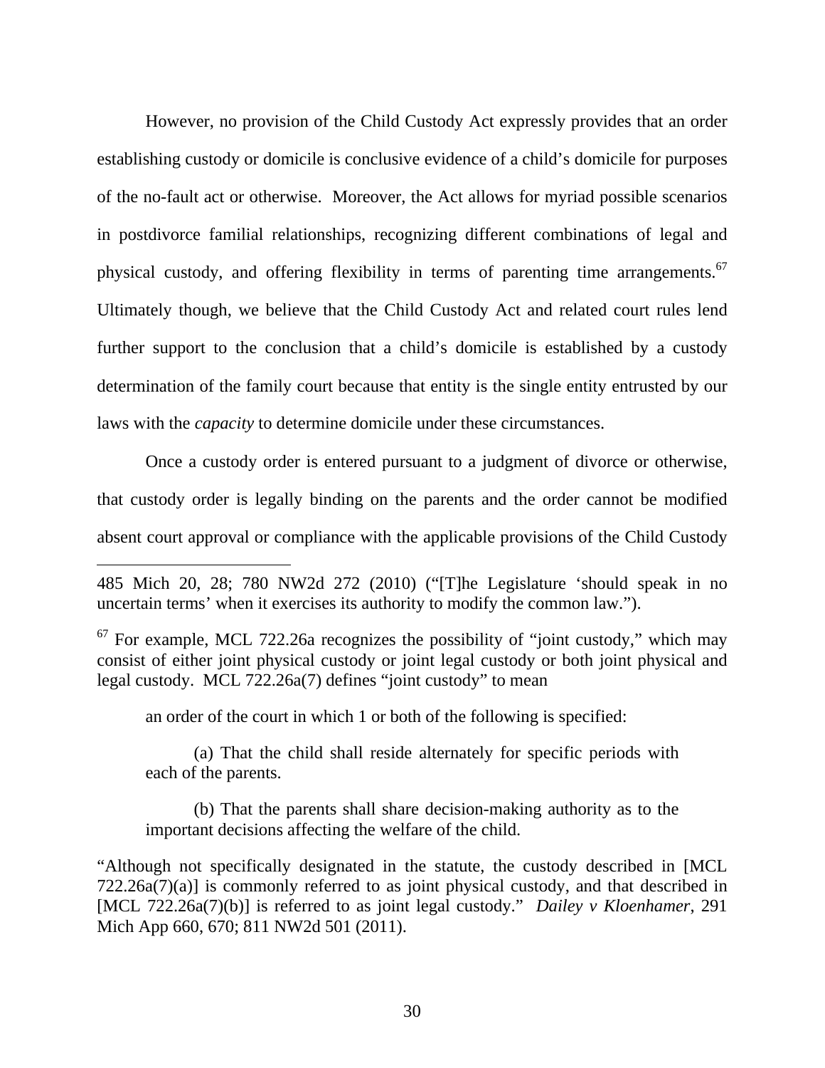However, no provision of the Child Custody Act expressly provides that an order establishing custody or domicile is conclusive evidence of a child's domicile for purposes of the no-fault act or otherwise. Moreover, the Act allows for myriad possible scenarios in postdivorce familial relationships, recognizing different combinations of legal and physical custody, and offering flexibility in terms of parenting time arrangements.[67] Ultimately though, we believe that the Child Custody Act and related court rules lend further support to the conclusion that a child's domicile is established by a custody determination of the family court because that entity is the single entity entrusted by our laws with the *capacity* to determine domicile under these circumstances.

Once a custody order is entered pursuant to a judgment of divorce or otherwise, that custody order is legally binding on the parents and the order cannot be modified absent court approval or compliance with the applicable provisions of the Child Custody

---

485 Mich 20, 28; 780 NW2d 272 (2010) ("[T]he Legislature 'should speak in no uncertain terms' when it exercises its authority to modify the common law.").

[67] For example, MCL 722.26a recognizes the possibility of "joint custody," which may consist of either joint physical custody or joint legal custody or both joint physical and legal custody. MCL 722.26a(7) defines "joint custody" to mean

> an order of the court in which 1 or both of the following is specified:
>
> (a) That the child shall reside alternately for specific periods with each of the parents.
>
> (b) That the parents shall share decision-making authority as to the important decisions affecting the welfare of the child.

"Although not specifically designated in the statute, the custody described in [MCL 722.26a(7)(a)] is commonly referred to as joint physical custody, and that described in [MCL 722.26a(7)(b)] is referred to as joint legal custody." *Dailey v Kloenhamer*, 291 Mich App 660, 670; 811 NW2d 501 (2011).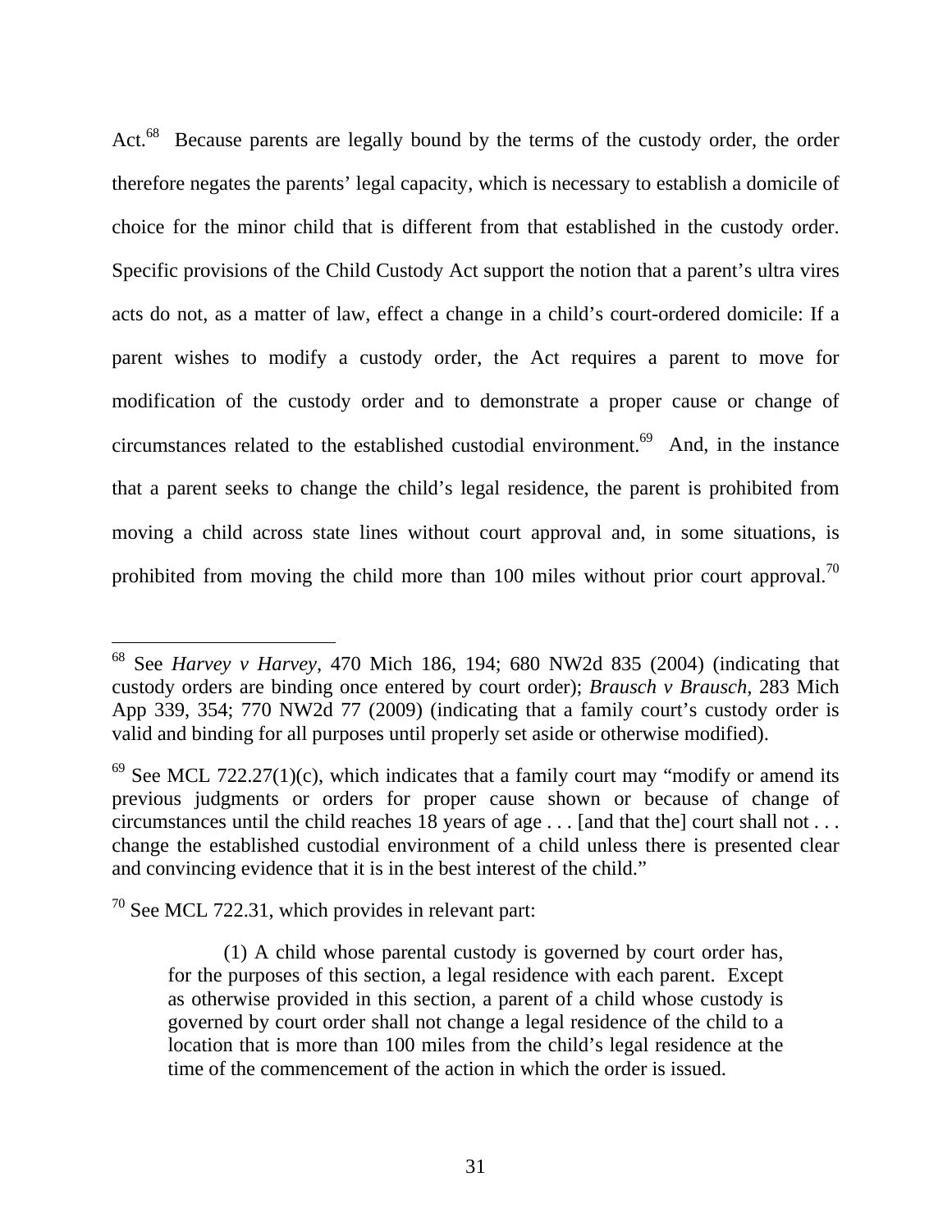Act.[68] Because parents are legally bound by the terms of the custody order, the order therefore negates the parents' legal capacity, which is necessary to establish a domicile of choice for the minor child that is different from that established in the custody order. Specific provisions of the Child Custody Act support the notion that a parent's ultra vires acts do not, as a matter of law, effect a change in a child's court-ordered domicile: If a parent wishes to modify a custody order, the Act requires a parent to move for modification of the custody order and to demonstrate a proper cause or change of circumstances related to the established custodial environment.[69] And, in the instance that a parent seeks to change the child's legal residence, the parent is prohibited from moving a child across state lines without court approval and, in some situations, is prohibited from moving the child more than 100 miles without prior court approval.[70]

---

[68] See *Harvey v Harvey*, 470 Mich 186, 194; 680 NW2d 835 (2004) (indicating that custody orders are binding once entered by court order); *Brausch v Brausch*, 283 Mich App 339, 354; 770 NW2d 77 (2009) (indicating that a family court's custody order is valid and binding for all purposes until properly set aside or otherwise modified).

[69] See MCL 722.27(1)(c), which indicates that a family court may "modify or amend its previous judgments or orders for proper cause shown or because of change of circumstances until the child reaches 18 years of age . . . [and that the] court shall not . . . change the established custodial environment of a child unless there is presented clear and convincing evidence that it is in the best interest of the child."

[70] See MCL 722.31, which provides in relevant part:

> (1) A child whose parental custody is governed by court order has, for the purposes of this section, a legal residence with each parent. Except as otherwise provided in this section, a parent of a child whose custody is governed by court order shall not change a legal residence of the child to a location that is more than 100 miles from the child's legal residence at the time of the commencement of the action in which the order is issued.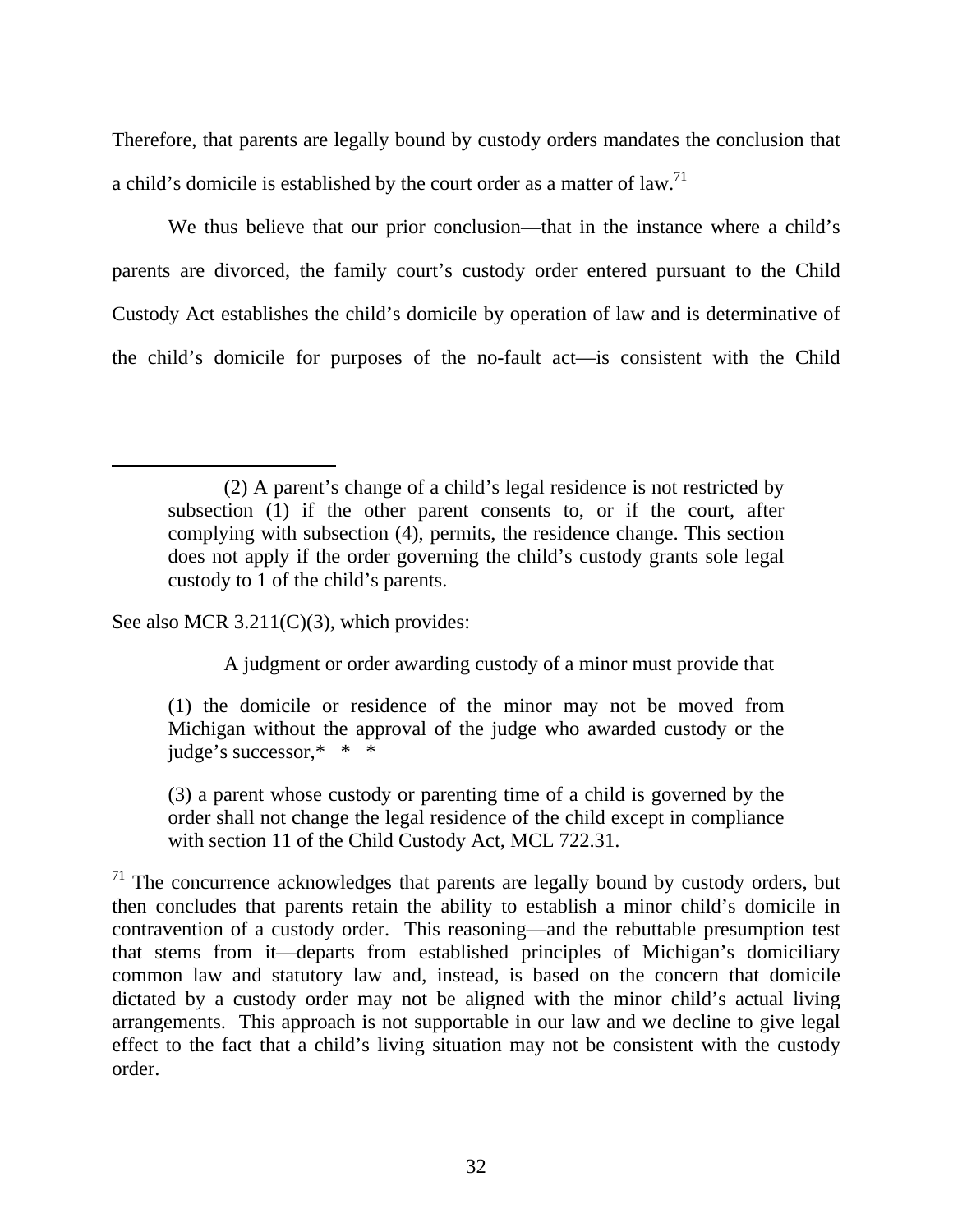Therefore, that parents are legally bound by custody orders mandates the conclusion that a child's domicile is established by the court order as a matter of law.[71]

We thus believe that our prior conclusion—that in the instance where a child's parents are divorced, the family court's custody order entered pursuant to the Child Custody Act establishes the child's domicile by operation of law and is determinative of the child's domicile for purposes of the no-fault act—is consistent with the Child

---

> (2) A parent's change of a child's legal residence is not restricted by subsection (1) if the other parent consents to, or if the court, after complying with subsection (4), permits, the residence change. This section does not apply if the order governing the child's custody grants sole legal custody to 1 of the child's parents.

See also MCR 3.211(C)(3), which provides:

> A judgment or order awarding custody of a minor must provide that
>
> (1) the domicile or residence of the minor may not be moved from Michigan without the approval of the judge who awarded custody or the judge's successor,* * *
>
> (3) a parent whose custody or parenting time of a child is governed by the order shall not change the legal residence of the child except in compliance with section 11 of the Child Custody Act, MCL 722.31.

[71] The concurrence acknowledges that parents are legally bound by custody orders, but then concludes that parents retain the ability to establish a minor child's domicile in contravention of a custody order. This reasoning—and the rebuttable presumption test that stems from it—departs from established principles of Michigan's domiciliary common law and statutory law and, instead, is based on the concern that domicile dictated by a custody order may not be aligned with the minor child's actual living arrangements. This approach is not supportable in our law and we decline to give legal effect to the fact that a child's living situation may not be consistent with the custody order.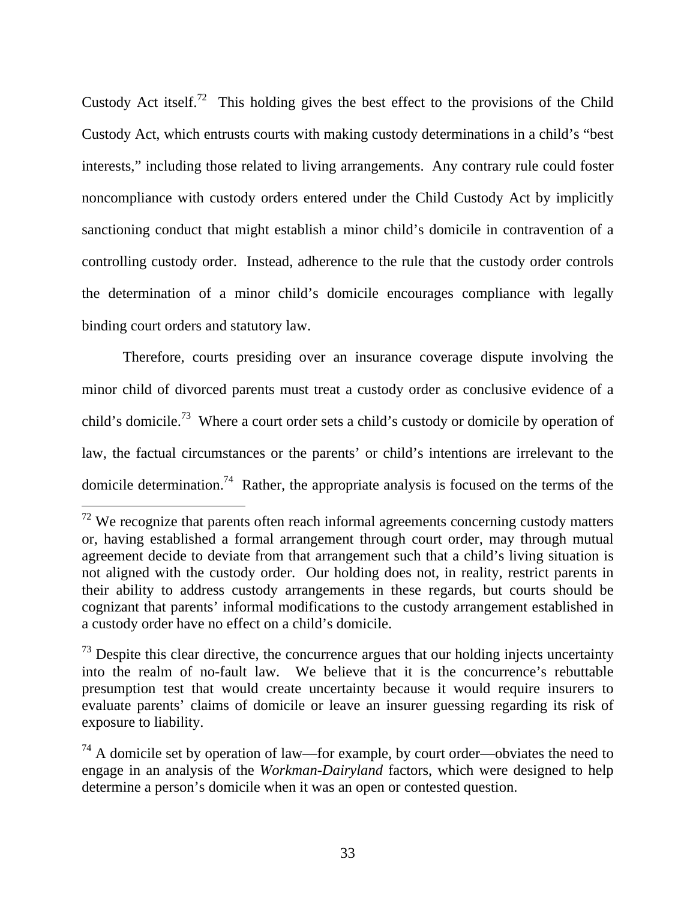Custody Act itself.[72] This holding gives the best effect to the provisions of the Child Custody Act, which entrusts courts with making custody determinations in a child's "best interests," including those related to living arrangements. Any contrary rule could foster noncompliance with custody orders entered under the Child Custody Act by implicitly sanctioning conduct that might establish a minor child's domicile in contravention of a controlling custody order. Instead, adherence to the rule that the custody order controls the determination of a minor child's domicile encourages compliance with legally binding court orders and statutory law.

Therefore, courts presiding over an insurance coverage dispute involving the minor child of divorced parents must treat a custody order as conclusive evidence of a child's domicile.[73] Where a court order sets a child's custody or domicile by operation of law, the factual circumstances or the parents' or child's intentions are irrelevant to the domicile determination.[74] Rather, the appropriate analysis is focused on the terms of the

---

[72] We recognize that parents often reach informal agreements concerning custody matters or, having established a formal arrangement through court order, may through mutual agreement decide to deviate from that arrangement such that a child's living situation is not aligned with the custody order. Our holding does not, in reality, restrict parents in their ability to address custody arrangements in these regards, but courts should be cognizant that parents' informal modifications to the custody arrangement established in a custody order have no effect on a child's domicile.

[73] Despite this clear directive, the concurrence argues that our holding injects uncertainty into the realm of no-fault law. We believe that it is the concurrence's rebuttable presumption test that would create uncertainty because it would require insurers to evaluate parents' claims of domicile or leave an insurer guessing regarding its risk of exposure to liability.

[74] A domicile set by operation of law—for example, by court order—obviates the need to engage in an analysis of the *Workman-Dairyland* factors, which were designed to help determine a person's domicile when it was an open or contested question.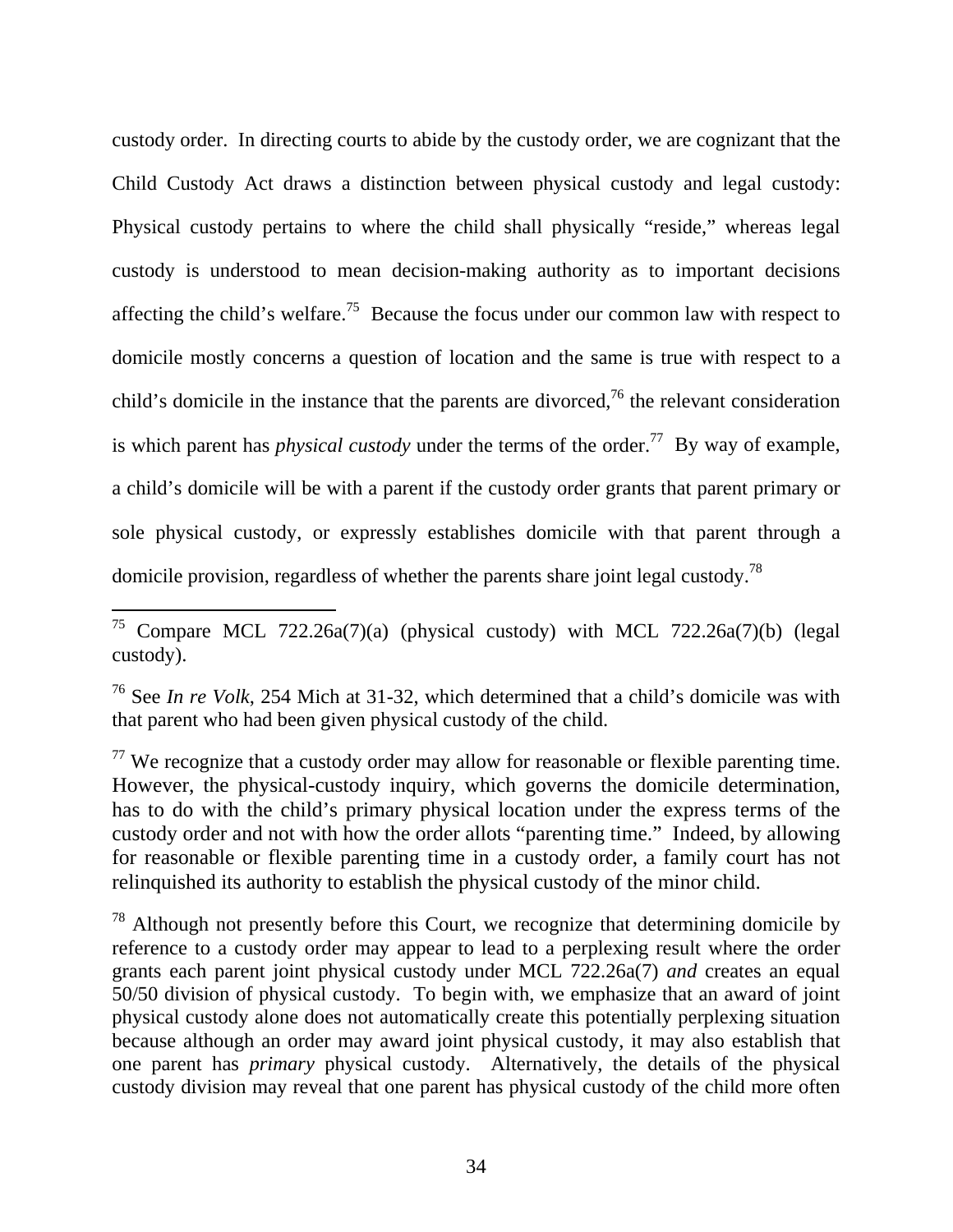custody order. In directing courts to abide by the custody order, we are cognizant that the Child Custody Act draws a distinction between physical custody and legal custody: Physical custody pertains to where the child shall physically "reside," whereas legal custody is understood to mean decision-making authority as to important decisions affecting the child's welfare.[75] Because the focus under our common law with respect to domicile mostly concerns a question of location and the same is true with respect to a child's domicile in the instance that the parents are divorced,[76] the relevant consideration is which parent has *physical custody* under the terms of the order.[77] By way of example, a child's domicile will be with a parent if the custody order grants that parent primary or sole physical custody, or expressly establishes domicile with that parent through a domicile provision, regardless of whether the parents share joint legal custody.[78]

---

[75] Compare MCL 722.26a(7)(a) (physical custody) with MCL 722.26a(7)(b) (legal custody).

[76] See *In re Volk*, 254 Mich at 31-32, which determined that a child's domicile was with that parent who had been given physical custody of the child.

[77] We recognize that a custody order may allow for reasonable or flexible parenting time. However, the physical-custody inquiry, which governs the domicile determination, has to do with the child's primary physical location under the express terms of the custody order and not with how the order allots "parenting time." Indeed, by allowing for reasonable or flexible parenting time in a custody order, a family court has not relinquished its authority to establish the physical custody of the minor child.

[78] Although not presently before this Court, we recognize that determining domicile by reference to a custody order may appear to lead to a perplexing result where the order grants each parent joint physical custody under MCL 722.26a(7) *and* creates an equal 50/50 division of physical custody. To begin with, we emphasize that an award of joint physical custody alone does not automatically create this potentially perplexing situation because although an order may award joint physical custody, it may also establish that one parent has *primary* physical custody. Alternatively, the details of the physical custody division may reveal that one parent has physical custody of the child more often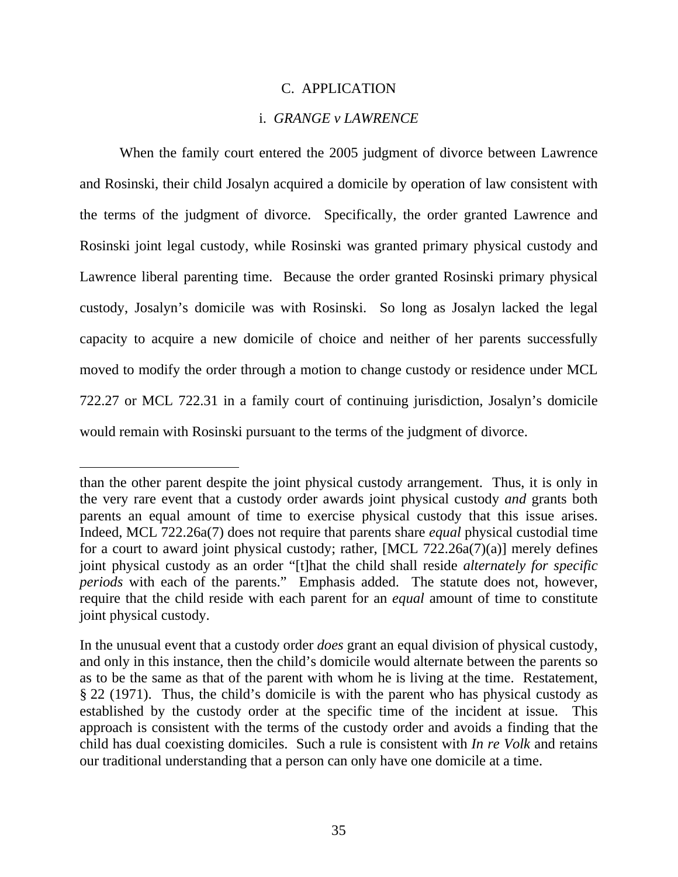### C. APPLICATION

#### i. *GRANGE v LAWRENCE*

When the family court entered the 2005 judgment of divorce between Lawrence and Rosinski, their child Josalyn acquired a domicile by operation of law consistent with the terms of the judgment of divorce. Specifically, the order granted Lawrence and Rosinski joint legal custody, while Rosinski was granted primary physical custody and Lawrence liberal parenting time. Because the order granted Rosinski primary physical custody, Josalyn's domicile was with Rosinski. So long as Josalyn lacked the legal capacity to acquire a new domicile of choice and neither of her parents successfully moved to modify the order through a motion to change custody or residence under MCL 722.27 or MCL 722.31 in a family court of continuing jurisdiction, Josalyn's domicile would remain with Rosinski pursuant to the terms of the judgment of divorce.

---

than the other parent despite the joint physical custody arrangement. Thus, it is only in the very rare event that a custody order awards joint physical custody *and* grants both parents an equal amount of time to exercise physical custody that this issue arises. Indeed, MCL 722.26a(7) does not require that parents share *equal* physical custodial time for a court to award joint physical custody; rather, [MCL 722.26a(7)(a)] merely defines joint physical custody as an order "[t]hat the child shall reside *alternately for specific periods* with each of the parents." Emphasis added. The statute does not, however, require that the child reside with each parent for an *equal* amount of time to constitute joint physical custody.

In the unusual event that a custody order *does* grant an equal division of physical custody, and only in this instance, then the child's domicile would alternate between the parents so as to be the same as that of the parent with whom he is living at the time. Restatement, § 22 (1971). Thus, the child's domicile is with the parent who has physical custody as established by the custody order at the specific time of the incident at issue. This approach is consistent with the terms of the custody order and avoids a finding that the child has dual coexisting domiciles. Such a rule is consistent with *In re Volk* and retains our traditional understanding that a person can only have one domicile at a time.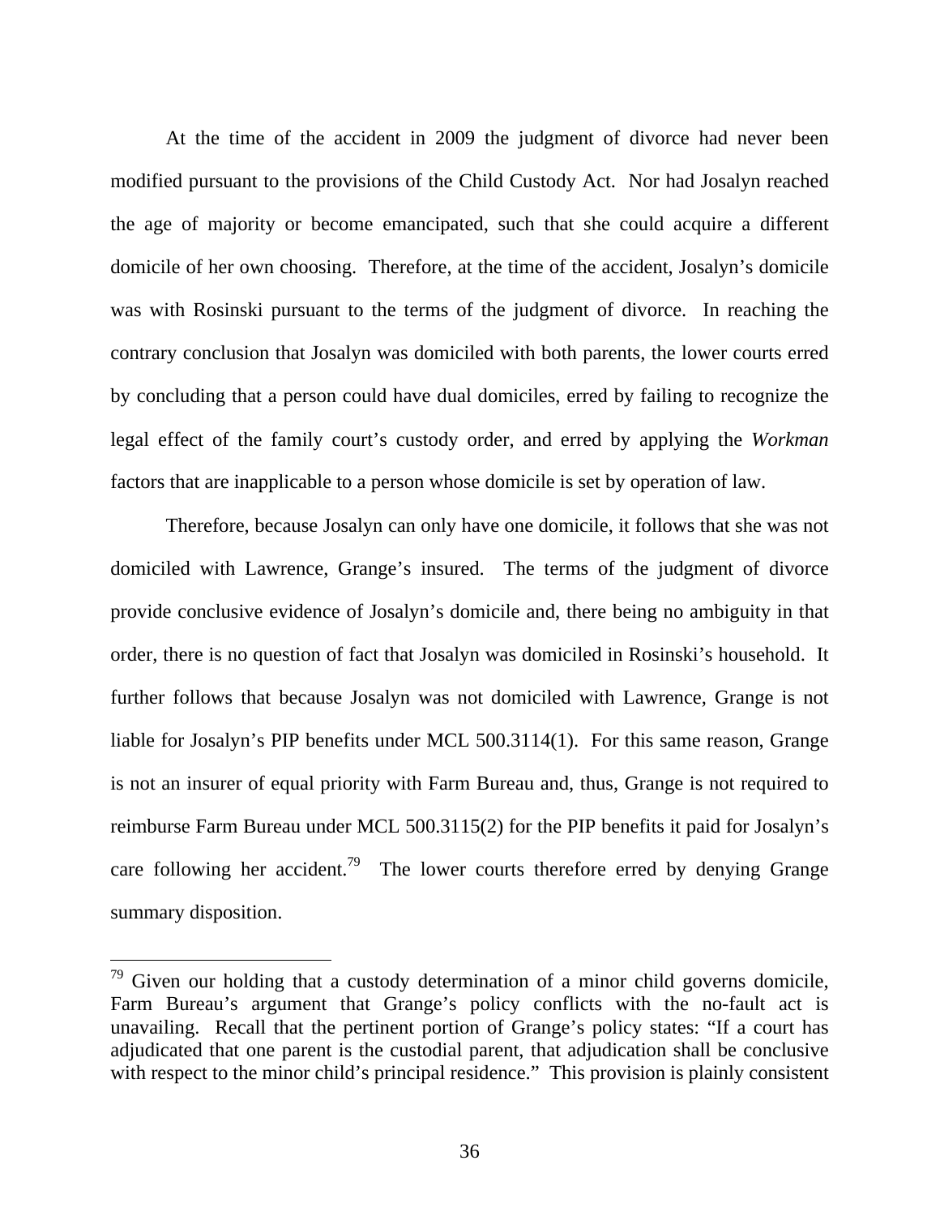At the time of the accident in 2009 the judgment of divorce had never been modified pursuant to the provisions of the Child Custody Act. Nor had Josalyn reached the age of majority or become emancipated, such that she could acquire a different domicile of her own choosing. Therefore, at the time of the accident, Josalyn's domicile was with Rosinski pursuant to the terms of the judgment of divorce. In reaching the contrary conclusion that Josalyn was domiciled with both parents, the lower courts erred by concluding that a person could have dual domiciles, erred by failing to recognize the legal effect of the family court's custody order, and erred by applying the *Workman* factors that are inapplicable to a person whose domicile is set by operation of law.

Therefore, because Josalyn can only have one domicile, it follows that she was not domiciled with Lawrence, Grange's insured. The terms of the judgment of divorce provide conclusive evidence of Josalyn's domicile and, there being no ambiguity in that order, there is no question of fact that Josalyn was domiciled in Rosinski's household. It further follows that because Josalyn was not domiciled with Lawrence, Grange is not liable for Josalyn's PIP benefits under MCL 500.3114(1). For this same reason, Grange is not an insurer of equal priority with Farm Bureau and, thus, Grange is not required to reimburse Farm Bureau under MCL 500.3115(2) for the PIP benefits it paid for Josalyn's care following her accident.[79] The lower courts therefore erred by denying Grange summary disposition.

---

[79] Given our holding that a custody determination of a minor child governs domicile, Farm Bureau's argument that Grange's policy conflicts with the no-fault act is unavailing. Recall that the pertinent portion of Grange's policy states: "If a court has adjudicated that one parent is the custodial parent, that adjudication shall be conclusive with respect to the minor child's principal residence." This provision is plainly consistent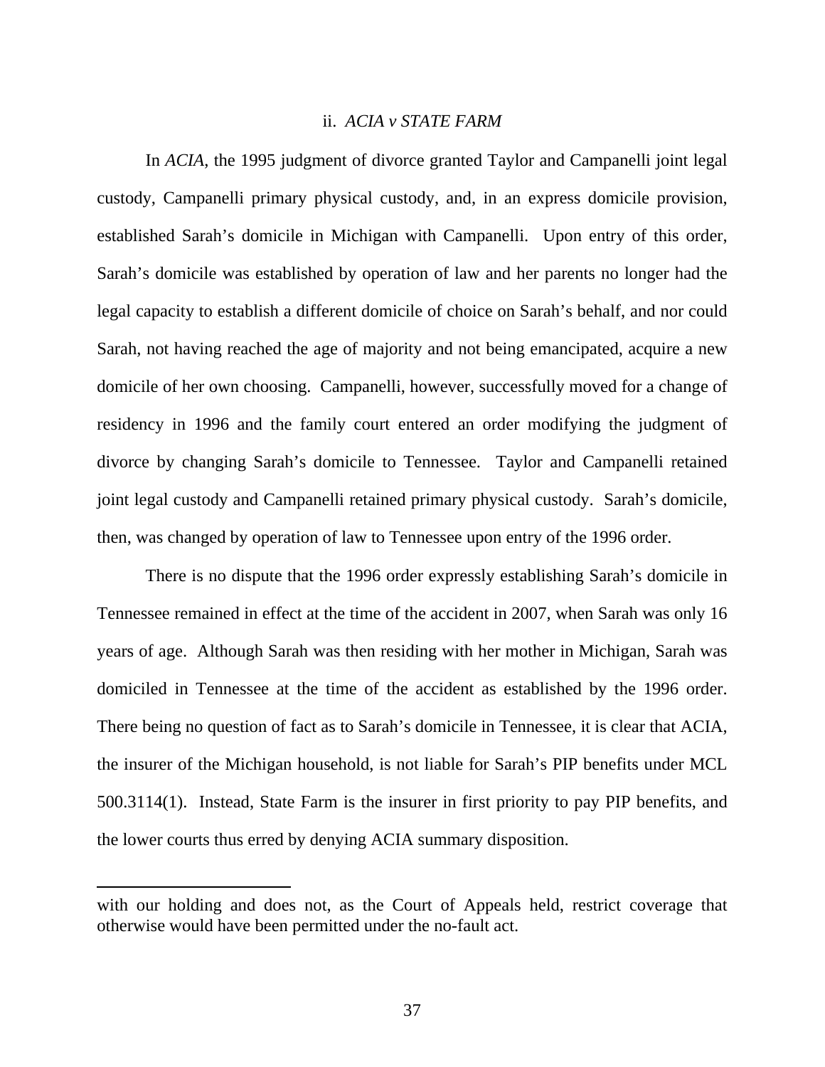### ii. *ACIA v STATE FARM*

In *ACIA*, the 1995 judgment of divorce granted Taylor and Campanelli joint legal custody, Campanelli primary physical custody, and, in an express domicile provision, established Sarah's domicile in Michigan with Campanelli. Upon entry of this order, Sarah's domicile was established by operation of law and her parents no longer had the legal capacity to establish a different domicile of choice on Sarah's behalf, and nor could Sarah, not having reached the age of majority and not being emancipated, acquire a new domicile of her own choosing. Campanelli, however, successfully moved for a change of residency in 1996 and the family court entered an order modifying the judgment of divorce by changing Sarah's domicile to Tennessee. Taylor and Campanelli retained joint legal custody and Campanelli retained primary physical custody. Sarah's domicile, then, was changed by operation of law to Tennessee upon entry of the 1996 order.

There is no dispute that the 1996 order expressly establishing Sarah's domicile in Tennessee remained in effect at the time of the accident in 2007, when Sarah was only 16 years of age. Although Sarah was then residing with her mother in Michigan, Sarah was domiciled in Tennessee at the time of the accident as established by the 1996 order. There being no question of fact as to Sarah's domicile in Tennessee, it is clear that ACIA, the insurer of the Michigan household, is not liable for Sarah's PIP benefits under MCL 500.3114(1). Instead, State Farm is the insurer in first priority to pay PIP benefits, and the lower courts thus erred by denying ACIA summary disposition.

---

with our holding and does not, as the Court of Appeals held, restrict coverage that otherwise would have been permitted under the no-fault act.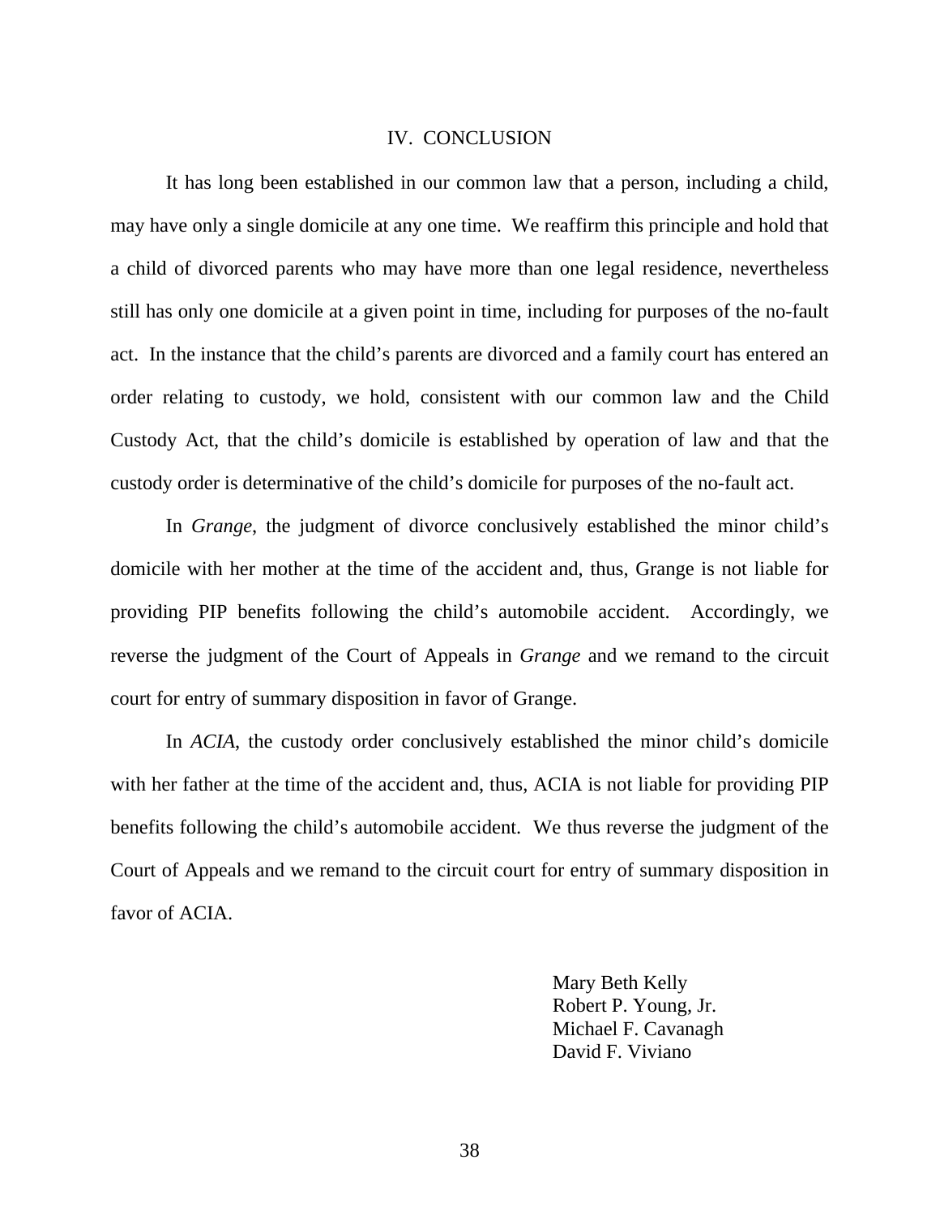## IV. CONCLUSION

It has long been established in our common law that a person, including a child, may have only a single domicile at any one time. We reaffirm this principle and hold that a child of divorced parents who may have more than one legal residence, nevertheless still has only one domicile at a given point in time, including for purposes of the no-fault act. In the instance that the child's parents are divorced and a family court has entered an order relating to custody, we hold, consistent with our common law and the Child Custody Act, that the child's domicile is established by operation of law and that the custody order is determinative of the child's domicile for purposes of the no-fault act.

In *Grange*, the judgment of divorce conclusively established the minor child's domicile with her mother at the time of the accident and, thus, Grange is not liable for providing PIP benefits following the child's automobile accident. Accordingly, we reverse the judgment of the Court of Appeals in *Grange* and we remand to the circuit court for entry of summary disposition in favor of Grange.

In *ACIA*, the custody order conclusively established the minor child's domicile with her father at the time of the accident and, thus, ACIA is not liable for providing PIP benefits following the child's automobile accident. We thus reverse the judgment of the Court of Appeals and we remand to the circuit court for entry of summary disposition in favor of ACIA.

Mary Beth Kelly
Robert P. Young, Jr.
Michael F. Cavanagh
David F. Viviano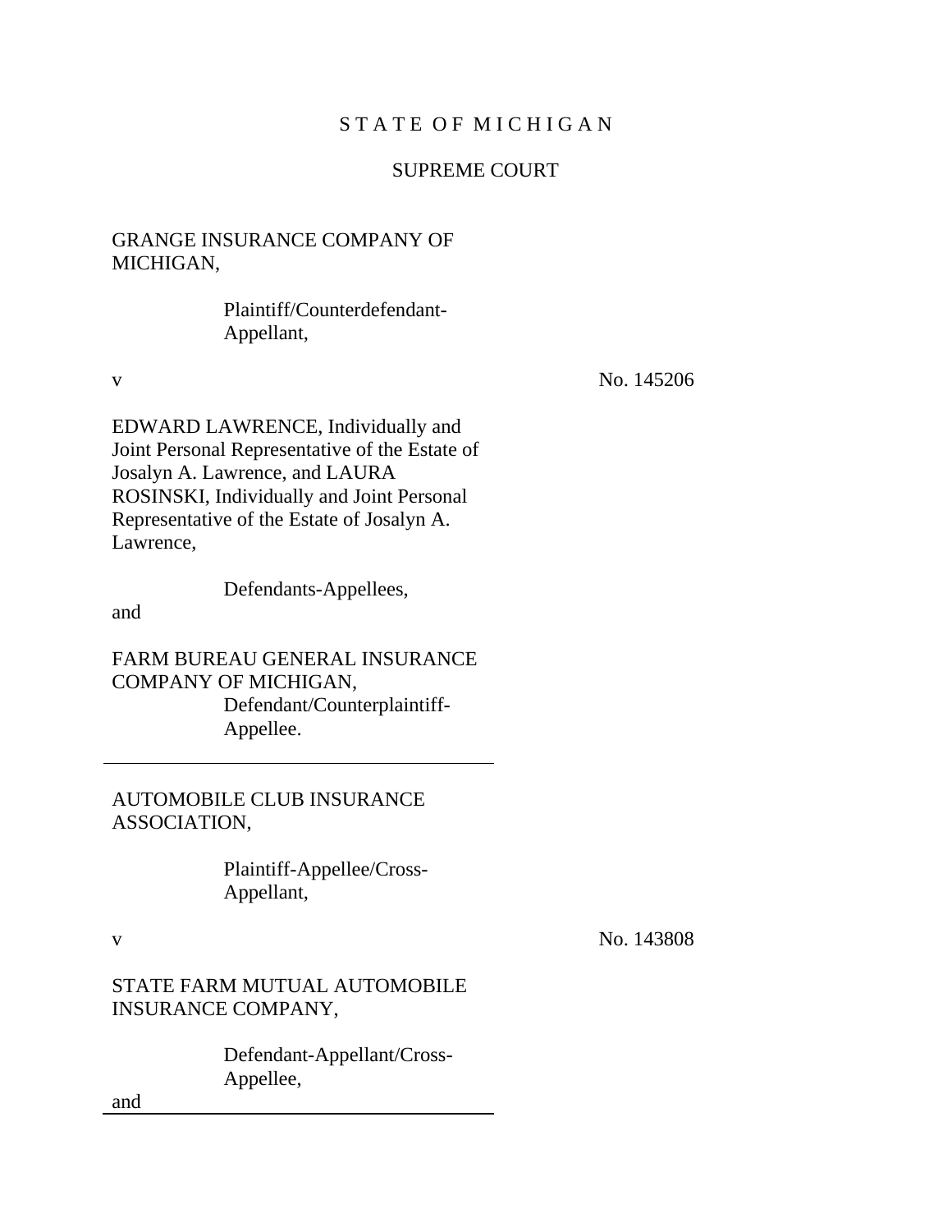# S T A T E O F M I C H I G A N

## SUPREME COURT

GRANGE INSURANCE COMPANY OF MICHIGAN,

Plaintiff/Counterdefendant-Appellant,

v No. 145206

EDWARD LAWRENCE, Individually and Joint Personal Representative of the Estate of Josalyn A. Lawrence, and LAURA ROSINSKI, Individually and Joint Personal Representative of the Estate of Josalyn A. Lawrence,

Defendants-Appellees,

and

FARM BUREAU GENERAL INSURANCE COMPANY OF MICHIGAN,

Defendant/Counterplaintiff-Appellee.

---

AUTOMOBILE CLUB INSURANCE ASSOCIATION,

Plaintiff-Appellee/Cross-Appellant,

v No. 143808

STATE FARM MUTUAL AUTOMOBILE INSURANCE COMPANY,

Defendant-Appellant/Cross-Appellee,

and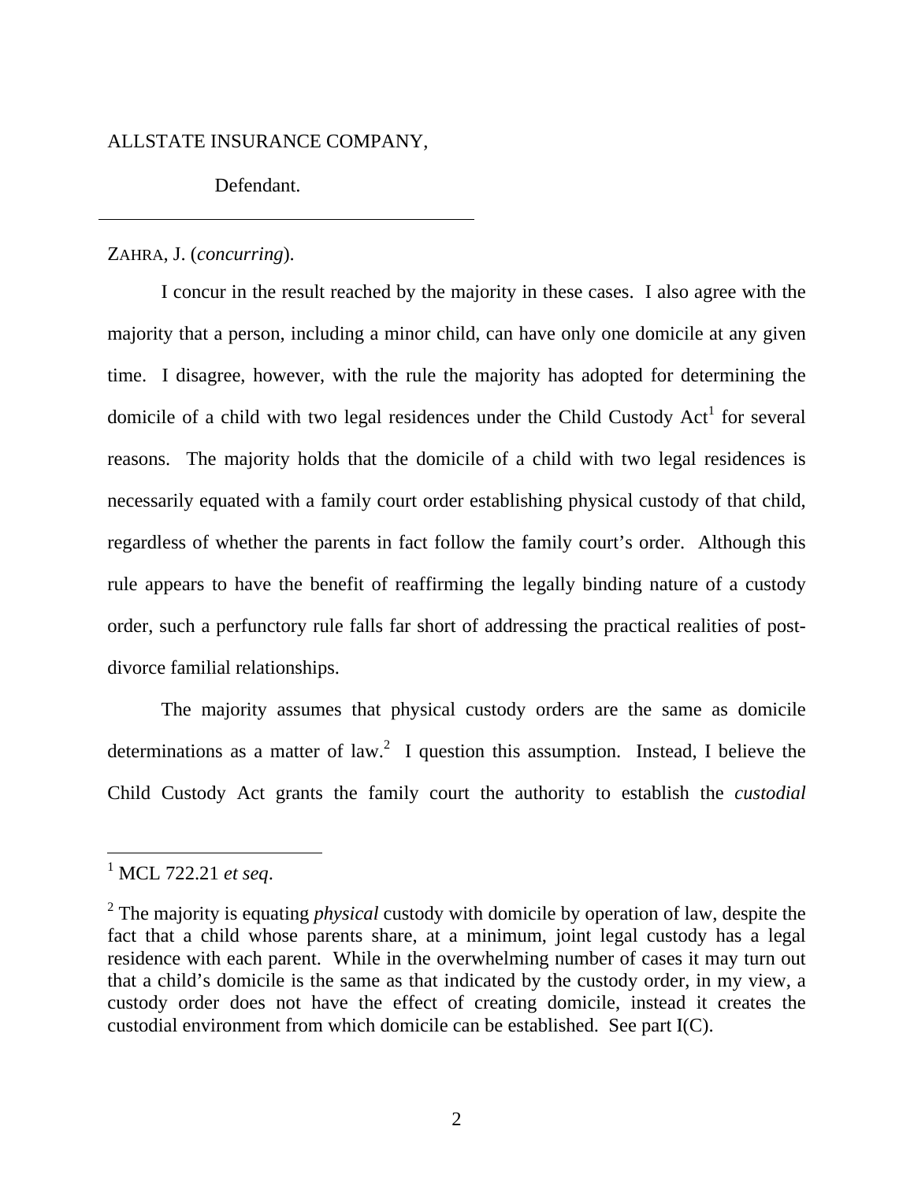ALLSTATE INSURANCE COMPANY,

Defendant.

---

ZAHRA, J. (*concurring*).

I concur in the result reached by the majority in these cases. I also agree with the majority that a person, including a minor child, can have only one domicile at any given time. I disagree, however, with the rule the majority has adopted for determining the domicile of a child with two legal residences under the Child Custody Act[1] for several reasons. The majority holds that the domicile of a child with two legal residences is necessarily equated with a family court order establishing physical custody of that child, regardless of whether the parents in fact follow the family court's order. Although this rule appears to have the benefit of reaffirming the legally binding nature of a custody order, such a perfunctory rule falls far short of addressing the practical realities of post-divorce familial relationships.

The majority assumes that physical custody orders are the same as domicile determinations as a matter of law.[2] I question this assumption. Instead, I believe the Child Custody Act grants the family court the authority to establish the *custodial*

---

[1] MCL 722.21 *et seq*.

[2] The majority is equating *physical* custody with domicile by operation of law, despite the fact that a child whose parents share, at a minimum, joint legal custody has a legal residence with each parent. While in the overwhelming number of cases it may turn out that a child's domicile is the same as that indicated by the custody order, in my view, a custody order does not have the effect of creating domicile, instead it creates the custodial environment from which domicile can be established. See part I(C).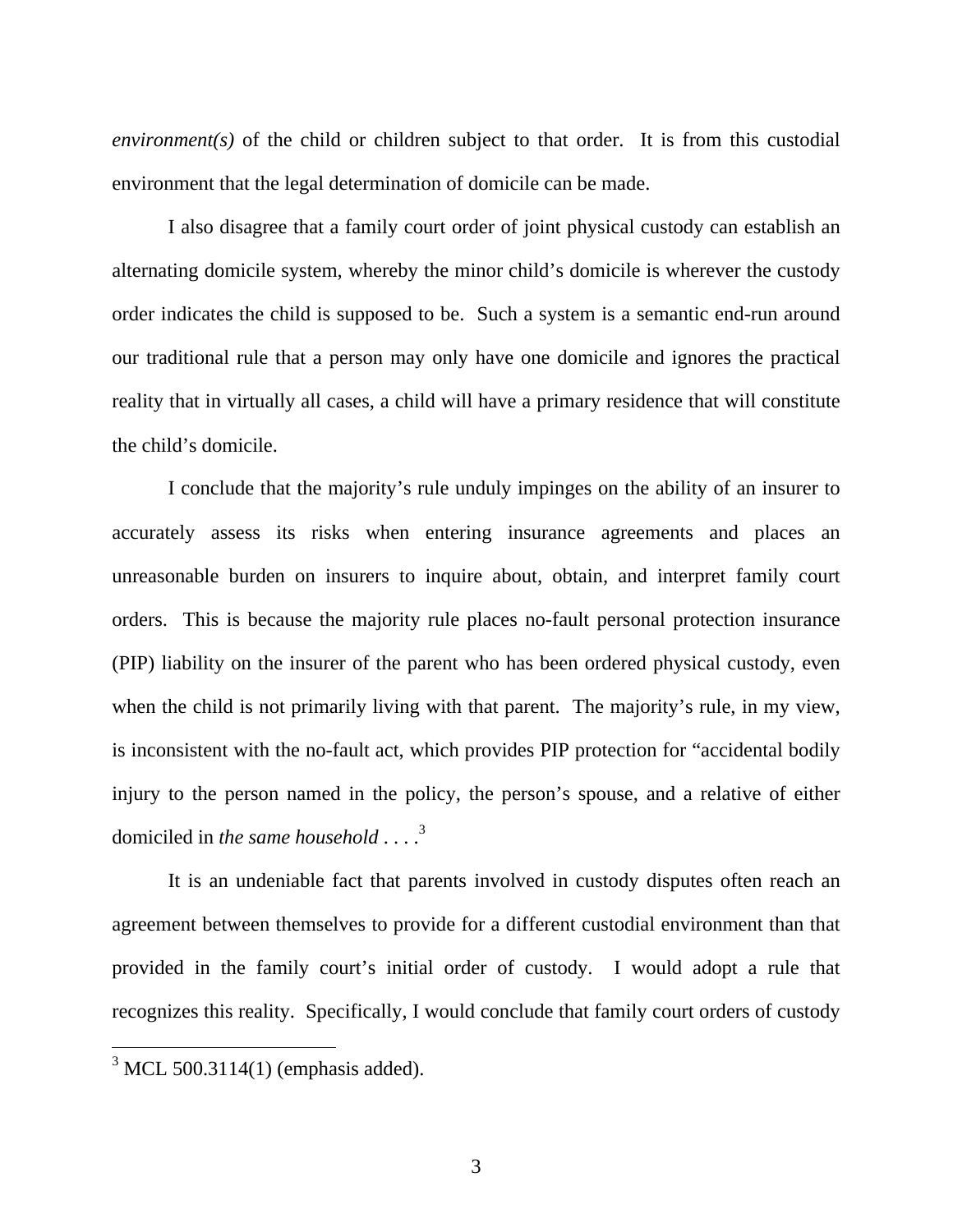*environment(s)* of the child or children subject to that order. It is from this custodial environment that the legal determination of domicile can be made.

I also disagree that a family court order of joint physical custody can establish an alternating domicile system, whereby the minor child's domicile is wherever the custody order indicates the child is supposed to be. Such a system is a semantic end-run around our traditional rule that a person may only have one domicile and ignores the practical reality that in virtually all cases, a child will have a primary residence that will constitute the child's domicile.

I conclude that the majority's rule unduly impinges on the ability of an insurer to accurately assess its risks when entering insurance agreements and places an unreasonable burden on insurers to inquire about, obtain, and interpret family court orders. This is because the majority rule places no-fault personal protection insurance (PIP) liability on the insurer of the parent who has been ordered physical custody, even when the child is not primarily living with that parent. The majority's rule, in my view, is inconsistent with the no-fault act, which provides PIP protection for "accidental bodily injury to the person named in the policy, the person's spouse, and a relative of either domiciled in *the same household* . . . .[3]

It is an undeniable fact that parents involved in custody disputes often reach an agreement between themselves to provide for a different custodial environment than that provided in the family court's initial order of custody. I would adopt a rule that recognizes this reality. Specifically, I would conclude that family court orders of custody

---

[3] MCL 500.3114(1) (emphasis added).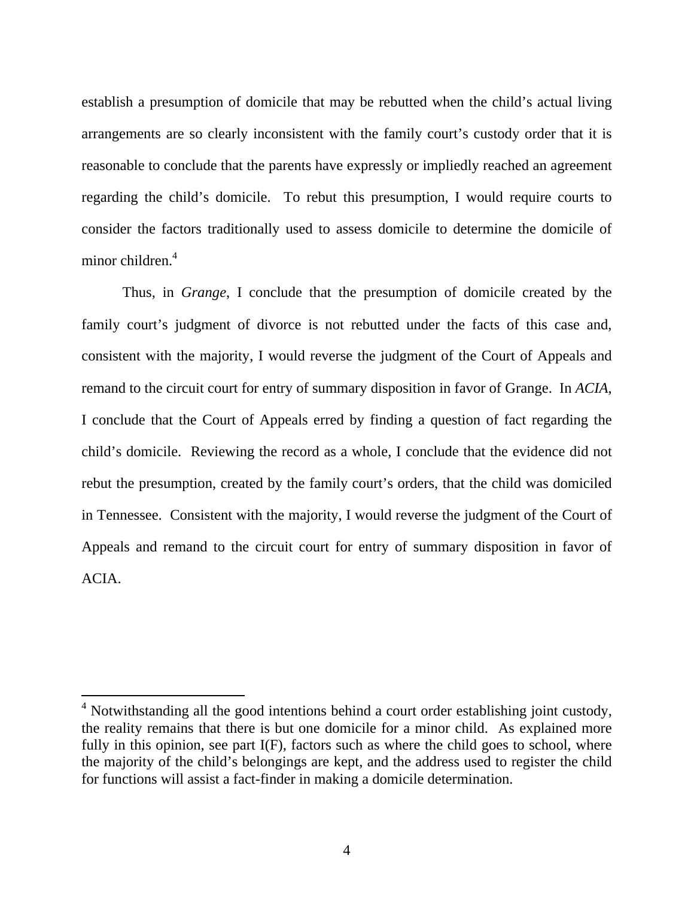establish a presumption of domicile that may be rebutted when the child's actual living arrangements are so clearly inconsistent with the family court's custody order that it is reasonable to conclude that the parents have expressly or impliedly reached an agreement regarding the child's domicile. To rebut this presumption, I would require courts to consider the factors traditionally used to assess domicile to determine the domicile of minor children.[4]

Thus, in *Grange*, I conclude that the presumption of domicile created by the family court's judgment of divorce is not rebutted under the facts of this case and, consistent with the majority, I would reverse the judgment of the Court of Appeals and remand to the circuit court for entry of summary disposition in favor of Grange. In *ACIA*, I conclude that the Court of Appeals erred by finding a question of fact regarding the child's domicile. Reviewing the record as a whole, I conclude that the evidence did not rebut the presumption, created by the family court's orders, that the child was domiciled in Tennessee. Consistent with the majority, I would reverse the judgment of the Court of Appeals and remand to the circuit court for entry of summary disposition in favor of ACIA.

---

[4] Notwithstanding all the good intentions behind a court order establishing joint custody, the reality remains that there is but one domicile for a minor child. As explained more fully in this opinion, see part I(F), factors such as where the child goes to school, where the majority of the child's belongings are kept, and the address used to register the child for functions will assist a fact-finder in making a domicile determination.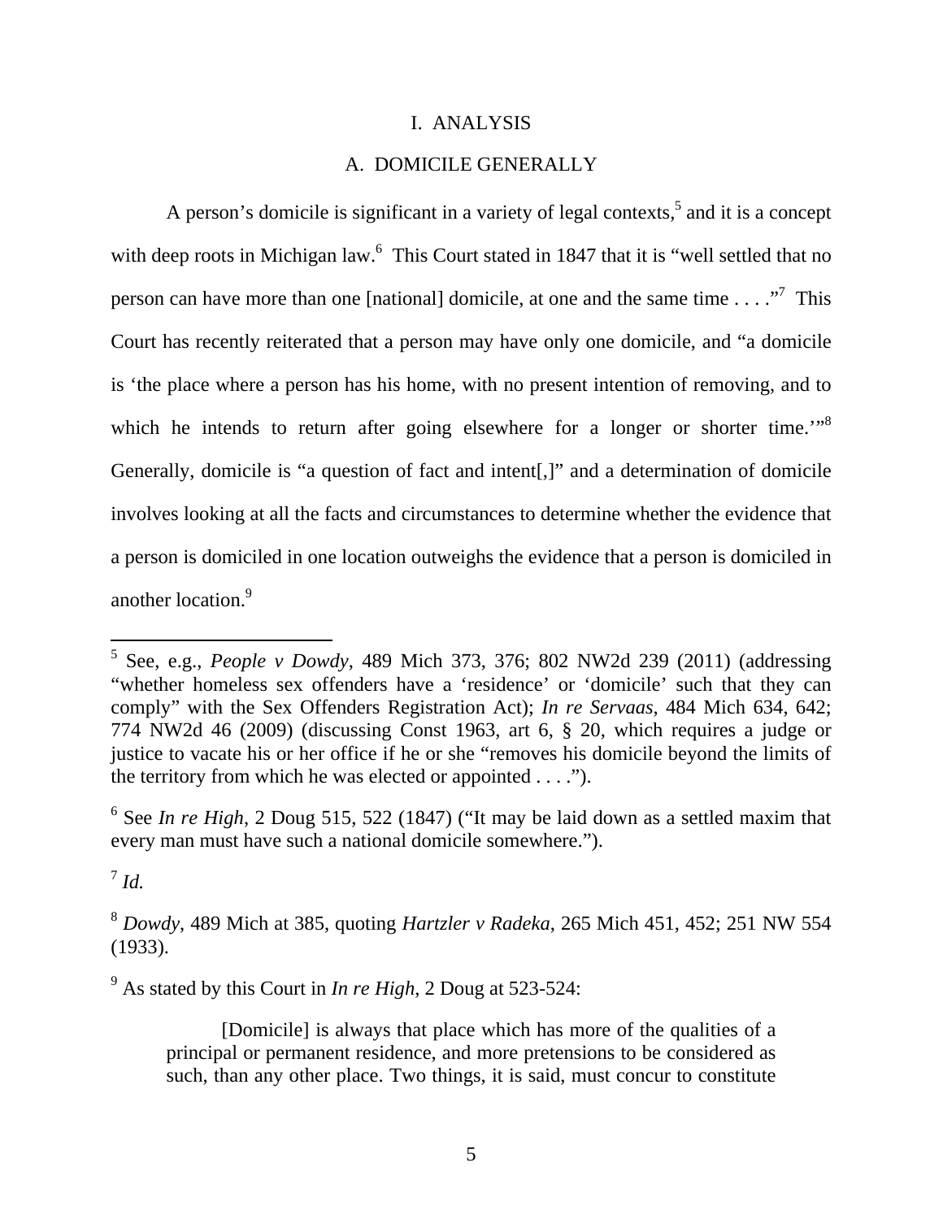## I. ANALYSIS

### A. DOMICILE GENERALLY

A person's domicile is significant in a variety of legal contexts,[5] and it is a concept with deep roots in Michigan law.[6] This Court stated in 1847 that it is "well settled that no person can have more than one [national] domicile, at one and the same time . . . ."[7] This Court has recently reiterated that a person may have only one domicile, and "a domicile is 'the place where a person has his home, with no present intention of removing, and to which he intends to return after going elsewhere for a longer or shorter time.'"[8] Generally, domicile is "a question of fact and intent[,]" and a determination of domicile involves looking at all the facts and circumstances to determine whether the evidence that a person is domiciled in one location outweighs the evidence that a person is domiciled in another location.[9]

---

[5] See, e.g., *People v Dowdy*, 489 Mich 373, 376; 802 NW2d 239 (2011) (addressing "whether homeless sex offenders have a 'residence' or 'domicile' such that they can comply" with the Sex Offenders Registration Act); *In re Servaas*, 484 Mich 634, 642; 774 NW2d 46 (2009) (discussing Const 1963, art 6, § 20, which requires a judge or justice to vacate his or her office if he or she "removes his domicile beyond the limits of the territory from which he was elected or appointed . . . .").

[6] See *In re High*, 2 Doug 515, 522 (1847) ("It may be laid down as a settled maxim that every man must have such a national domicile somewhere.").

[7] *Id.*

[8] *Dowdy*, 489 Mich at 385, quoting *Hartzler v Radeka*, 265 Mich 451, 452; 251 NW 554 (1933).

[9] As stated by this Court in *In re High*, 2 Doug at 523-524:

> [Domicile] is always that place which has more of the qualities of a principal or permanent residence, and more pretensions to be considered as such, than any other place. Two things, it is said, must concur to constitute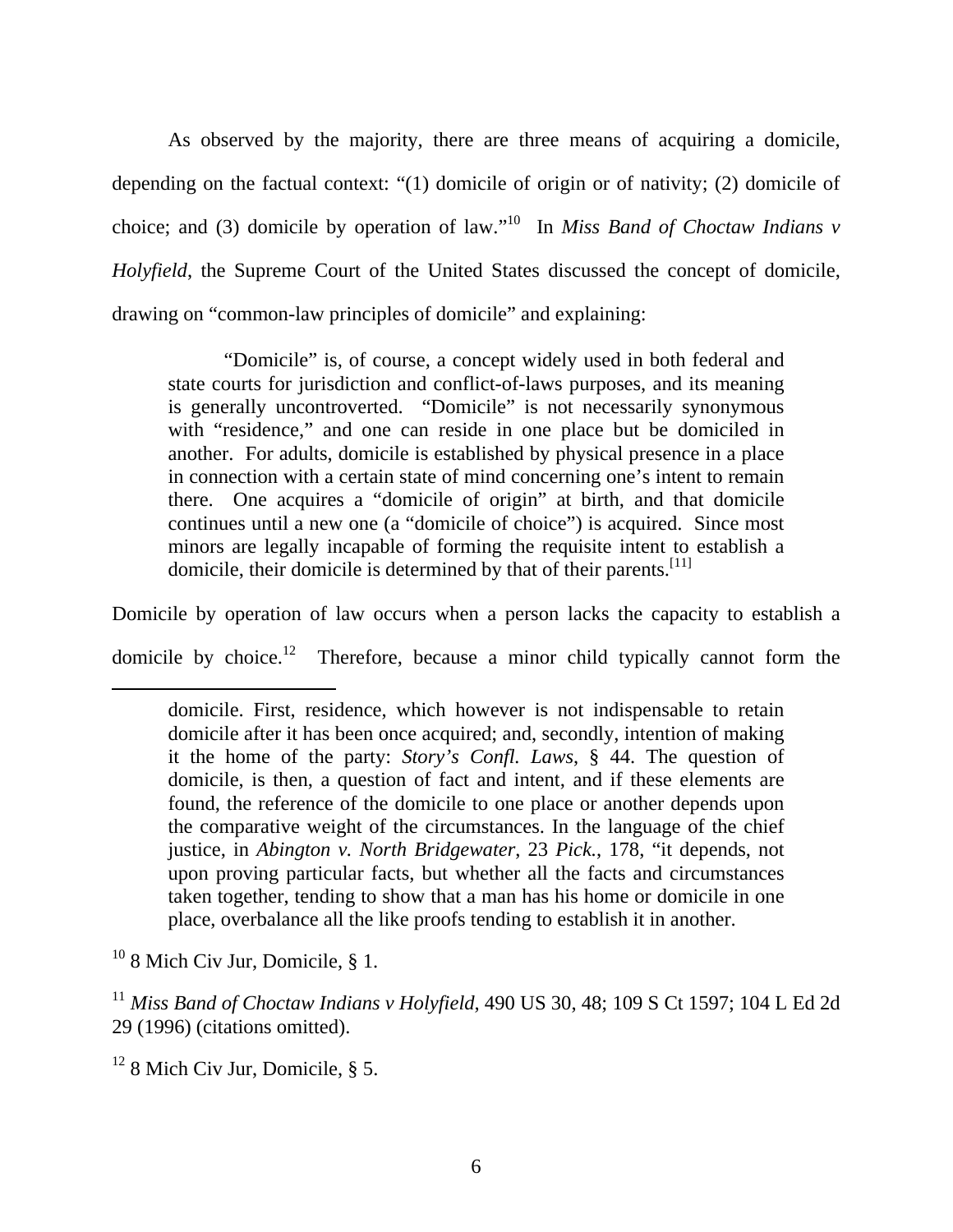As observed by the majority, there are three means of acquiring a domicile, depending on the factual context: "(1) domicile of origin or of nativity; (2) domicile of choice; and (3) domicile by operation of law."[10] In *Miss Band of Choctaw Indians v Holyfield*, the Supreme Court of the United States discussed the concept of domicile, drawing on "common-law principles of domicile" and explaining:

> "Domicile" is, of course, a concept widely used in both federal and state courts for jurisdiction and conflict-of-laws purposes, and its meaning is generally uncontroverted. "Domicile" is not necessarily synonymous with "residence," and one can reside in one place but be domiciled in another. For adults, domicile is established by physical presence in a place in connection with a certain state of mind concerning one's intent to remain there. One acquires a "domicile of origin" at birth, and that domicile continues until a new one (a "domicile of choice") is acquired. Since most minors are legally incapable of forming the requisite intent to establish a domicile, their domicile is determined by that of their parents.[11]

Domicile by operation of law occurs when a person lacks the capacity to establish a domicile by choice.[12] Therefore, because a minor child typically cannot form the

---

> domicile. First, residence, which however is not indispensable to retain domicile after it has been once acquired; and, secondly, intention of making it the home of the party: *Story's Confl. Laws*, § 44. The question of domicile, is then, a question of fact and intent, and if these elements are found, the reference of the domicile to one place or another depends upon the comparative weight of the circumstances. In the language of the chief justice, in *Abington v. North Bridgewater*, 23 *Pick.*, 178, "it depends, not upon proving particular facts, but whether all the facts and circumstances taken together, tending to show that a man has his home or domicile in one place, overbalance all the like proofs tending to establish it in another.

[10] 8 Mich Civ Jur, Domicile, § 1.

[11] *Miss Band of Choctaw Indians v Holyfield*, 490 US 30, 48; 109 S Ct 1597; 104 L Ed 2d 29 (1996) (citations omitted).

[12] 8 Mich Civ Jur, Domicile, § 5.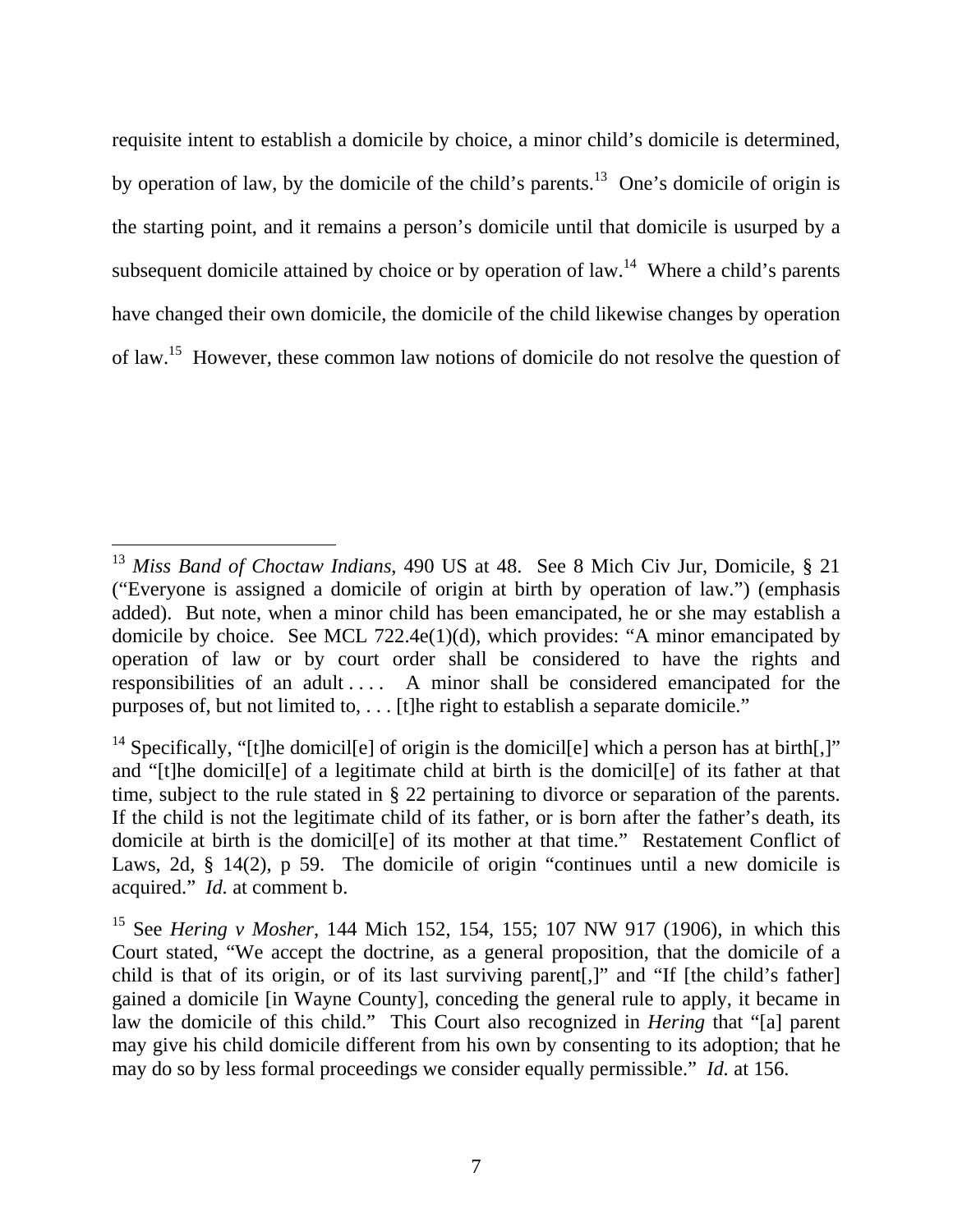requisite intent to establish a domicile by choice, a minor child's domicile is determined, by operation of law, by the domicile of the child's parents.[13] One's domicile of origin is the starting point, and it remains a person's domicile until that domicile is usurped by a subsequent domicile attained by choice or by operation of law.[14] Where a child's parents have changed their own domicile, the domicile of the child likewise changes by operation of law.[15] However, these common law notions of domicile do not resolve the question of

---

[13] *Miss Band of Choctaw Indians*, 490 US at 48. See 8 Mich Civ Jur, Domicile, § 21 ("Everyone is assigned a domicile of origin at birth by operation of law.") (emphasis added). But note, when a minor child has been emancipated, he or she may establish a domicile by choice. See MCL 722.4e(1)(d), which provides: "A minor emancipated by operation of law or by court order shall be considered to have the rights and responsibilities of an adult . . . . A minor shall be considered emancipated for the purposes of, but not limited to, . . . [t]he right to establish a separate domicile."

[14] Specifically, "[t]he domicil[e] of origin is the domicil[e] which a person has at birth[,]" and "[t]he domicil[e] of a legitimate child at birth is the domicil[e] of its father at that time, subject to the rule stated in § 22 pertaining to divorce or separation of the parents. If the child is not the legitimate child of its father, or is born after the father's death, its domicile at birth is the domicil[e] of its mother at that time." Restatement Conflict of Laws, 2d, § 14(2), p 59. The domicile of origin "continues until a new domicile is acquired." *Id.* at comment b.

[15] See *Hering v Mosher*, 144 Mich 152, 154, 155; 107 NW 917 (1906), in which this Court stated, "We accept the doctrine, as a general proposition, that the domicile of a child is that of its origin, or of its last surviving parent[,]" and "If [the child's father] gained a domicile [in Wayne County], conceding the general rule to apply, it became in law the domicile of this child." This Court also recognized in *Hering* that "[a] parent may give his child domicile different from his own by consenting to its adoption; that he may do so by less formal proceedings we consider equally permissible." *Id.* at 156.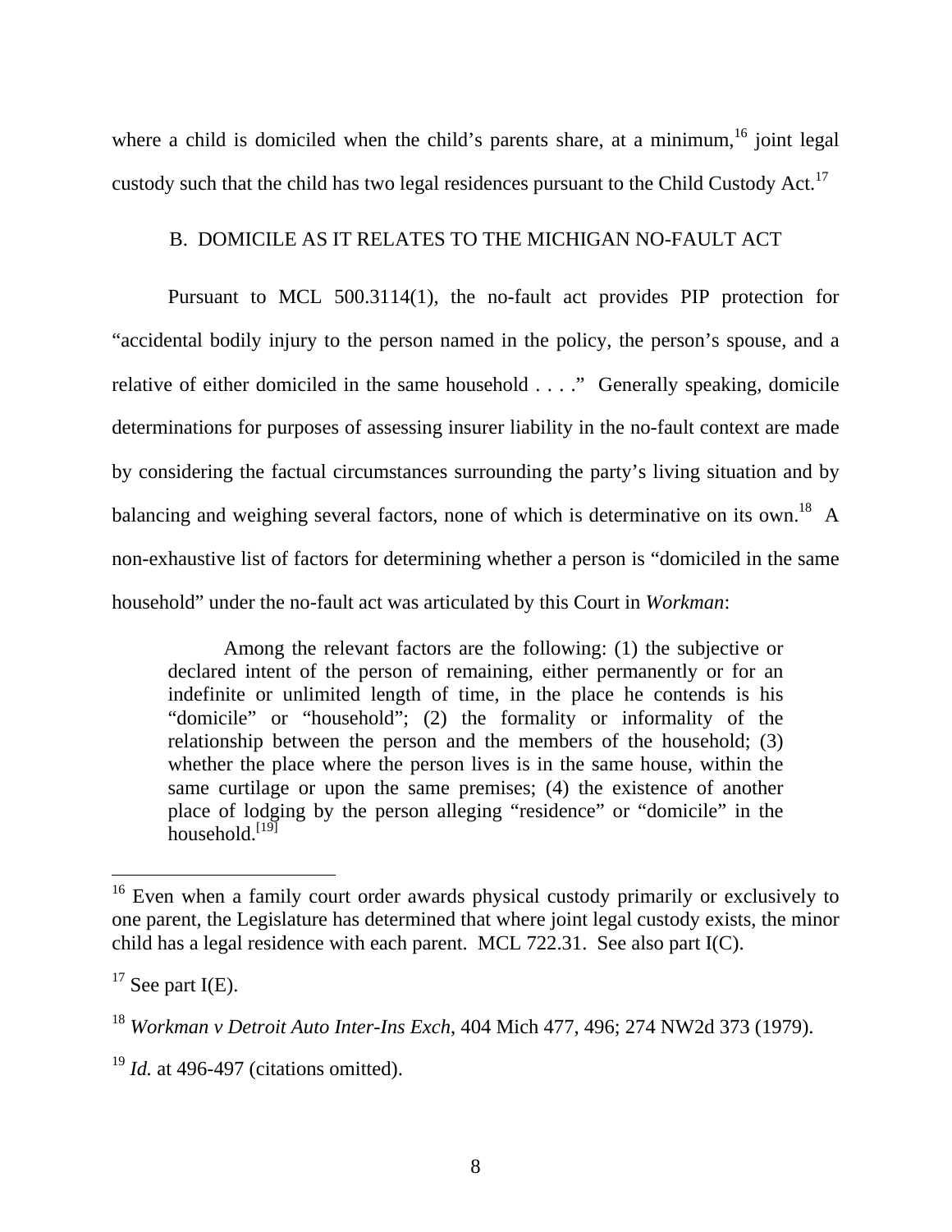where a child is domiciled when the child's parents share, at a minimum,[16] joint legal custody such that the child has two legal residences pursuant to the Child Custody Act.[17]

### B. DOMICILE AS IT RELATES TO THE MICHIGAN NO-FAULT ACT

Pursuant to MCL 500.3114(1), the no-fault act provides PIP protection for "accidental bodily injury to the person named in the policy, the person's spouse, and a relative of either domiciled in the same household . . . ." Generally speaking, domicile determinations for purposes of assessing insurer liability in the no-fault context are made by considering the factual circumstances surrounding the party's living situation and by balancing and weighing several factors, none of which is determinative on its own.[18] A non-exhaustive list of factors for determining whether a person is "domiciled in the same household" under the no-fault act was articulated by this Court in *Workman*:

> Among the relevant factors are the following: (1) the subjective or declared intent of the person of remaining, either permanently or for an indefinite or unlimited length of time, in the place he contends is his "domicile" or "household"; (2) the formality or informality of the relationship between the person and the members of the household; (3) whether the place where the person lives is in the same house, within the same curtilage or upon the same premises; (4) the existence of another place of lodging by the person alleging "residence" or "domicile" in the household.[19]

---

[16] Even when a family court order awards physical custody primarily or exclusively to one parent, the Legislature has determined that where joint legal custody exists, the minor child has a legal residence with each parent. MCL 722.31. See also part I(C).

[17] See part I(E).

[18] *Workman v Detroit Auto Inter-Ins Exch*, 404 Mich 477, 496; 274 NW2d 373 (1979).

[19] *Id.* at 496-497 (citations omitted).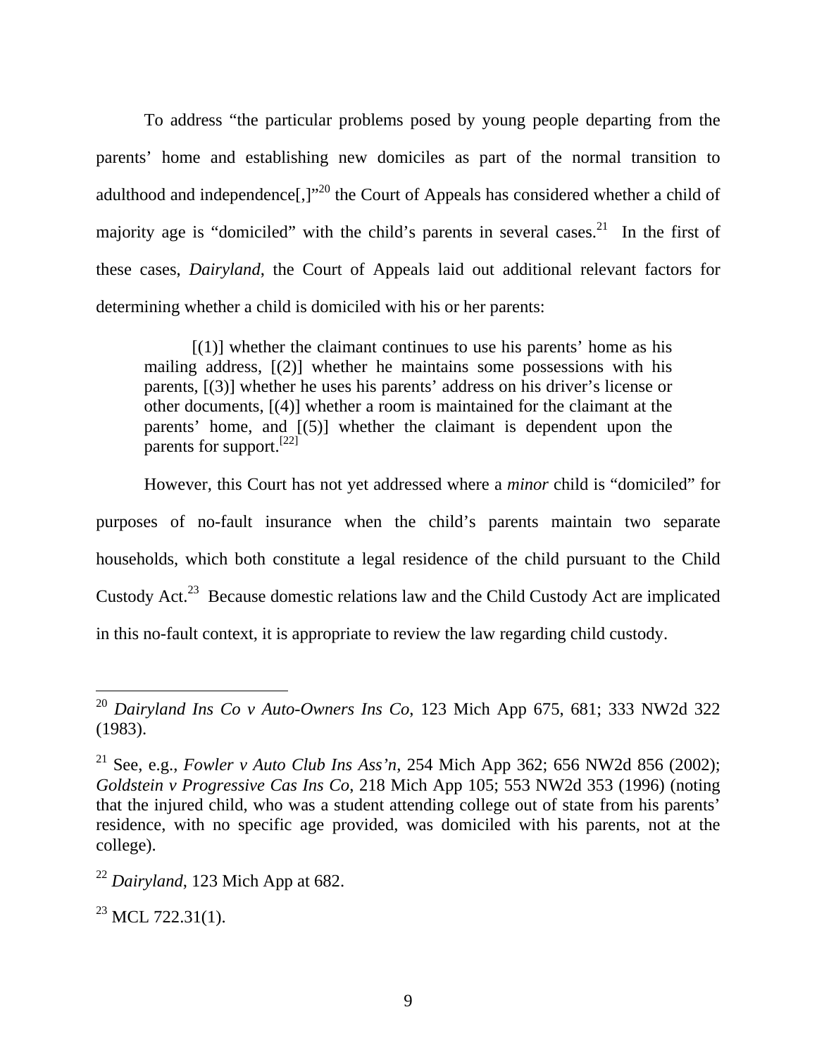To address "the particular problems posed by young people departing from the parents' home and establishing new domiciles as part of the normal transition to adulthood and independence[,]"[20] the Court of Appeals has considered whether a child of majority age is "domiciled" with the child's parents in several cases.[21] In the first of these cases, *Dairyland*, the Court of Appeals laid out additional relevant factors for determining whether a child is domiciled with his or her parents:

> [(1)] whether the claimant continues to use his parents' home as his mailing address, [(2)] whether he maintains some possessions with his parents, [(3)] whether he uses his parents' address on his driver's license or other documents, [(4)] whether a room is maintained for the claimant at the parents' home, and [(5)] whether the claimant is dependent upon the parents for support.[22]

However, this Court has not yet addressed where a *minor* child is "domiciled" for purposes of no-fault insurance when the child's parents maintain two separate households, which both constitute a legal residence of the child pursuant to the Child Custody Act.[23] Because domestic relations law and the Child Custody Act are implicated in this no-fault context, it is appropriate to review the law regarding child custody.

---

[20] *Dairyland Ins Co v Auto-Owners Ins Co*, 123 Mich App 675, 681; 333 NW2d 322 (1983).

[21] See, e.g., *Fowler v Auto Club Ins Ass'n*, 254 Mich App 362; 656 NW2d 856 (2002); *Goldstein v Progressive Cas Ins Co*, 218 Mich App 105; 553 NW2d 353 (1996) (noting that the injured child, who was a student attending college out of state from his parents' residence, with no specific age provided, was domiciled with his parents, not at the college).

[22] *Dairyland*, 123 Mich App at 682.

[23] MCL 722.31(1).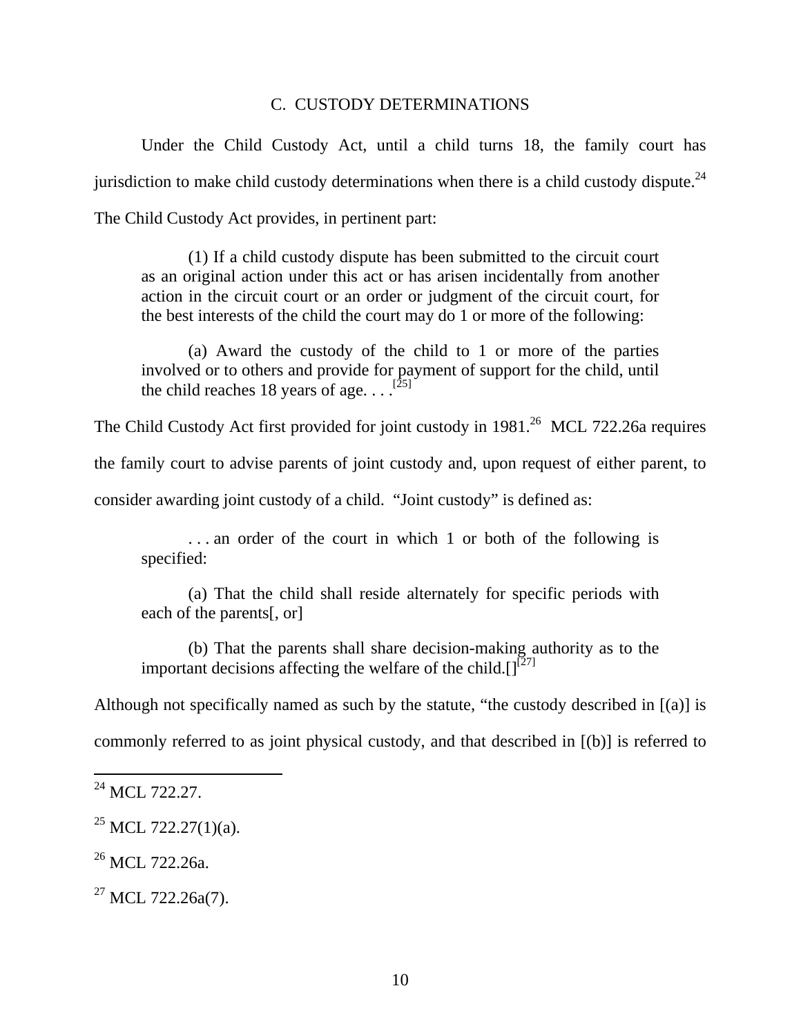### C. CUSTODY DETERMINATIONS

Under the Child Custody Act, until a child turns 18, the family court has jurisdiction to make child custody determinations when there is a child custody dispute.[24] The Child Custody Act provides, in pertinent part:

> (1) If a child custody dispute has been submitted to the circuit court as an original action under this act or has arisen incidentally from another action in the circuit court or an order or judgment of the circuit court, for the best interests of the child the court may do 1 or more of the following:
>
> (a) Award the custody of the child to 1 or more of the parties involved or to others and provide for payment of support for the child, until the child reaches 18 years of age. . . .[25]

The Child Custody Act first provided for joint custody in 1981.[26] MCL 722.26a requires the family court to advise parents of joint custody and, upon request of either parent, to consider awarding joint custody of a child. "Joint custody" is defined as:

> . . . an order of the court in which 1 or both of the following is specified:
>
> (a) That the child shall reside alternately for specific periods with each of the parents[, or]
>
> (b) That the parents shall share decision-making authority as to the important decisions affecting the welfare of the child.[][27]

Although not specifically named as such by the statute, "the custody described in [(a)] is commonly referred to as joint physical custody, and that described in [(b)] is referred to

---

[24] MCL 722.27.

[25] MCL 722.27(1)(a).

[26] MCL 722.26a.

[27] MCL 722.26a(7).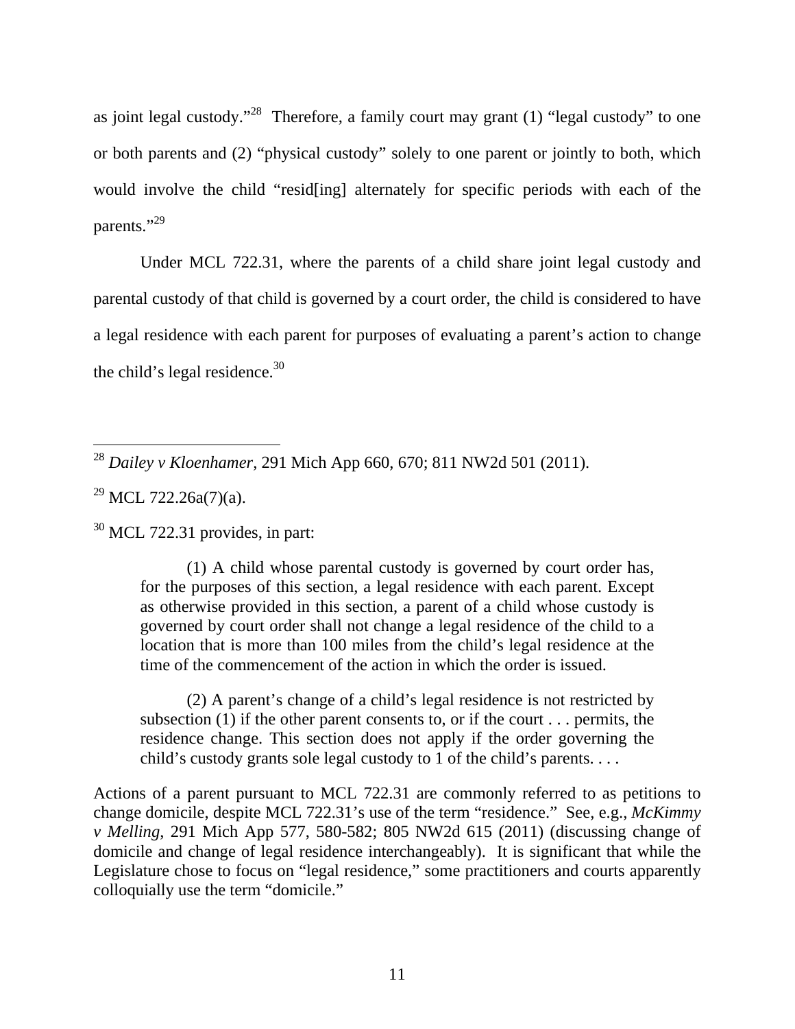as joint legal custody."[28] Therefore, a family court may grant (1) "legal custody" to one or both parents and (2) "physical custody" solely to one parent or jointly to both, which would involve the child "resid[ing] alternately for specific periods with each of the parents."[29]

Under MCL 722.31, where the parents of a child share joint legal custody and parental custody of that child is governed by a court order, the child is considered to have a legal residence with each parent for purposes of evaluating a parent's action to change the child's legal residence.[30]

---

[28] *Dailey v Kloenhamer*, 291 Mich App 660, 670; 811 NW2d 501 (2011).

[29] MCL 722.26a(7)(a).

[30] MCL 722.31 provides, in part:

> (1) A child whose parental custody is governed by court order has, for the purposes of this section, a legal residence with each parent. Except as otherwise provided in this section, a parent of a child whose custody is governed by court order shall not change a legal residence of the child to a location that is more than 100 miles from the child's legal residence at the time of the commencement of the action in which the order is issued.
>
> (2) A parent's change of a child's legal residence is not restricted by subsection (1) if the other parent consents to, or if the court . . . permits, the residence change. This section does not apply if the order governing the child's custody grants sole legal custody to 1 of the child's parents. . . .

Actions of a parent pursuant to MCL 722.31 are commonly referred to as petitions to change domicile, despite MCL 722.31's use of the term "residence." See, e.g., *McKimmy v Melling*, 291 Mich App 577, 580-582; 805 NW2d 615 (2011) (discussing change of domicile and change of legal residence interchangeably). It is significant that while the Legislature chose to focus on "legal residence," some practitioners and courts apparently colloquially use the term "domicile."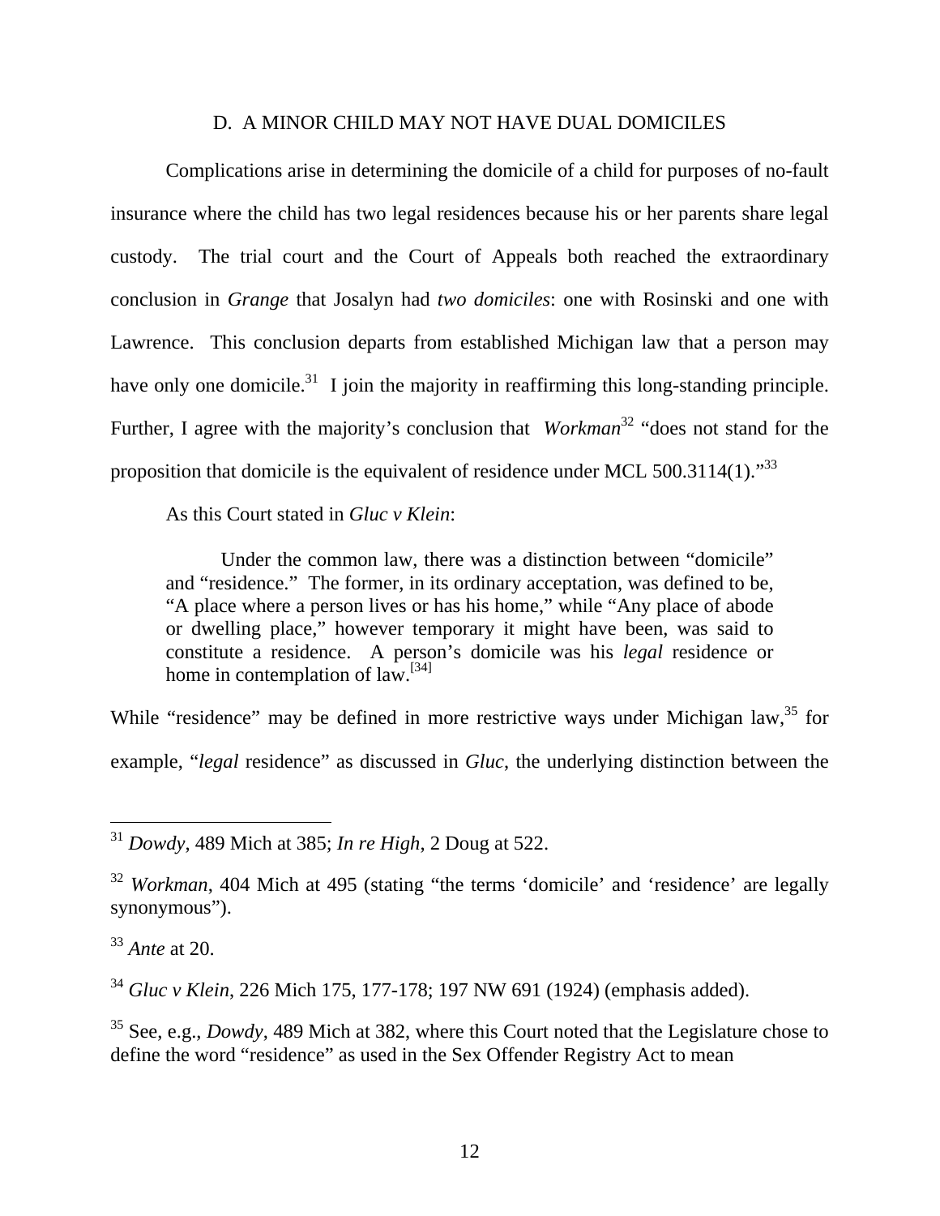### D. A MINOR CHILD MAY NOT HAVE DUAL DOMICILES

Complications arise in determining the domicile of a child for purposes of no-fault insurance where the child has two legal residences because his or her parents share legal custody. The trial court and the Court of Appeals both reached the extraordinary conclusion in *Grange* that Josalyn had *two domiciles*: one with Rosinski and one with Lawrence. This conclusion departs from established Michigan law that a person may have only one domicile.[31] I join the majority in reaffirming this long-standing principle. Further, I agree with the majority's conclusion that *Workman*[32] "does not stand for the proposition that domicile is the equivalent of residence under MCL 500.3114(1)."[33]

As this Court stated in *Gluc v Klein*:

> Under the common law, there was a distinction between "domicile" and "residence." The former, in its ordinary acceptation, was defined to be, "A place where a person lives or has his home," while "Any place of abode or dwelling place," however temporary it might have been, was said to constitute a residence. A person's domicile was his *legal* residence or home in contemplation of law.[34]

While "residence" may be defined in more restrictive ways under Michigan law,[35] for example, "*legal* residence" as discussed in *Gluc*, the underlying distinction between the

---

[31] *Dowdy*, 489 Mich at 385; *In re High*, 2 Doug at 522.

[32] *Workman*, 404 Mich at 495 (stating "the terms 'domicile' and 'residence' are legally synonymous").

[33] *Ante* at 20.

[34] *Gluc v Klein*, 226 Mich 175, 177-178; 197 NW 691 (1924) (emphasis added).

[35] See, e.g., *Dowdy*, 489 Mich at 382, where this Court noted that the Legislature chose to define the word "residence" as used in the Sex Offender Registry Act to mean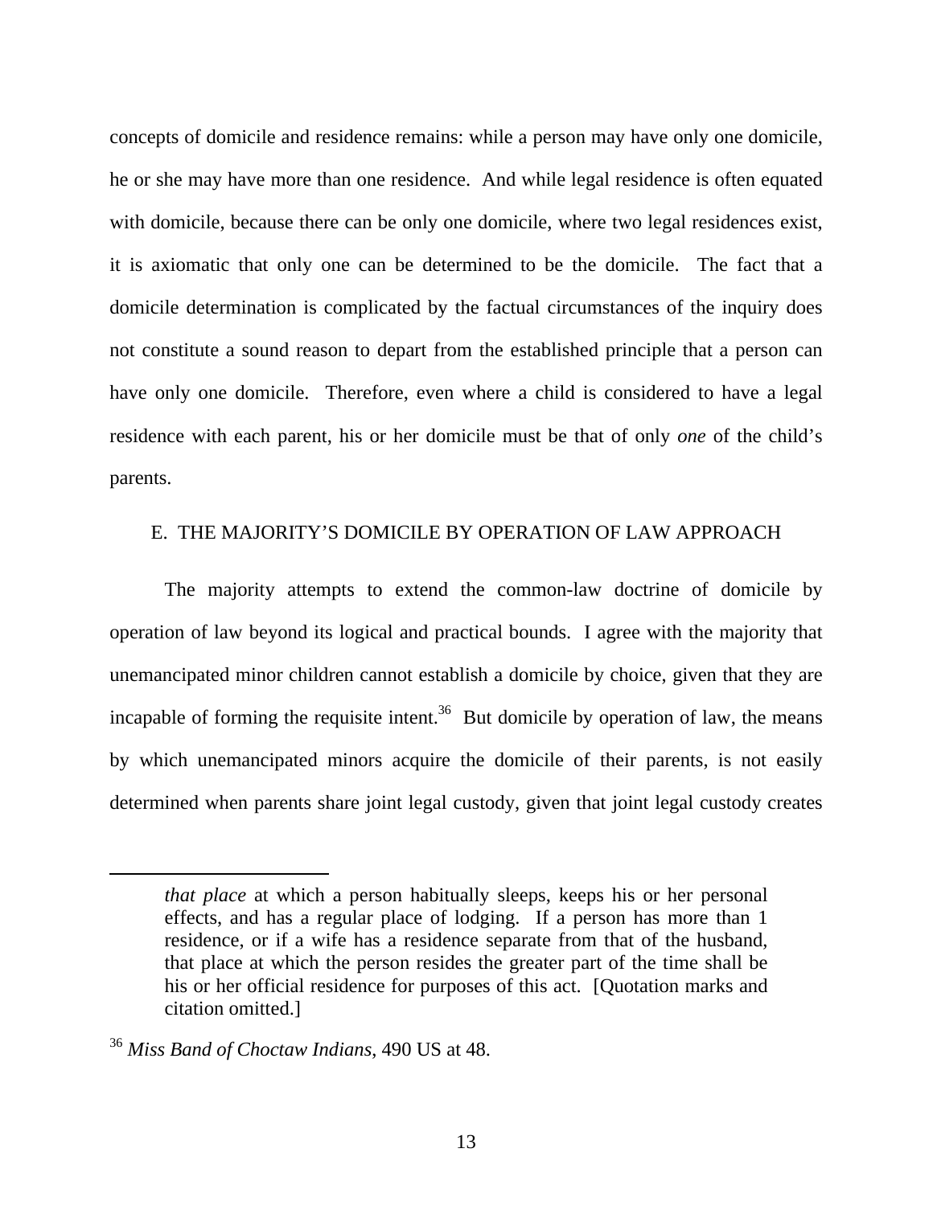concepts of domicile and residence remains: while a person may have only one domicile, he or she may have more than one residence. And while legal residence is often equated with domicile, because there can be only one domicile, where two legal residences exist, it is axiomatic that only one can be determined to be the domicile. The fact that a domicile determination is complicated by the factual circumstances of the inquiry does not constitute a sound reason to depart from the established principle that a person can have only one domicile. Therefore, even where a child is considered to have a legal residence with each parent, his or her domicile must be that of only *one* of the child's parents.

## E. THE MAJORITY'S DOMICILE BY OPERATION OF LAW APPROACH

The majority attempts to extend the common-law doctrine of domicile by operation of law beyond its logical and practical bounds. I agree with the majority that unemancipated minor children cannot establish a domicile by choice, given that they are incapable of forming the requisite intent.[36] But domicile by operation of law, the means by which unemancipated minors acquire the domicile of their parents, is not easily determined when parents share joint legal custody, given that joint legal custody creates

---

> *that place* at which a person habitually sleeps, keeps his or her personal effects, and has a regular place of lodging. If a person has more than 1 residence, or if a wife has a residence separate from that of the husband, that place at which the person resides the greater part of the time shall be his or her official residence for purposes of this act. [Quotation marks and citation omitted.]

[36] *Miss Band of Choctaw Indians*, 490 US at 48.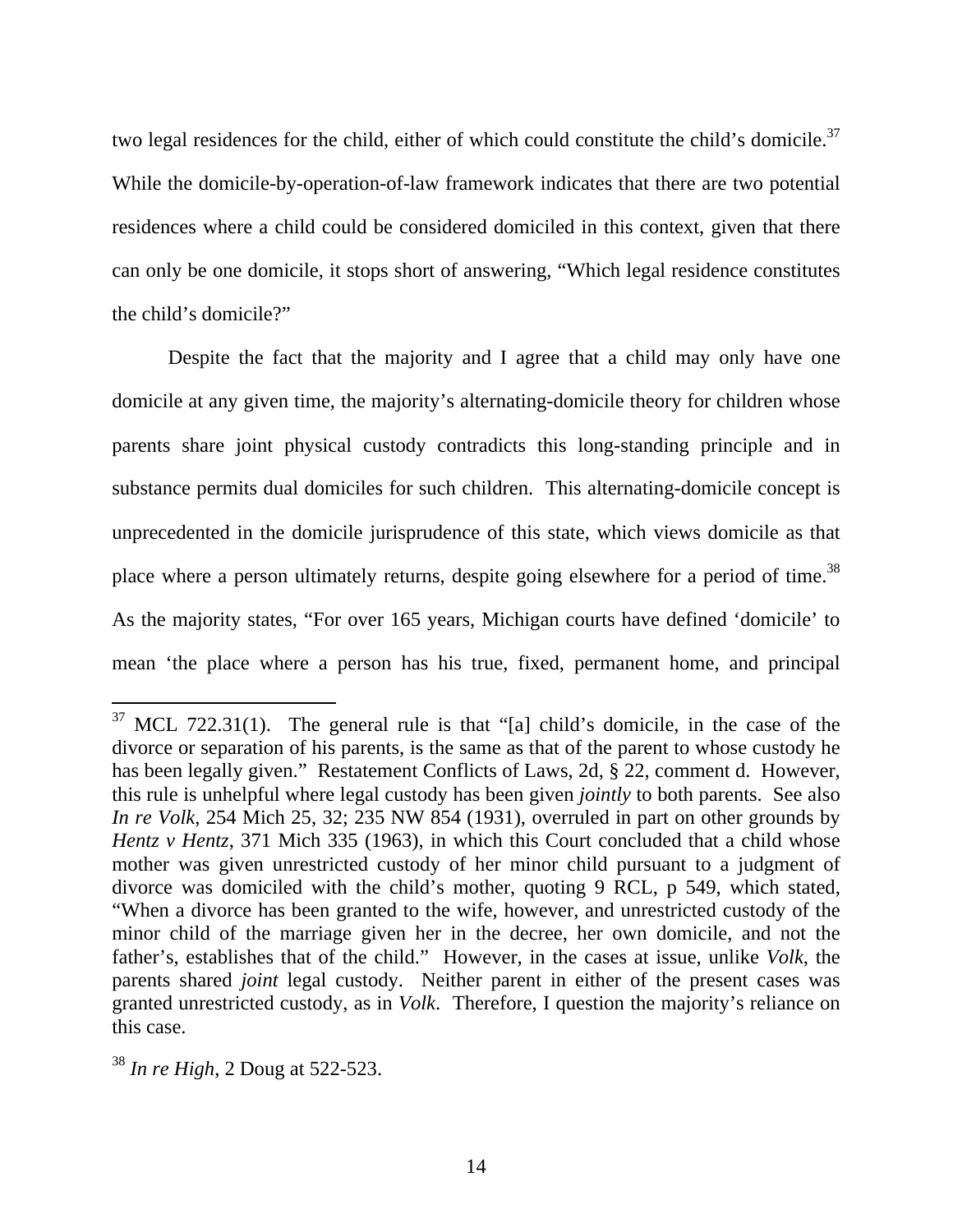two legal residences for the child, either of which could constitute the child's domicile.[37] While the domicile-by-operation-of-law framework indicates that there are two potential residences where a child could be considered domiciled in this context, given that there can only be one domicile, it stops short of answering, "Which legal residence constitutes the child's domicile?"

Despite the fact that the majority and I agree that a child may only have one domicile at any given time, the majority's alternating-domicile theory for children whose parents share joint physical custody contradicts this long-standing principle and in substance permits dual domiciles for such children. This alternating-domicile concept is unprecedented in the domicile jurisprudence of this state, which views domicile as that place where a person ultimately returns, despite going elsewhere for a period of time.[38] As the majority states, "For over 165 years, Michigan courts have defined 'domicile' to mean 'the place where a person has his true, fixed, permanent home, and principal

---

[37] MCL 722.31(1). The general rule is that "[a] child's domicile, in the case of the divorce or separation of his parents, is the same as that of the parent to whose custody he has been legally given." Restatement Conflicts of Laws, 2d, § 22, comment d. However, this rule is unhelpful where legal custody has been given *jointly* to both parents. See also *In re Volk*, 254 Mich 25, 32; 235 NW 854 (1931), overruled in part on other grounds by *Hentz v Hentz*, 371 Mich 335 (1963), in which this Court concluded that a child whose mother was given unrestricted custody of her minor child pursuant to a judgment of divorce was domiciled with the child's mother, quoting 9 RCL, p 549, which stated, "When a divorce has been granted to the wife, however, and unrestricted custody of the minor child of the marriage given her in the decree, her own domicile, and not the father's, establishes that of the child." However, in the cases at issue, unlike *Volk*, the parents shared *joint* legal custody. Neither parent in either of the present cases was granted unrestricted custody, as in *Volk*. Therefore, I question the majority's reliance on this case.

[38] *In re High*, 2 Doug at 522-523.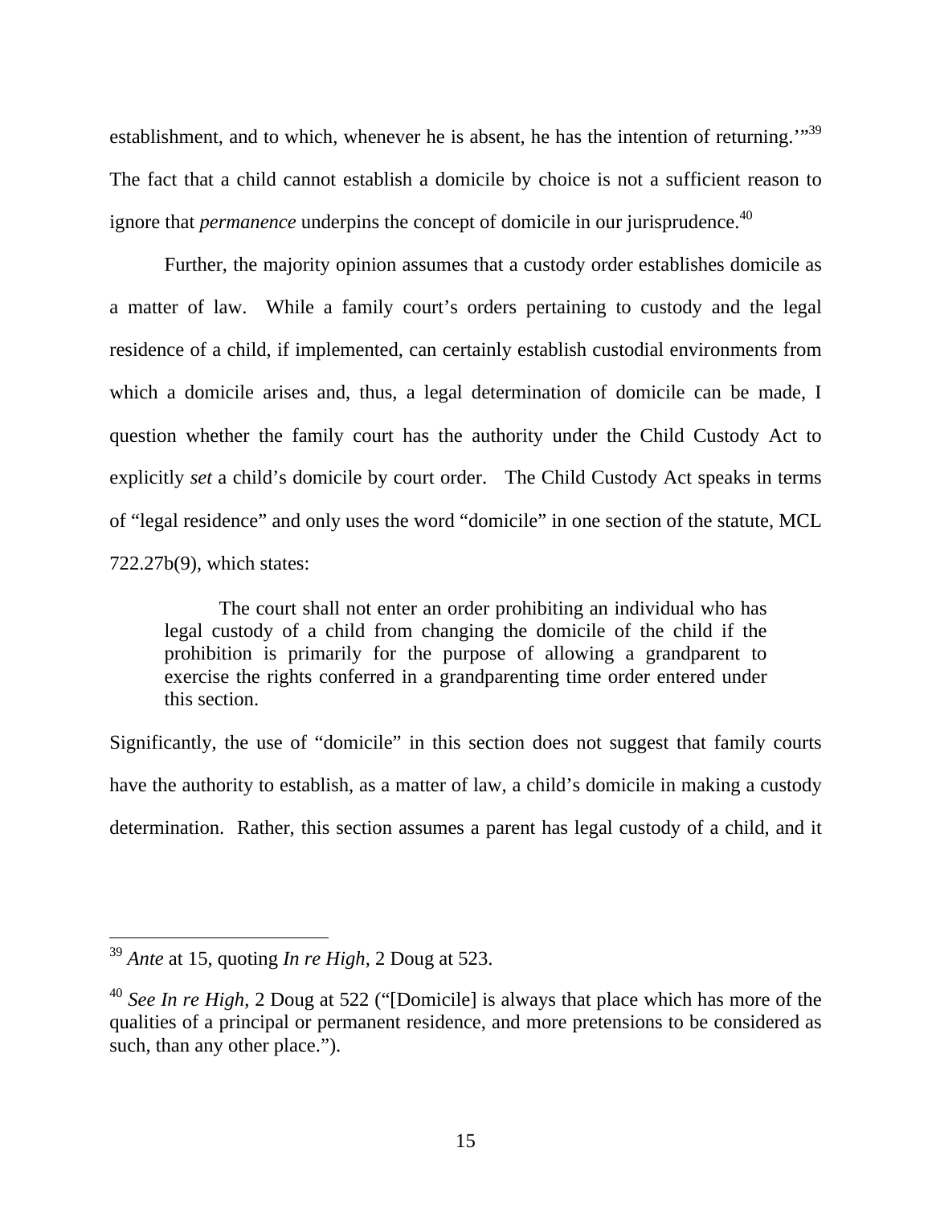establishment, and to which, whenever he is absent, he has the intention of returning.'"[39] The fact that a child cannot establish a domicile by choice is not a sufficient reason to ignore that *permanence* underpins the concept of domicile in our jurisprudence.[40]

Further, the majority opinion assumes that a custody order establishes domicile as a matter of law. While a family court's orders pertaining to custody and the legal residence of a child, if implemented, can certainly establish custodial environments from which a domicile arises and, thus, a legal determination of domicile can be made, I question whether the family court has the authority under the Child Custody Act to explicitly *set* a child's domicile by court order. The Child Custody Act speaks in terms of "legal residence" and only uses the word "domicile" in one section of the statute, MCL 722.27b(9), which states:

> The court shall not enter an order prohibiting an individual who has legal custody of a child from changing the domicile of the child if the prohibition is primarily for the purpose of allowing a grandparent to exercise the rights conferred in a grandparenting time order entered under this section.

Significantly, the use of "domicile" in this section does not suggest that family courts have the authority to establish, as a matter of law, a child's domicile in making a custody determination. Rather, this section assumes a parent has legal custody of a child, and it

---

[39] *Ante* at 15, quoting *In re High*, 2 Doug at 523.

[40] *See In re High*, 2 Doug at 522 ("[Domicile] is always that place which has more of the qualities of a principal or permanent residence, and more pretensions to be considered as such, than any other place.").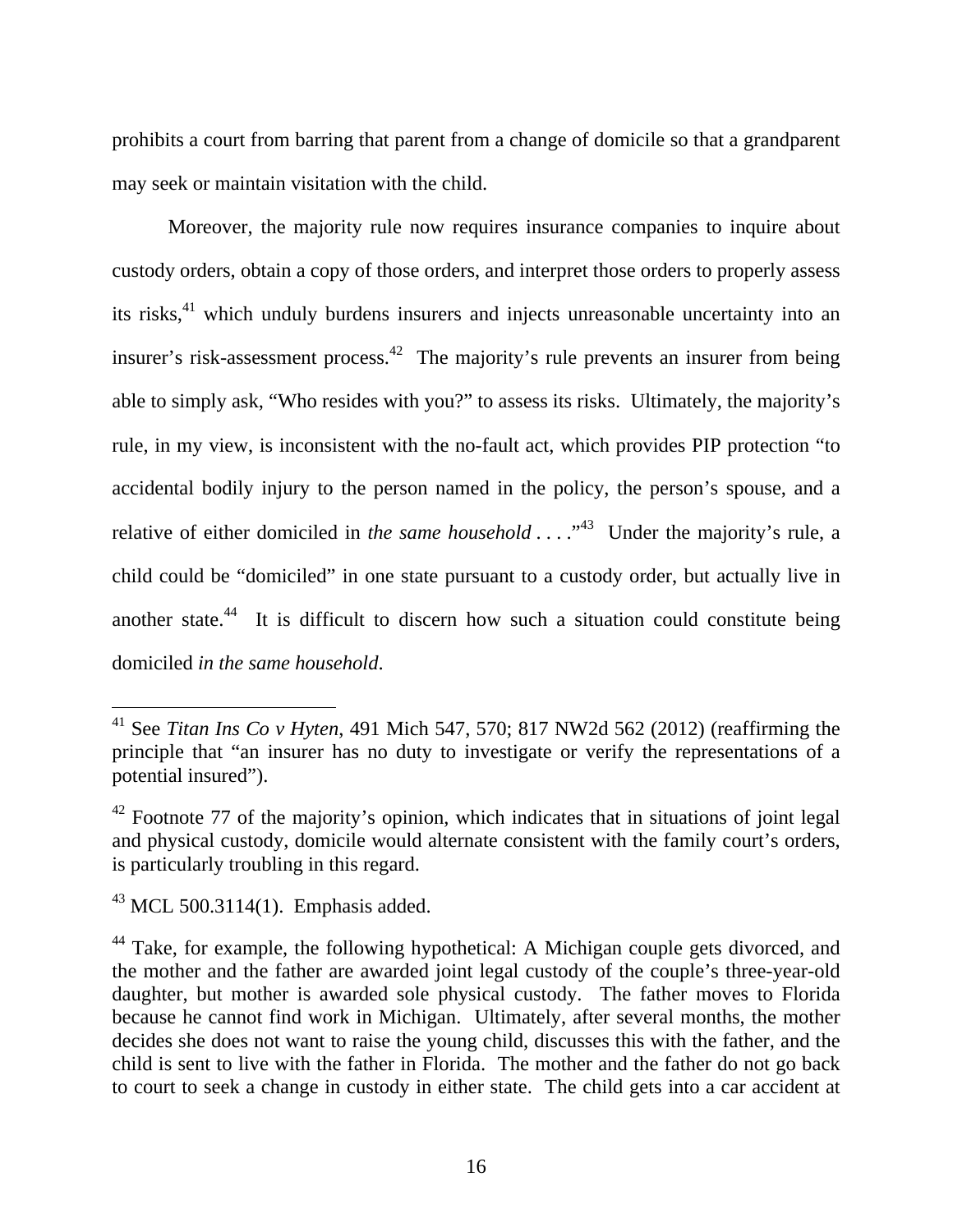prohibits a court from barring that parent from a change of domicile so that a grandparent may seek or maintain visitation with the child.

Moreover, the majority rule now requires insurance companies to inquire about custody orders, obtain a copy of those orders, and interpret those orders to properly assess its risks,[41] which unduly burdens insurers and injects unreasonable uncertainty into an insurer's risk-assessment process.[42] The majority's rule prevents an insurer from being able to simply ask, "Who resides with you?" to assess its risks. Ultimately, the majority's rule, in my view, is inconsistent with the no-fault act, which provides PIP protection "to accidental bodily injury to the person named in the policy, the person's spouse, and a relative of either domiciled in *the same household* . . . ."[43] Under the majority's rule, a child could be "domiciled" in one state pursuant to a custody order, but actually live in another state.[44] It is difficult to discern how such a situation could constitute being domiciled *in the same household*.

---

[41] See *Titan Ins Co v Hyten*, 491 Mich 547, 570; 817 NW2d 562 (2012) (reaffirming the principle that "an insurer has no duty to investigate or verify the representations of a potential insured").

[42] Footnote 77 of the majority's opinion, which indicates that in situations of joint legal and physical custody, domicile would alternate consistent with the family court's orders, is particularly troubling in this regard.

[43] MCL 500.3114(1). Emphasis added.

[44] Take, for example, the following hypothetical: A Michigan couple gets divorced, and the mother and the father are awarded joint legal custody of the couple's three-year-old daughter, but mother is awarded sole physical custody. The father moves to Florida because he cannot find work in Michigan. Ultimately, after several months, the mother decides she does not want to raise the young child, discusses this with the father, and the child is sent to live with the father in Florida. The mother and the father do not go back to court to seek a change in custody in either state. The child gets into a car accident at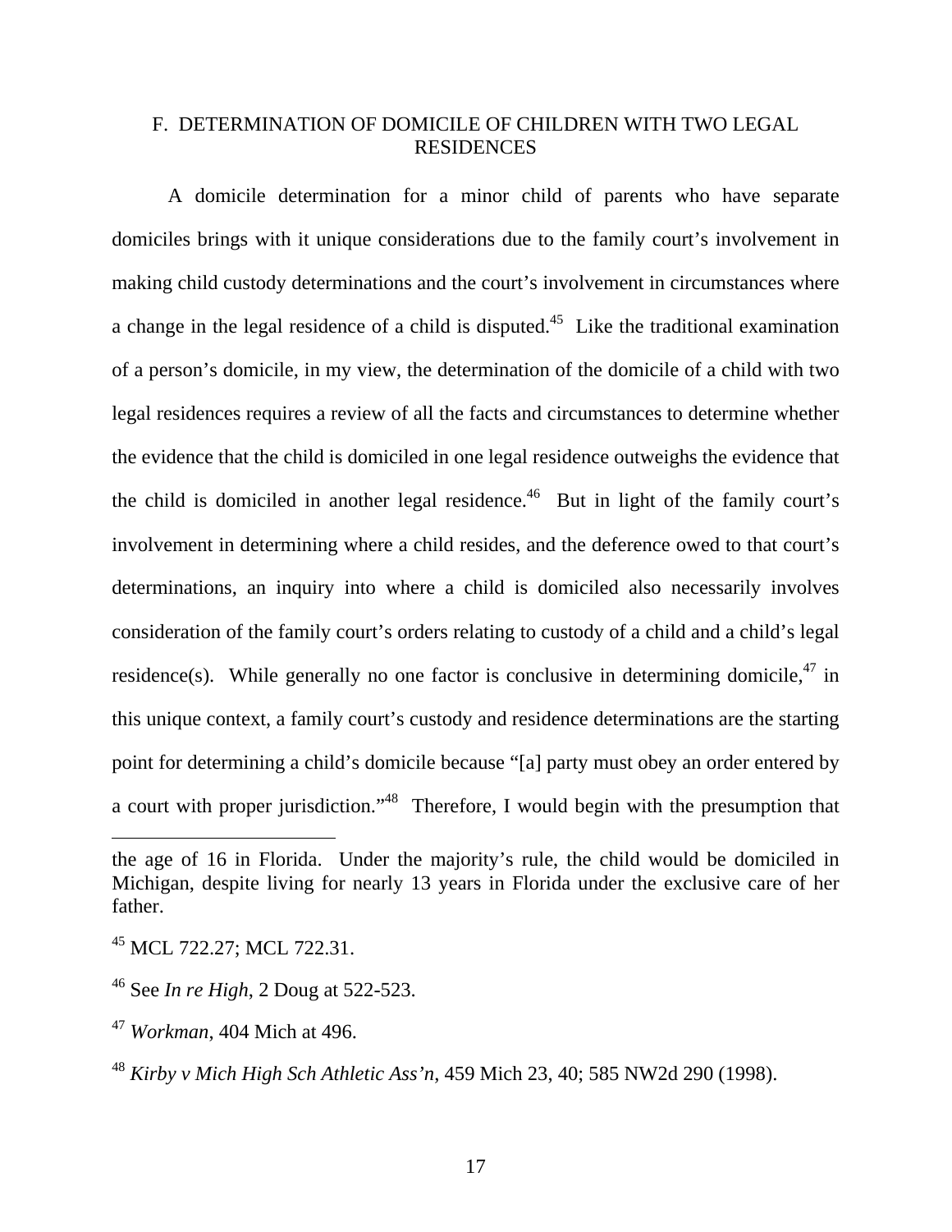## F. DETERMINATION OF DOMICILE OF CHILDREN WITH TWO LEGAL RESIDENCES

A domicile determination for a minor child of parents who have separate domiciles brings with it unique considerations due to the family court's involvement in making child custody determinations and the court's involvement in circumstances where a change in the legal residence of a child is disputed.[45] Like the traditional examination of a person's domicile, in my view, the determination of the domicile of a child with two legal residences requires a review of all the facts and circumstances to determine whether the evidence that the child is domiciled in one legal residence outweighs the evidence that the child is domiciled in another legal residence.[46] But in light of the family court's involvement in determining where a child resides, and the deference owed to that court's determinations, an inquiry into where a child is domiciled also necessarily involves consideration of the family court's orders relating to custody of a child and a child's legal residence(s). While generally no one factor is conclusive in determining domicile,[47] in this unique context, a family court's custody and residence determinations are the starting point for determining a child's domicile because "[a] party must obey an order entered by a court with proper jurisdiction."[48] Therefore, I would begin with the presumption that

---

the age of 16 in Florida. Under the majority's rule, the child would be domiciled in Michigan, despite living for nearly 13 years in Florida under the exclusive care of her father.

[45] MCL 722.27; MCL 722.31.

[46] See *In re High*, 2 Doug at 522-523.

[47] *Workman*, 404 Mich at 496.

[48] *Kirby v Mich High Sch Athletic Ass'n*, 459 Mich 23, 40; 585 NW2d 290 (1998).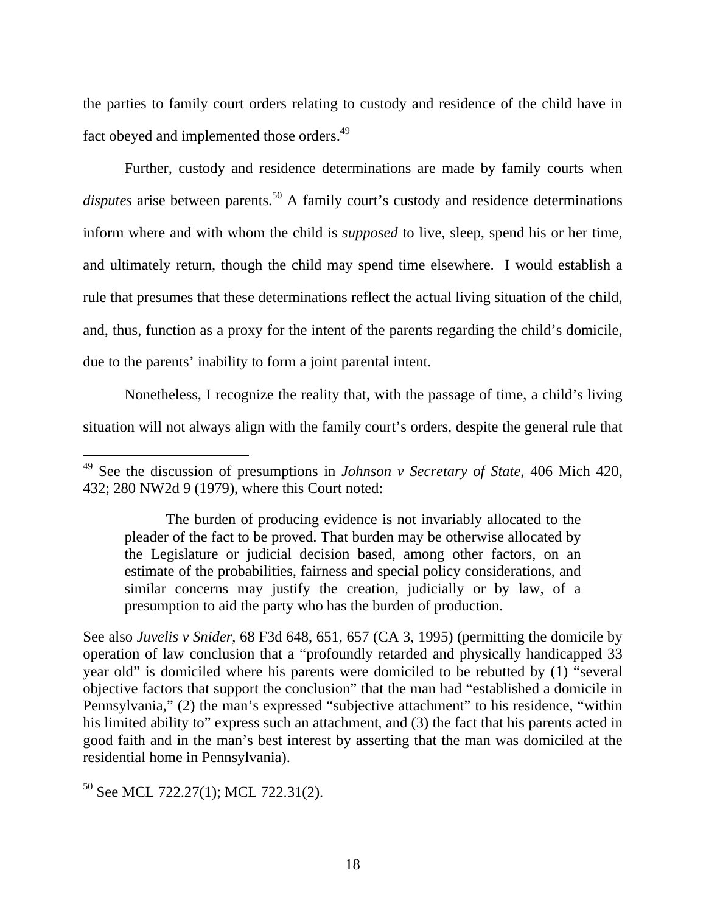the parties to family court orders relating to custody and residence of the child have in fact obeyed and implemented those orders.[49]

Further, custody and residence determinations are made by family courts when *disputes* arise between parents.[50] A family court's custody and residence determinations inform where and with whom the child is *supposed* to live, sleep, spend his or her time, and ultimately return, though the child may spend time elsewhere. I would establish a rule that presumes that these determinations reflect the actual living situation of the child, and, thus, function as a proxy for the intent of the parents regarding the child's domicile, due to the parents' inability to form a joint parental intent.

Nonetheless, I recognize the reality that, with the passage of time, a child's living situation will not always align with the family court's orders, despite the general rule that

---

[49] See the discussion of presumptions in *Johnson v Secretary of State*, 406 Mich 420, 432; 280 NW2d 9 (1979), where this Court noted:

> The burden of producing evidence is not invariably allocated to the pleader of the fact to be proved. That burden may be otherwise allocated by the Legislature or judicial decision based, among other factors, on an estimate of the probabilities, fairness and special policy considerations, and similar concerns may justify the creation, judicially or by law, of a presumption to aid the party who has the burden of production.

See also *Juvelis v Snider*, 68 F3d 648, 651, 657 (CA 3, 1995) (permitting the domicile by operation of law conclusion that a "profoundly retarded and physically handicapped 33 year old" is domiciled where his parents were domiciled to be rebutted by (1) "several objective factors that support the conclusion" that the man had "established a domicile in Pennsylvania," (2) the man's expressed "subjective attachment" to his residence, "within his limited ability to" express such an attachment, and (3) the fact that his parents acted in good faith and in the man's best interest by asserting that the man was domiciled at the residential home in Pennsylvania).

[50] See MCL 722.27(1); MCL 722.31(2).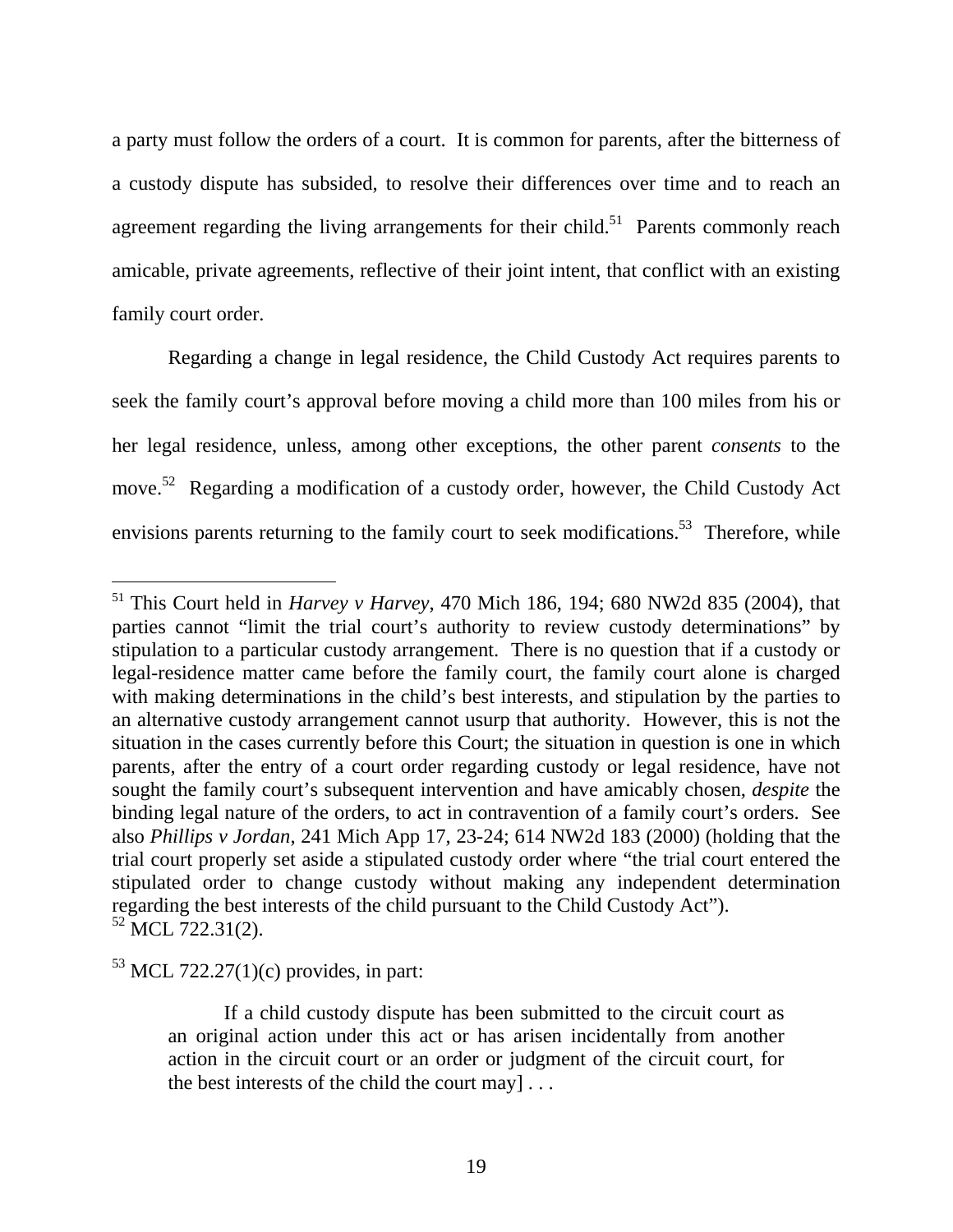a party must follow the orders of a court. It is common for parents, after the bitterness of a custody dispute has subsided, to resolve their differences over time and to reach an agreement regarding the living arrangements for their child.[51] Parents commonly reach amicable, private agreements, reflective of their joint intent, that conflict with an existing family court order.

Regarding a change in legal residence, the Child Custody Act requires parents to seek the family court's approval before moving a child more than 100 miles from his or her legal residence, unless, among other exceptions, the other parent *consents* to the move.[52] Regarding a modification of a custody order, however, the Child Custody Act envisions parents returning to the family court to seek modifications.[53] Therefore, while

---

[51] This Court held in *Harvey v Harvey*, 470 Mich 186, 194; 680 NW2d 835 (2004), that parties cannot "limit the trial court's authority to review custody determinations" by stipulation to a particular custody arrangement. There is no question that if a custody or legal-residence matter came before the family court, the family court alone is charged with making determinations in the child's best interests, and stipulation by the parties to an alternative custody arrangement cannot usurp that authority. However, this is not the situation in the cases currently before this Court; the situation in question is one in which parents, after the entry of a court order regarding custody or legal residence, have not sought the family court's subsequent intervention and have amicably chosen, *despite* the binding legal nature of the orders, to act in contravention of a family court's orders. See also *Phillips v Jordan*, 241 Mich App 17, 23-24; 614 NW2d 183 (2000) (holding that the trial court properly set aside a stipulated custody order where "the trial court entered the stipulated order to change custody without making any independent determination regarding the best interests of the child pursuant to the Child Custody Act").

[52] MCL 722.31(2).

[53] MCL 722.27(1)(c) provides, in part:

> If a child custody dispute has been submitted to the circuit court as an original action under this act or has arisen incidentally from another action in the circuit court or an order or judgment of the circuit court, for the best interests of the child the court may] . . .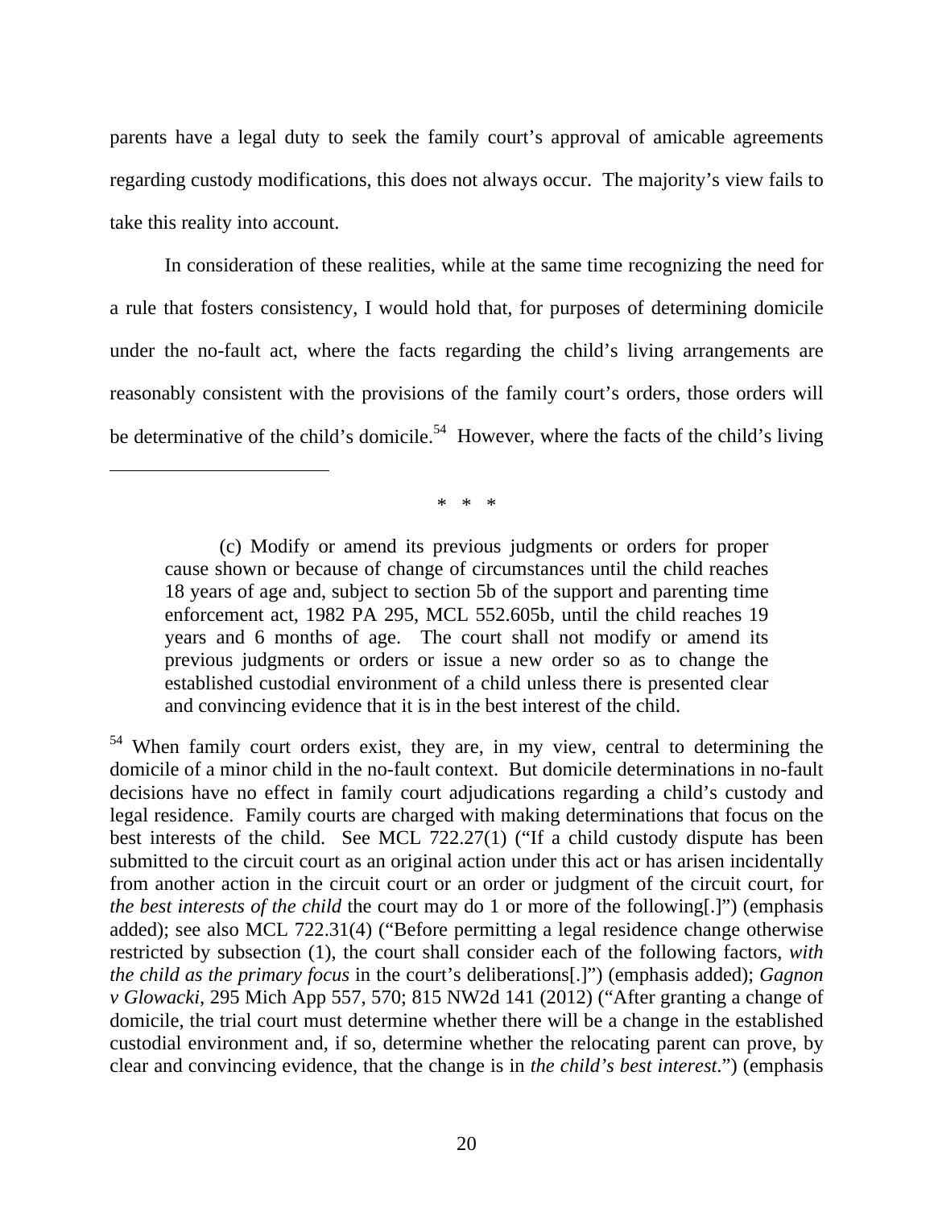parents have a legal duty to seek the family court's approval of amicable agreements regarding custody modifications, this does not always occur. The majority's view fails to take this reality into account.

In consideration of these realities, while at the same time recognizing the need for a rule that fosters consistency, I would hold that, for purposes of determining domicile under the no-fault act, where the facts regarding the child's living arrangements are reasonably consistent with the provisions of the family court's orders, those orders will be determinative of the child's domicile.[54] However, where the facts of the child's living

---

\* \* \*

> (c) Modify or amend its previous judgments or orders for proper cause shown or because of change of circumstances until the child reaches 18 years of age and, subject to section 5b of the support and parenting time enforcement act, 1982 PA 295, MCL 552.605b, until the child reaches 19 years and 6 months of age. The court shall not modify or amend its previous judgments or orders or issue a new order so as to change the established custodial environment of a child unless there is presented clear and convincing evidence that it is in the best interest of the child.

[54] When family court orders exist, they are, in my view, central to determining the domicile of a minor child in the no-fault context. But domicile determinations in no-fault decisions have no effect in family court adjudications regarding a child's custody and legal residence. Family courts are charged with making determinations that focus on the best interests of the child. See MCL 722.27(1) ("If a child custody dispute has been submitted to the circuit court as an original action under this act or has arisen incidentally from another action in the circuit court or an order or judgment of the circuit court, for *the best interests of the child* the court may do 1 or more of the following[.]") (emphasis added); see also MCL 722.31(4) ("Before permitting a legal residence change otherwise restricted by subsection (1), the court shall consider each of the following factors, *with the child as the primary focus* in the court's deliberations[.]") (emphasis added); *Gagnon v Glowacki*, 295 Mich App 557, 570; 815 NW2d 141 (2012) ("After granting a change of domicile, the trial court must determine whether there will be a change in the established custodial environment and, if so, determine whether the relocating parent can prove, by clear and convincing evidence, that the change is in *the child's best interest*.") (emphasis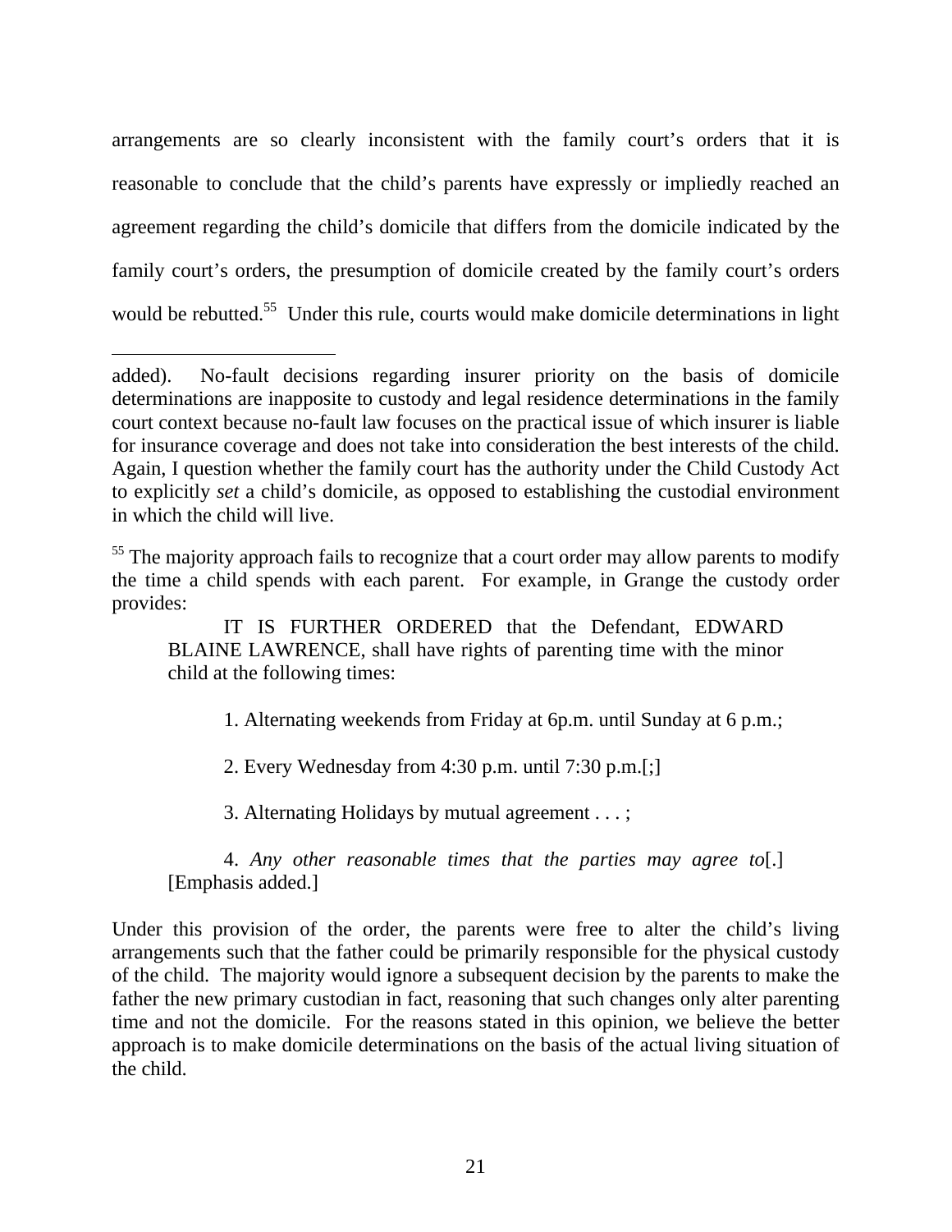arrangements are so clearly inconsistent with the family court's orders that it is reasonable to conclude that the child's parents have expressly or impliedly reached an agreement regarding the child's domicile that differs from the domicile indicated by the family court's orders, the presumption of domicile created by the family court's orders would be rebutted.[55] Under this rule, courts would make domicile determinations in light

---

added). No-fault decisions regarding insurer priority on the basis of domicile determinations are inapposite to custody and legal residence determinations in the family court context because no-fault law focuses on the practical issue of which insurer is liable for insurance coverage and does not take into consideration the best interests of the child. Again, I question whether the family court has the authority under the Child Custody Act to explicitly *set* a child's domicile, as opposed to establishing the custodial environment in which the child will live.

[55] The majority approach fails to recognize that a court order may allow parents to modify the time a child spends with each parent. For example, in Grange the custody order provides:

> IT IS FURTHER ORDERED that the Defendant, EDWARD BLAINE LAWRENCE, shall have rights of parenting time with the minor child at the following times:
>
> 1. Alternating weekends from Friday at 6p.m. until Sunday at 6 p.m.;
>
> 2. Every Wednesday from 4:30 p.m. until 7:30 p.m.[;]
>
> 3. Alternating Holidays by mutual agreement . . . ;
>
> 4. *Any other reasonable times that the parties may agree to*[.] [Emphasis added.]

Under this provision of the order, the parents were free to alter the child's living arrangements such that the father could be primarily responsible for the physical custody of the child. The majority would ignore a subsequent decision by the parents to make the father the new primary custodian in fact, reasoning that such changes only alter parenting time and not the domicile. For the reasons stated in this opinion, we believe the better approach is to make domicile determinations on the basis of the actual living situation of the child.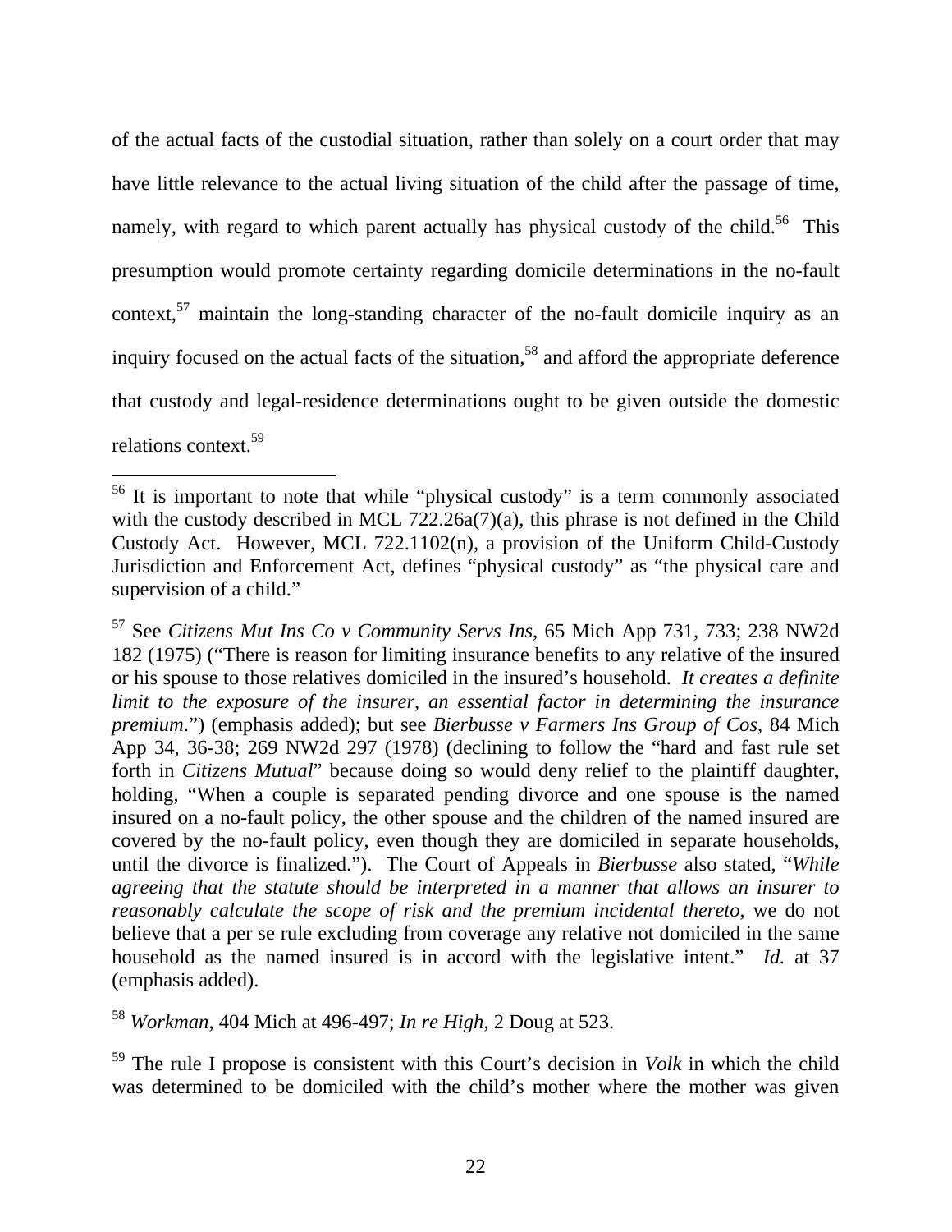of the actual facts of the custodial situation, rather than solely on a court order that may have little relevance to the actual living situation of the child after the passage of time, namely, with regard to which parent actually has physical custody of the child.[56] This presumption would promote certainty regarding domicile determinations in the no-fault context,[57] maintain the long-standing character of the no-fault domicile inquiry as an inquiry focused on the actual facts of the situation,[58] and afford the appropriate deference that custody and legal-residence determinations ought to be given outside the domestic relations context.[59]

---

[56] It is important to note that while "physical custody" is a term commonly associated with the custody described in MCL 722.26a(7)(a), this phrase is not defined in the Child Custody Act. However, MCL 722.1102(n), a provision of the Uniform Child-Custody Jurisdiction and Enforcement Act, defines "physical custody" as "the physical care and supervision of a child."

[57] See *Citizens Mut Ins Co v Community Servs Ins*, 65 Mich App 731, 733; 238 NW2d 182 (1975) ("There is reason for limiting insurance benefits to any relative of the insured or his spouse to those relatives domiciled in the insured's household. *It creates a definite limit to the exposure of the insurer, an essential factor in determining the insurance premium*.") (emphasis added); but see *Bierbusse v Farmers Ins Group of Cos*, 84 Mich App 34, 36-38; 269 NW2d 297 (1978) (declining to follow the "hard and fast rule set forth in *Citizens Mutual*" because doing so would deny relief to the plaintiff daughter, holding, "When a couple is separated pending divorce and one spouse is the named insured on a no-fault policy, the other spouse and the children of the named insured are covered by the no-fault policy, even though they are domiciled in separate households, until the divorce is finalized."). The Court of Appeals in *Bierbusse* also stated, "*While agreeing that the statute should be interpreted in a manner that allows an insurer to reasonably calculate the scope of risk and the premium incidental thereto*, we do not believe that a per se rule excluding from coverage any relative not domiciled in the same household as the named insured is in accord with the legislative intent." *Id.* at 37 (emphasis added).

[58] *Workman*, 404 Mich at 496-497; *In re High*, 2 Doug at 523.

[59] The rule I propose is consistent with this Court's decision in *Volk* in which the child was determined to be domiciled with the child's mother where the mother was given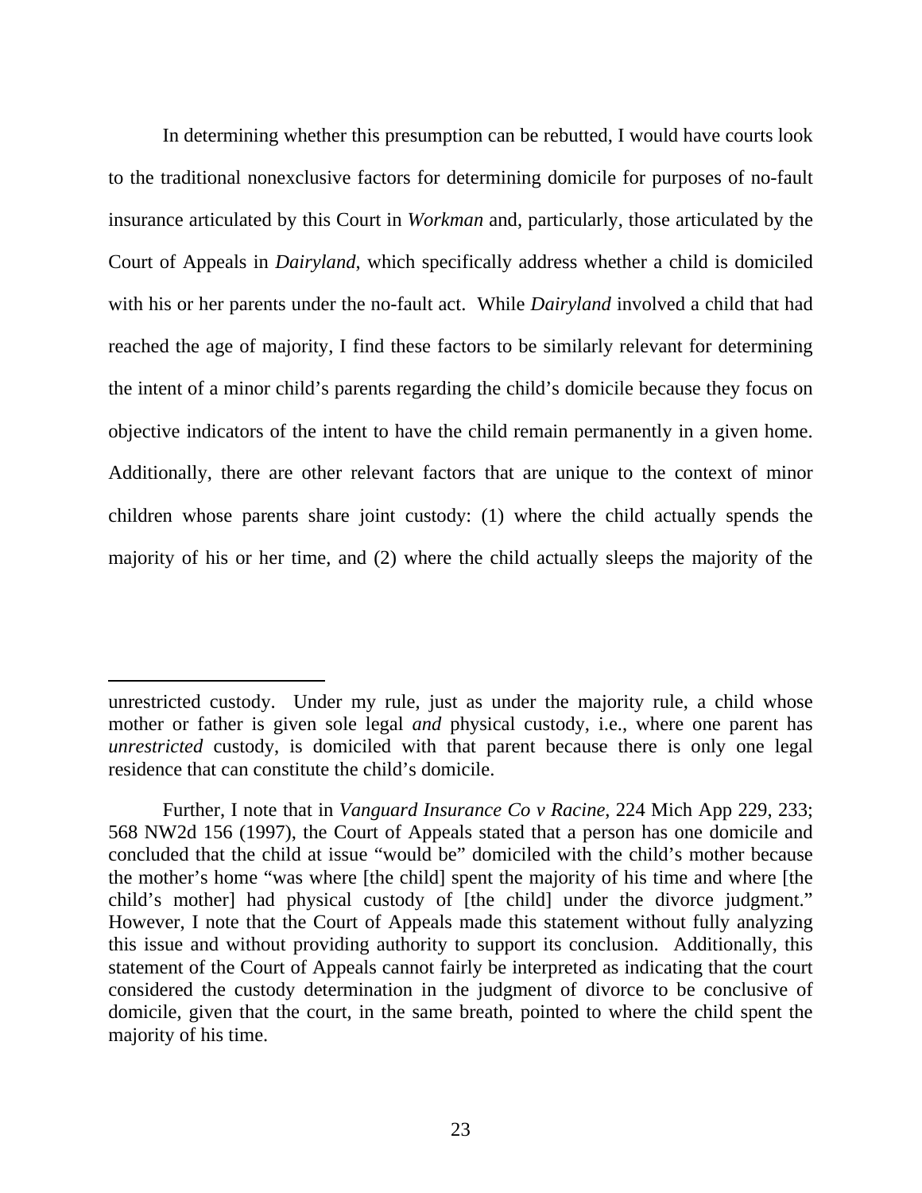In determining whether this presumption can be rebutted, I would have courts look to the traditional nonexclusive factors for determining domicile for purposes of no-fault insurance articulated by this Court in *Workman* and, particularly, those articulated by the Court of Appeals in *Dairyland*, which specifically address whether a child is domiciled with his or her parents under the no-fault act. While *Dairyland* involved a child that had reached the age of majority, I find these factors to be similarly relevant for determining the intent of a minor child's parents regarding the child's domicile because they focus on objective indicators of the intent to have the child remain permanently in a given home. Additionally, there are other relevant factors that are unique to the context of minor children whose parents share joint custody: (1) where the child actually spends the majority of his or her time, and (2) where the child actually sleeps the majority of the

---

unrestricted custody. Under my rule, just as under the majority rule, a child whose mother or father is given sole legal *and* physical custody, i.e., where one parent has *unrestricted* custody, is domiciled with that parent because there is only one legal residence that can constitute the child's domicile.

Further, I note that in *Vanguard Insurance Co v Racine*, 224 Mich App 229, 233; 568 NW2d 156 (1997), the Court of Appeals stated that a person has one domicile and concluded that the child at issue "would be" domiciled with the child's mother because the mother's home "was where [the child] spent the majority of his time and where [the child's mother] had physical custody of [the child] under the divorce judgment." However, I note that the Court of Appeals made this statement without fully analyzing this issue and without providing authority to support its conclusion. Additionally, this statement of the Court of Appeals cannot fairly be interpreted as indicating that the court considered the custody determination in the judgment of divorce to be conclusive of domicile, given that the court, in the same breath, pointed to where the child spent the majority of his time.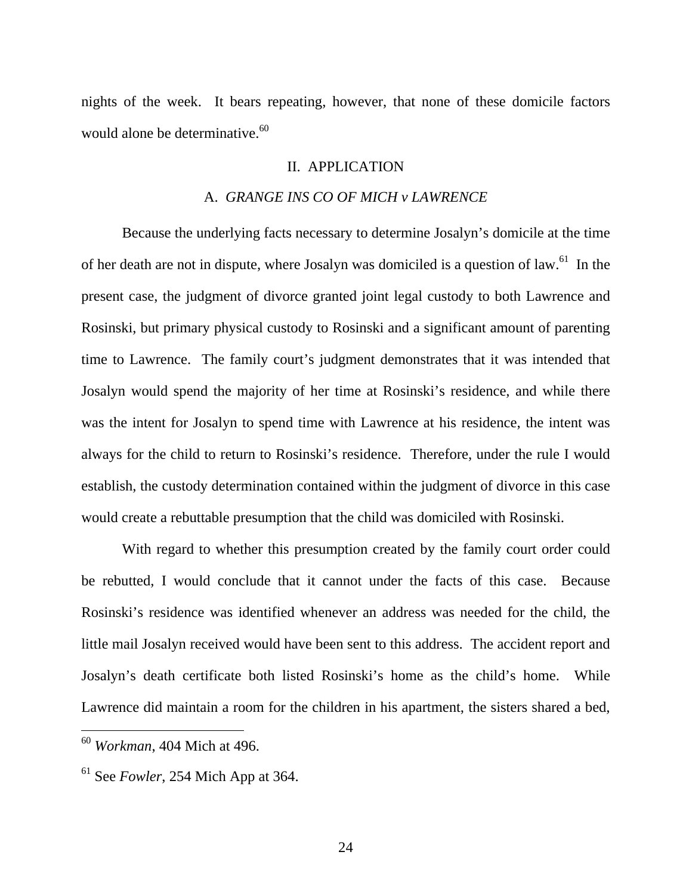nights of the week. It bears repeating, however, that none of these domicile factors would alone be determinative.[60]

## II. APPLICATION

### A. *GRANGE INS CO OF MICH v LAWRENCE*

Because the underlying facts necessary to determine Josalyn's domicile at the time of her death are not in dispute, where Josalyn was domiciled is a question of law.[61] In the present case, the judgment of divorce granted joint legal custody to both Lawrence and Rosinski, but primary physical custody to Rosinski and a significant amount of parenting time to Lawrence. The family court's judgment demonstrates that it was intended that Josalyn would spend the majority of her time at Rosinski's residence, and while there was the intent for Josalyn to spend time with Lawrence at his residence, the intent was always for the child to return to Rosinski's residence. Therefore, under the rule I would establish, the custody determination contained within the judgment of divorce in this case would create a rebuttable presumption that the child was domiciled with Rosinski.

With regard to whether this presumption created by the family court order could be rebutted, I would conclude that it cannot under the facts of this case. Because Rosinski's residence was identified whenever an address was needed for the child, the little mail Josalyn received would have been sent to this address. The accident report and Josalyn's death certificate both listed Rosinski's home as the child's home. While Lawrence did maintain a room for the children in his apartment, the sisters shared a bed,

---

[60] *Workman*, 404 Mich at 496.

[61] See *Fowler*, 254 Mich App at 364.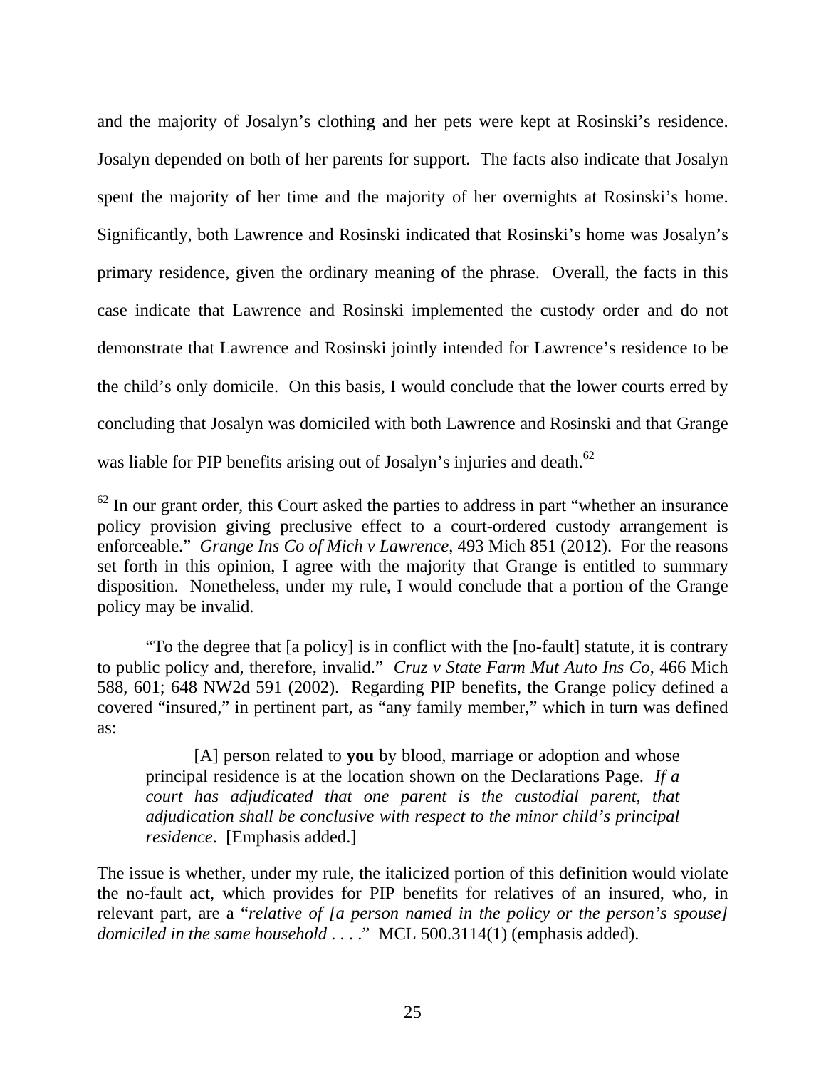and the majority of Josalyn's clothing and her pets were kept at Rosinski's residence. Josalyn depended on both of her parents for support. The facts also indicate that Josalyn spent the majority of her time and the majority of her overnights at Rosinski's home. Significantly, both Lawrence and Rosinski indicated that Rosinski's home was Josalyn's primary residence, given the ordinary meaning of the phrase. Overall, the facts in this case indicate that Lawrence and Rosinski implemented the custody order and do not demonstrate that Lawrence and Rosinski jointly intended for Lawrence's residence to be the child's only domicile. On this basis, I would conclude that the lower courts erred by concluding that Josalyn was domiciled with both Lawrence and Rosinski and that Grange was liable for PIP benefits arising out of Josalyn's injuries and death.[62]

---

[62] In our grant order, this Court asked the parties to address in part "whether an insurance policy provision giving preclusive effect to a court-ordered custody arrangement is enforceable." *Grange Ins Co of Mich v Lawrence*, 493 Mich 851 (2012). For the reasons set forth in this opinion, I agree with the majority that Grange is entitled to summary disposition. Nonetheless, under my rule, I would conclude that a portion of the Grange policy may be invalid.

"To the degree that [a policy] is in conflict with the [no-fault] statute, it is contrary to public policy and, therefore, invalid." *Cruz v State Farm Mut Auto Ins Co*, 466 Mich 588, 601; 648 NW2d 591 (2002). Regarding PIP benefits, the Grange policy defined a covered "insured," in pertinent part, as "any family member," which in turn was defined as:

> [A] person related to **you** by blood, marriage or adoption and whose principal residence is at the location shown on the Declarations Page. *If a court has adjudicated that one parent is the custodial parent, that adjudication shall be conclusive with respect to the minor child's principal residence*. [Emphasis added.]

The issue is whether, under my rule, the italicized portion of this definition would violate the no-fault act, which provides for PIP benefits for relatives of an insured, who, in relevant part, are a "*relative of [a person named in the policy or the person's spouse] domiciled in the same household* . . . ." MCL 500.3114(1) (emphasis added).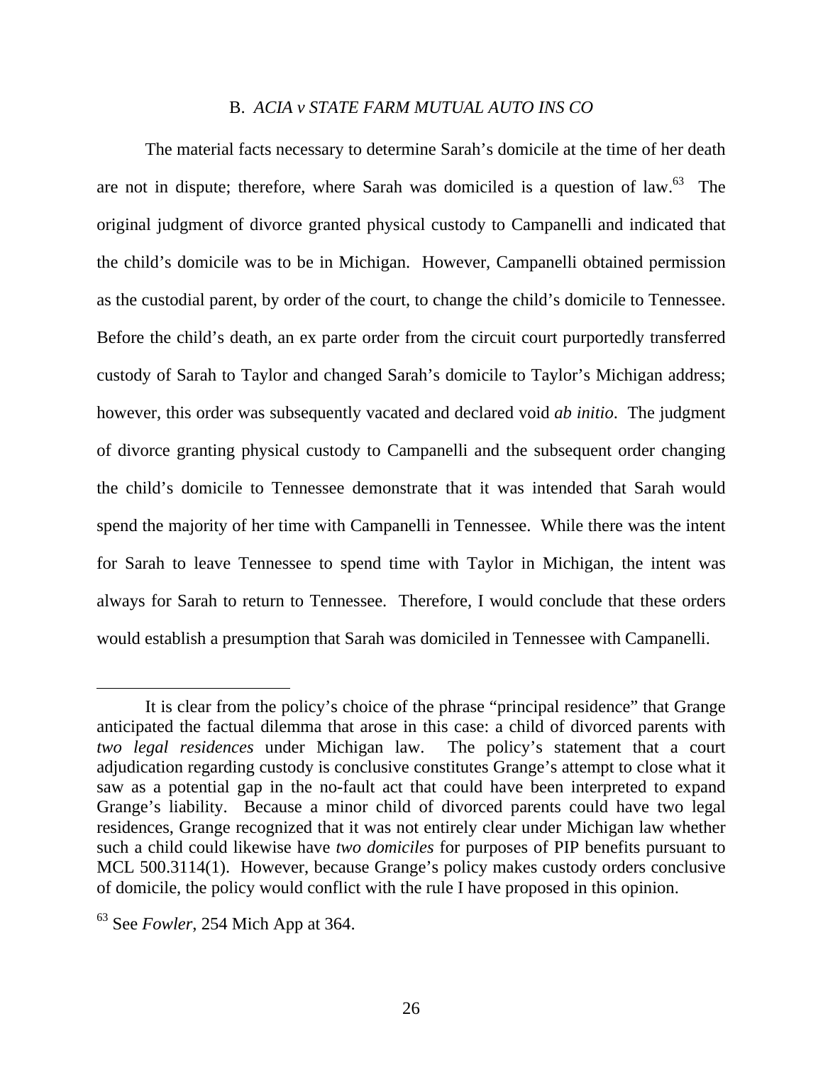### B. *ACIA v STATE FARM MUTUAL AUTO INS CO*

The material facts necessary to determine Sarah's domicile at the time of her death are not in dispute; therefore, where Sarah was domiciled is a question of law.[63] The original judgment of divorce granted physical custody to Campanelli and indicated that the child's domicile was to be in Michigan. However, Campanelli obtained permission as the custodial parent, by order of the court, to change the child's domicile to Tennessee. Before the child's death, an ex parte order from the circuit court purportedly transferred custody of Sarah to Taylor and changed Sarah's domicile to Taylor's Michigan address; however, this order was subsequently vacated and declared void *ab initio*. The judgment of divorce granting physical custody to Campanelli and the subsequent order changing the child's domicile to Tennessee demonstrate that it was intended that Sarah would spend the majority of her time with Campanelli in Tennessee. While there was the intent for Sarah to leave Tennessee to spend time with Taylor in Michigan, the intent was always for Sarah to return to Tennessee. Therefore, I would conclude that these orders would establish a presumption that Sarah was domiciled in Tennessee with Campanelli.

---

It is clear from the policy's choice of the phrase "principal residence" that Grange anticipated the factual dilemma that arose in this case: a child of divorced parents with *two legal residences* under Michigan law. The policy's statement that a court adjudication regarding custody is conclusive constitutes Grange's attempt to close what it saw as a potential gap in the no-fault act that could have been interpreted to expand Grange's liability. Because a minor child of divorced parents could have two legal residences, Grange recognized that it was not entirely clear under Michigan law whether such a child could likewise have *two domiciles* for purposes of PIP benefits pursuant to MCL 500.3114(1). However, because Grange's policy makes custody orders conclusive of domicile, the policy would conflict with the rule I have proposed in this opinion.

[63] See *Fowler*, 254 Mich App at 364.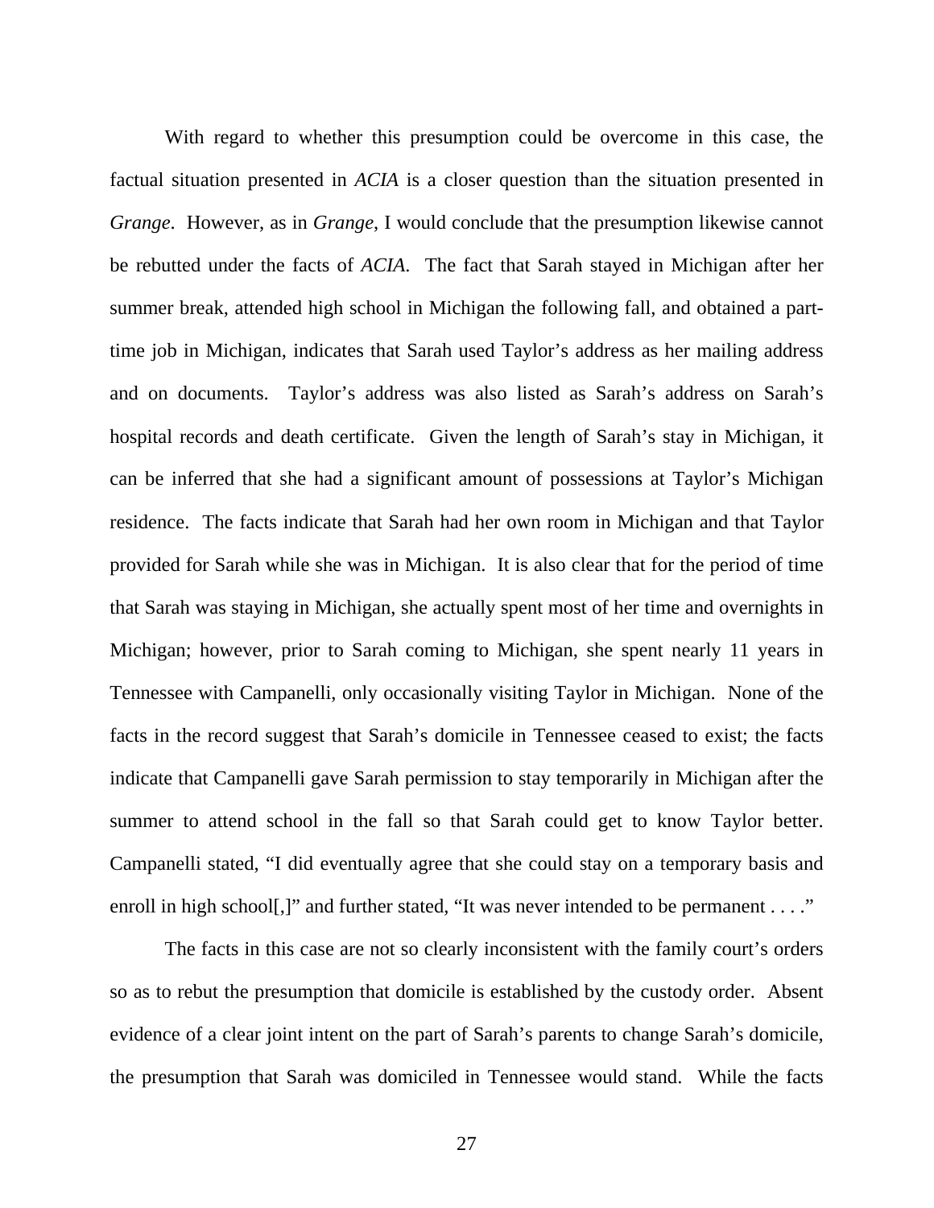With regard to whether this presumption could be overcome in this case, the factual situation presented in *ACIA* is a closer question than the situation presented in *Grange*. However, as in *Grange*, I would conclude that the presumption likewise cannot be rebutted under the facts of *ACIA*. The fact that Sarah stayed in Michigan after her summer break, attended high school in Michigan the following fall, and obtained a part-time job in Michigan, indicates that Sarah used Taylor's address as her mailing address and on documents. Taylor's address was also listed as Sarah's address on Sarah's hospital records and death certificate. Given the length of Sarah's stay in Michigan, it can be inferred that she had a significant amount of possessions at Taylor's Michigan residence. The facts indicate that Sarah had her own room in Michigan and that Taylor provided for Sarah while she was in Michigan. It is also clear that for the period of time that Sarah was staying in Michigan, she actually spent most of her time and overnights in Michigan; however, prior to Sarah coming to Michigan, she spent nearly 11 years in Tennessee with Campanelli, only occasionally visiting Taylor in Michigan. None of the facts in the record suggest that Sarah's domicile in Tennessee ceased to exist; the facts indicate that Campanelli gave Sarah permission to stay temporarily in Michigan after the summer to attend school in the fall so that Sarah could get to know Taylor better. Campanelli stated, "I did eventually agree that she could stay on a temporary basis and enroll in high school[,]" and further stated, "It was never intended to be permanent . . . ."

The facts in this case are not so clearly inconsistent with the family court's orders so as to rebut the presumption that domicile is established by the custody order. Absent evidence of a clear joint intent on the part of Sarah's parents to change Sarah's domicile, the presumption that Sarah was domiciled in Tennessee would stand. While the facts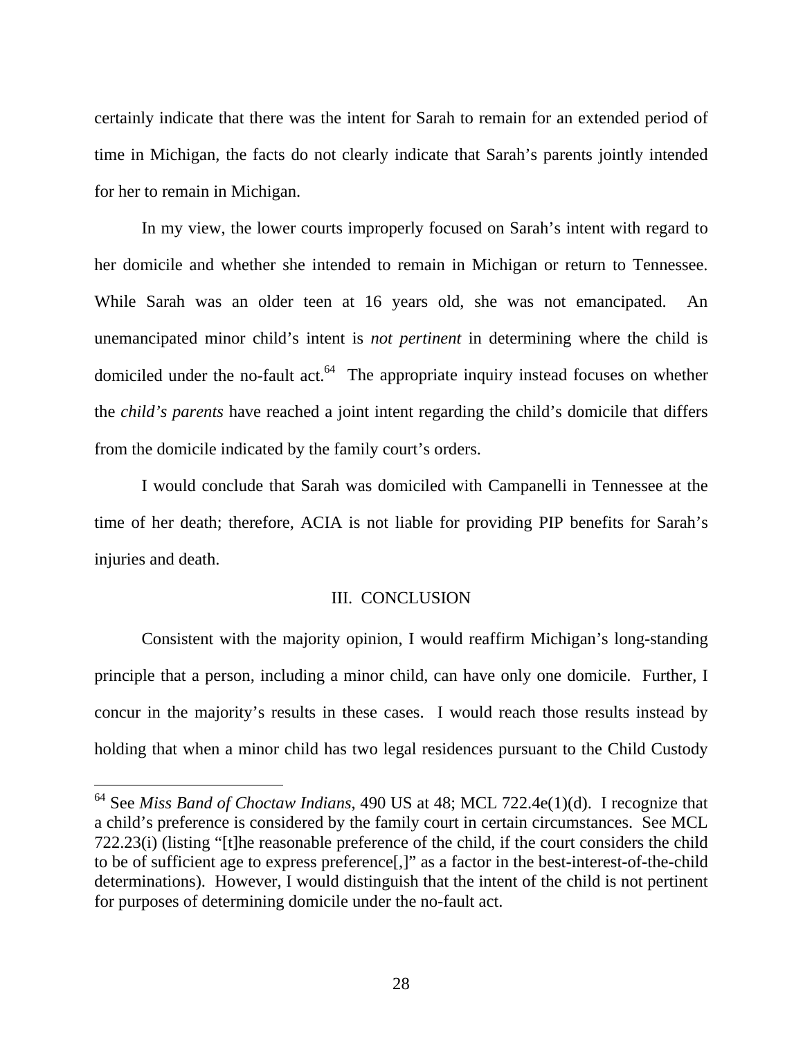certainly indicate that there was the intent for Sarah to remain for an extended period of time in Michigan, the facts do not clearly indicate that Sarah's parents jointly intended for her to remain in Michigan.

In my view, the lower courts improperly focused on Sarah's intent with regard to her domicile and whether she intended to remain in Michigan or return to Tennessee. While Sarah was an older teen at 16 years old, she was not emancipated. An unemancipated minor child's intent is *not pertinent* in determining where the child is domiciled under the no-fault act.[64] The appropriate inquiry instead focuses on whether the *child's parents* have reached a joint intent regarding the child's domicile that differs from the domicile indicated by the family court's orders.

I would conclude that Sarah was domiciled with Campanelli in Tennessee at the time of her death; therefore, ACIA is not liable for providing PIP benefits for Sarah's injuries and death.

## III. CONCLUSION

Consistent with the majority opinion, I would reaffirm Michigan's long-standing principle that a person, including a minor child, can have only one domicile. Further, I concur in the majority's results in these cases. I would reach those results instead by holding that when a minor child has two legal residences pursuant to the Child Custody

---

[64] See *Miss Band of Choctaw Indians*, 490 US at 48; MCL 722.4e(1)(d). I recognize that a child's preference is considered by the family court in certain circumstances. See MCL 722.23(i) (listing "[t]he reasonable preference of the child, if the court considers the child to be of sufficient age to express preference[,]" as a factor in the best-interest-of-the-child determinations). However, I would distinguish that the intent of the child is not pertinent for purposes of determining domicile under the no-fault act.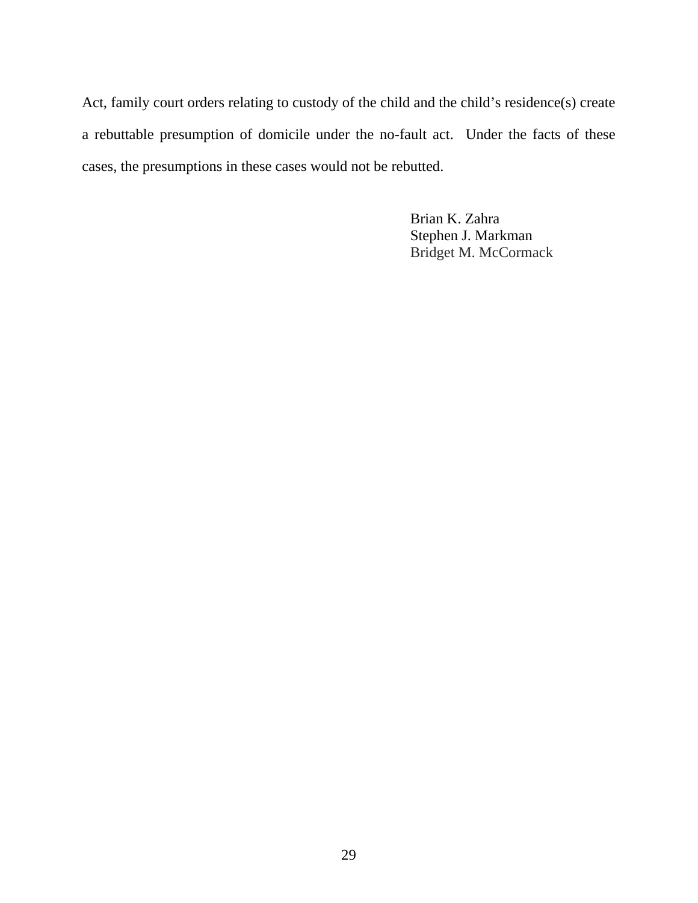Act, family court orders relating to custody of the child and the child's residence(s) create a rebuttable presumption of domicile under the no-fault act. Under the facts of these cases, the presumptions in these cases would not be rebutted.

Brian K. Zahra
Stephen J. Markman
Bridget M. McCormack